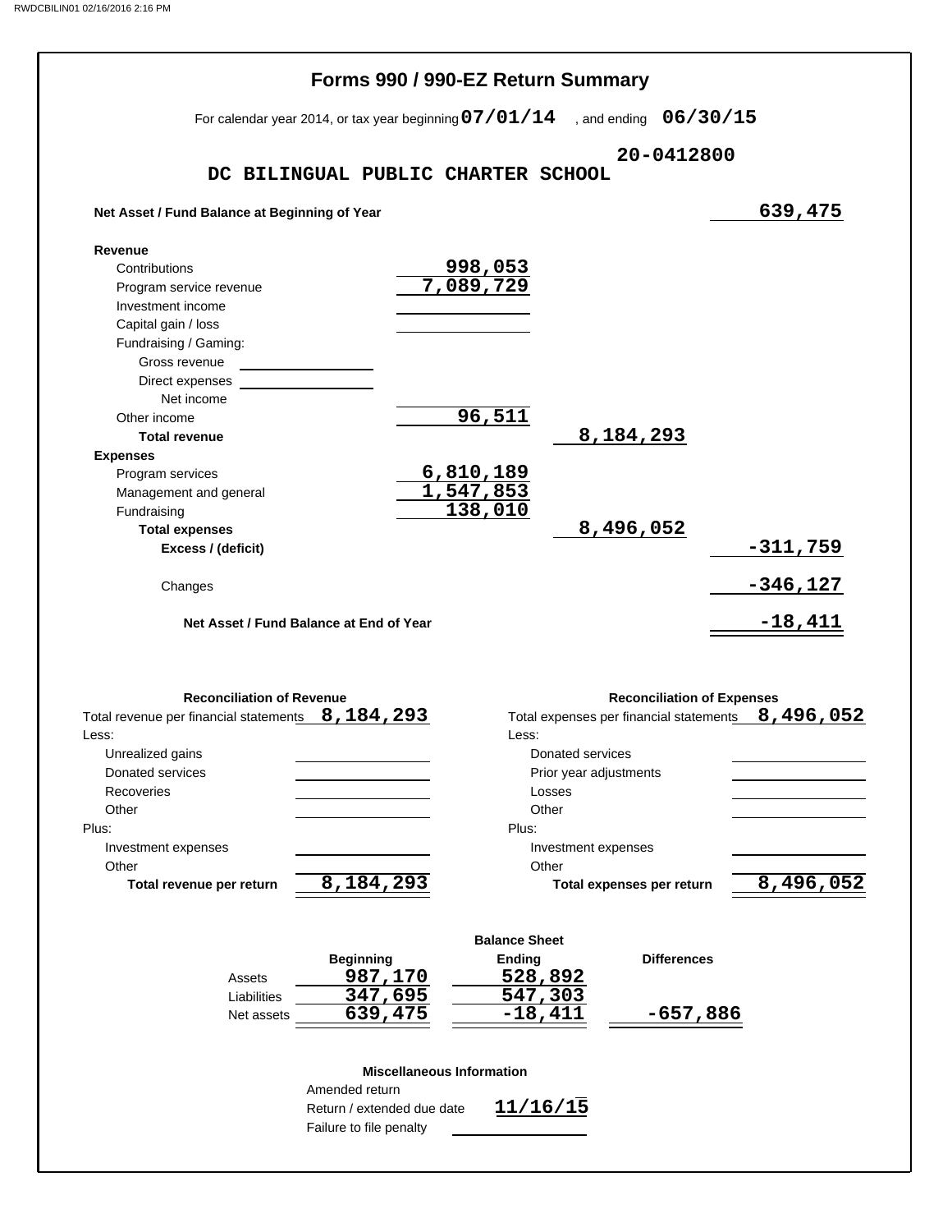# Forms 990 / 990-EZ Return Summary

For calendar year 2014, or tax year beginning **07/01/14** , and ending **06/30/15**

**DC BILINGUAL PUBLIC CHARTER SCHOOL** **20-0412800**

| | | | |
|---|---|---|---|
| **Net Asset / Fund Balance at Beginning of Year** | | | 639,475 |
| **Revenue** | | | |
| Contributions | 998,053 | | |
| Program service revenue | 7,089,729 | | |
| Investment income | | | |
| Capital gain / loss | | | |
| Fundraising / Gaming: | | | |
| Gross revenue | | | |
| Direct expenses | | | |
| Net income | | | |
| Other income | 96,511 | | |
| **Total revenue** | | 8,184,293 | |
| **Expenses** | | | |
| Program services | 6,810,189 | | |
| Management and general | 1,547,853 | | |
| Fundraising | 138,010 | | |
| **Total expenses** | | 8,496,052 | |
| **Excess / (deficit)** | | | -311,759 |
| Changes | | | -346,127 |
| **Net Asset / Fund Balance at End of Year** | | | -18,411 |

## Reconciliation of Revenue

| | |
|---|---|
| Total revenue per financial statements | 8,184,293 |
| Less: | |
| Unrealized gains | |
| Donated services | |
| Recoveries | |
| Other | |
| Plus: | |
| Investment expenses | |
| Other | |
| **Total revenue per return** | 8,184,293 |

## Reconciliation of Expenses

| | |
|---|---|
| Total expenses per financial statements | 8,496,052 |
| Less: | |
| Donated services | |
| Prior year adjustments | |
| Losses | |
| Other | |
| Plus: | |
| Investment expenses | |
| Other | |
| **Total expenses per return** | 8,496,052 |

## Balance Sheet

| | Beginning | Ending | Differences |
|---|---|---|---|
| Assets | 987,170 | 528,892 | |
| Liabilities | 347,695 | 547,303 | |
| Net assets | 639,475 | -18,411 | -657,886 |

## Miscellaneous Information

| | |
|---|---|
| Amended return | |
| Return / extended due date | 11/16/15 |
| Failure to file penalty | |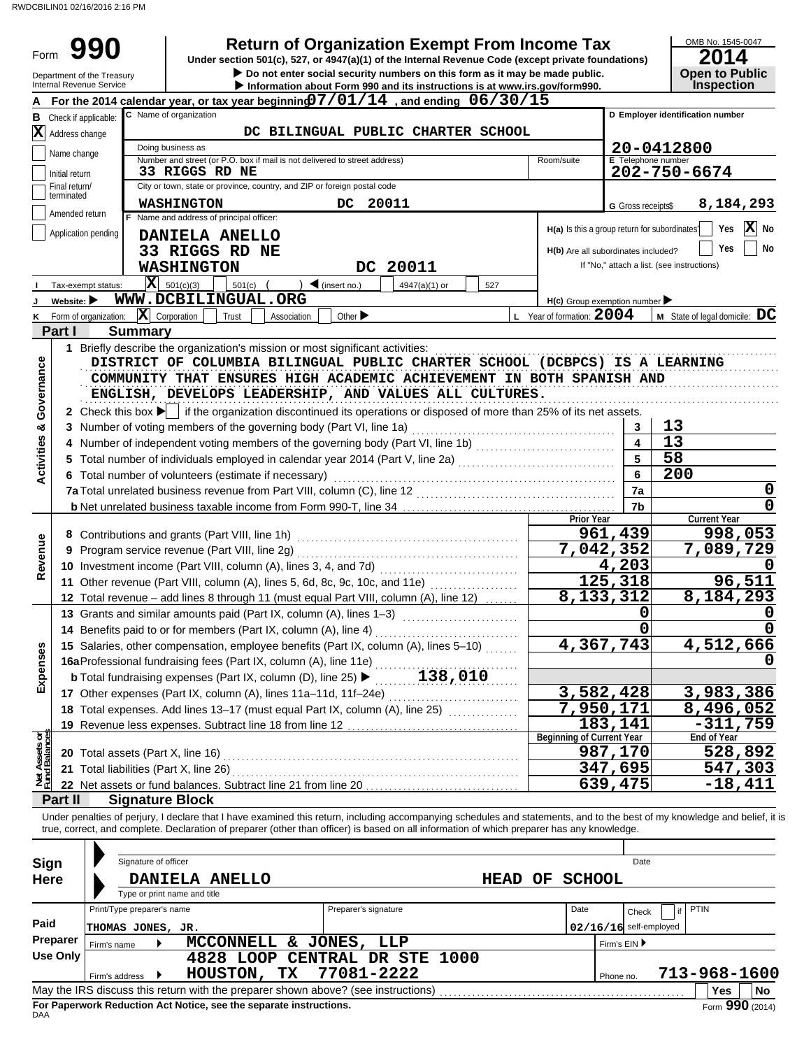RWDCBILIN01 02/16/2016 2:16 PM

# Form 990 — Return of Organization Exempt From Income Tax

**Under section 501(c), 527, or 4947(a)(1) of the Internal Revenue Code (except private foundations)**

▶ Do not enter social security numbers on this form as it may be made public.
▶ Information about Form 990 and its instructions is at www.irs.gov/form990.

Department of the Treasury
Internal Revenue Service

OMB No. 1545-0047
**2014**
**Open to Public Inspection**

**A** For the 2014 calendar year, or tax year beginning 07/01/14 , and ending 06/30/15

**B** Check if applicable:
- [X] Address change
- [ ] Name change
- [ ] Initial return
- [ ] Final return/terminated
- [ ] Amended return
- [ ] Application pending

**C** Name of organization: DC BILINGUAL PUBLIC CHARTER SCHOOL

Doing business as:

Number and street (or P.O. box if mail is not delivered to street address): 33 RIGGS RD NE — Room/suite:

City or town, state or province, country, and ZIP or foreign postal code: WASHINGTON DC 20011

**D** Employer identification number: 20-0412800

**E** Telephone number: 202-750-6674

**G** Gross receipts$ 8,184,293

**F** Name and address of principal officer:
DANIELA ANELLO
33 RIGGS RD NE
WASHINGTON DC 20011

H(a) Is this a group return for subordinates? Yes [ ] No [X]
H(b) Are all subordinates included? Yes [ ] No [ ]
If "No," attach a list. (see instructions)

**I** Tax-exempt status: [X] 501(c)(3) [ ] 501(c) ( ) ◀ (insert no.) [ ] 4947(a)(1) or [ ] 527

**J** Website: ▶ WWW.DCBILINGUAL.ORG

H(c) Group exemption number ▶

**K** Form of organization: [X] Corporation [ ] Trust [ ] Association [ ] Other ▶

**L** Year of formation: 2004

**M** State of legal domicile: DC

## Part I Summary

### Activities & Governance

1 Briefly describe the organization's mission or most significant activities:
DISTRICT OF COLUMBIA BILINGUAL PUBLIC CHARTER SCHOOL (DCBPCS) IS A LEARNING COMMUNITY THAT ENSURES HIGH ACADEMIC ACHIEVEMENT IN BOTH SPANISH AND ENGLISH, DEVELOPS LEADERSHIP, AND VALUES ALL CULTURES.

2 Check this box ▶ [ ] if the organization discontinued its operations or disposed of more than 25% of its net assets.

| | Line | Value |
|---|---|---|
| 3 Number of voting members of the governing body (Part VI, line 1a) | 3 | 13 |
| 4 Number of independent voting members of the governing body (Part VI, line 1b) | 4 | 13 |
| 5 Total number of individuals employed in calendar year 2014 (Part V, line 2a) | 5 | 58 |
| 6 Total number of volunteers (estimate if necessary) | 6 | 200 |
| 7a Total unrelated business revenue from Part VIII, column (C), line 12 | 7a | 0 |
| b Net unrelated business taxable income from Form 990-T, line 34 | 7b | 0 |

### Revenue

| | Prior Year | Current Year |
|---|---|---|
| 8 Contributions and grants (Part VIII, line 1h) | 961,439 | 998,053 |
| 9 Program service revenue (Part VIII, line 2g) | 7,042,352 | 7,089,729 |
| 10 Investment income (Part VIII, column (A), lines 3, 4, and 7d) | 4,203 | 0 |
| 11 Other revenue (Part VIII, column (A), lines 5, 6d, 8c, 9c, 10c, and 11e) | 125,318 | 96,511 |
| 12 Total revenue – add lines 8 through 11 (must equal Part VIII, column (A), line 12) | 8,133,312 | 8,184,293 |

### Expenses

| | Prior Year | Current Year |
|---|---|---|
| 13 Grants and similar amounts paid (Part IX, column (A), lines 1–3) | 0 | 0 |
| 14 Benefits paid to or for members (Part IX, column (A), line 4) | 0 | 0 |
| 15 Salaries, other compensation, employee benefits (Part IX, column (A), lines 5–10) | 4,367,743 | 4,512,666 |
| 16a Professional fundraising fees (Part IX, column (A), line 11e) | | 0 |
| b Total fundraising expenses (Part IX, column (D), line 25) ▶ 138,010 | | |
| 17 Other expenses (Part IX, column (A), lines 11a–11d, 11f–24e) | 3,582,428 | 3,983,386 |
| 18 Total expenses. Add lines 13–17 (must equal Part IX, column (A), line 25) | 7,950,171 | 8,496,052 |
| 19 Revenue less expenses. Subtract line 18 from line 12 | 183,141 | -311,759 |

### Net Assets or Fund Balances

| | Beginning of Current Year | End of Year |
|---|---|---|
| 20 Total assets (Part X, line 16) | 987,170 | 528,892 |
| 21 Total liabilities (Part X, line 26) | 347,695 | 547,303 |
| 22 Net assets or fund balances. Subtract line 21 from line 20 | 639,475 | -18,411 |

## Part II Signature Block

Under penalties of perjury, I declare that I have examined this return, including accompanying schedules and statements, and to the best of my knowledge and belief, it is true, correct, and complete. Declaration of preparer (other than officer) is based on all information of which preparer has any knowledge.

**Sign Here**

Signature of officer — Date

DANIELA ANELLO — HEAD OF SCHOOL
Type or print name and title

**Paid Preparer Use Only**

| Print/Type preparer's name | Preparer's signature | Date | Check [ ] if self-employed | PTIN |
|---|---|---|---|---|
| THOMAS JONES, JR. | | 02/16/16 | | |

Firm's name ▶ MCCONNELL & JONES, LLP — Firm's EIN ▶

Firm's address ▶ 4828 LOOP CENTRAL DR STE 1000, HOUSTON, TX 77081-2222 — Phone no. 713-968-1600

May the IRS discuss this return with the preparer shown above? (see instructions) [ ] Yes [ ] No

For Paperwork Reduction Act Notice, see the separate instructions.

DAA — Form 990 (2014)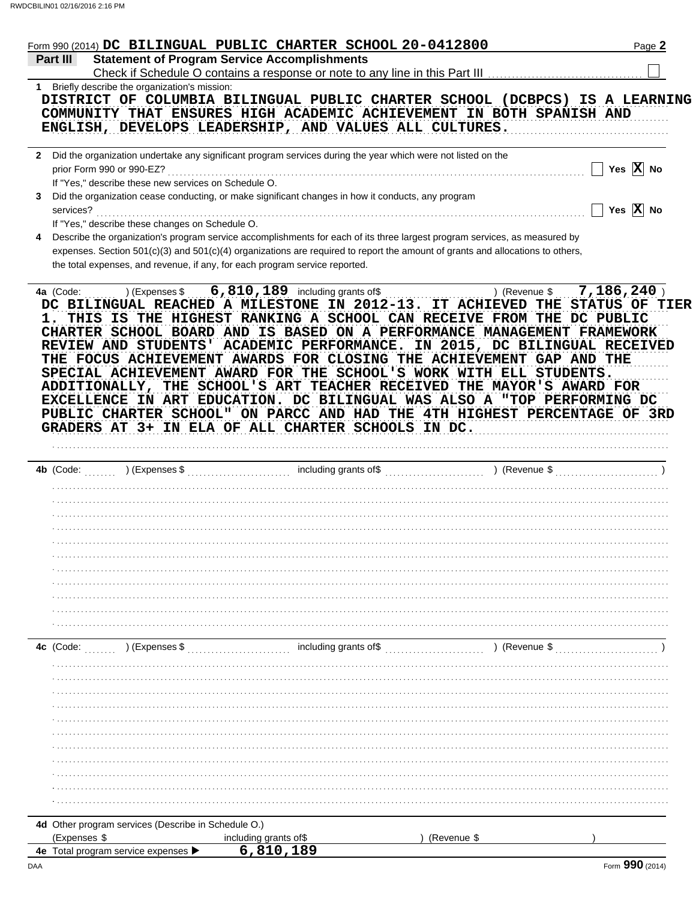Form 990 (2014) **DC BILINGUAL PUBLIC CHARTER SCHOOL 20-0412800**

## Part III — Statement of Program Service Accomplishments

Check if Schedule O contains a response or note to any line in this Part III ☐

**1** Briefly describe the organization's mission:

DISTRICT OF COLUMBIA BILINGUAL PUBLIC CHARTER SCHOOL (DCBPCS) IS A LEARNING COMMUNITY THAT ENSURES HIGH ACADEMIC ACHIEVEMENT IN BOTH SPANISH AND ENGLISH, DEVELOPS LEADERSHIP, AND VALUES ALL CULTURES.

**2** Did the organization undertake any significant program services during the year which were not listed on the prior Form 990 or 990-EZ? ☐ Yes ☒ No

If "Yes," describe these new services on Schedule O.

**3** Did the organization cease conducting, or make significant changes in how it conducts, any program services? ☐ Yes ☒ No

If "Yes," describe these changes on Schedule O.

**4** Describe the organization's program service accomplishments for each of its three largest program services, as measured by expenses. Section 501(c)(3) and 501(c)(4) organizations are required to report the amount of grants and allocations to others, the total expenses, and revenue, if any, for each program service reported.

**4a** (Code: ) (Expenses $ 6,810,189 including grants of$ ) (Revenue $ 7,186,240 )

DC BILINGUAL REACHED A MILESTONE IN 2012-13. IT ACHIEVED THE STATUS OF TIER 1. THIS IS THE HIGHEST RANKING A SCHOOL CAN RECEIVE FROM THE DC PUBLIC CHARTER SCHOOL BOARD AND IS BASED ON A PERFORMANCE MANAGEMENT FRAMEWORK REVIEW AND STUDENTS' ACADEMIC PERFORMANCE. IN 2015, DC BILINGUAL RECEIVED THE FOCUS ACHIEVEMENT AWARDS FOR CLOSING THE ACHIEVEMENT GAP AND THE SPECIAL ACHIEVEMENT AWARD FOR THE SCHOOL'S WORK WITH ELL STUDENTS. ADDITIONALLY, THE SCHOOL'S ART TEACHER RECEIVED THE MAYOR'S AWARD FOR EXCELLENCE IN ART EDUCATION. DC BILINGUAL WAS ALSO A "TOP PERFORMING DC PUBLIC CHARTER SCHOOL" ON PARCC AND HAD THE 4TH HIGHEST PERCENTAGE OF 3RD GRADERS AT 3+ IN ELA OF ALL CHARTER SCHOOLS IN DC.

**4b** (Code: ) (Expenses $ including grants of$ ) (Revenue $ )

**4c** (Code: ) (Expenses $ including grants of$ ) (Revenue $ )

**4d** Other program services (Describe in Schedule O.)

(Expenses $ including grants of$ ) (Revenue $ )

**4e** Total program service expenses ▶ 6,810,189

Form **990** (2014)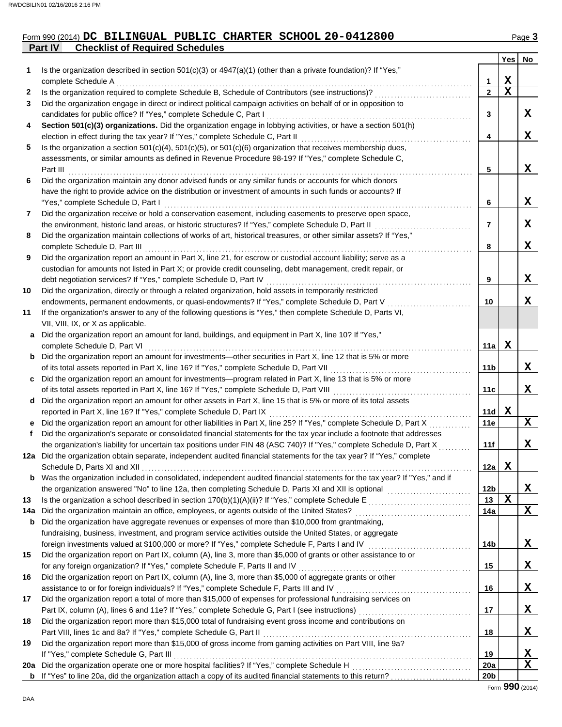Form 990 (2014) **DC BILINGUAL PUBLIC CHARTER SCHOOL 20-0412800** Page **3**

## Part IV Checklist of Required Schedules

| | | | Yes | No |
|---|---|---|---|---|
| 1 | Is the organization described in section 501(c)(3) or 4947(a)(1) (other than a private foundation)? If "Yes," complete Schedule A | 1 | X | |
| 2 | Is the organization required to complete Schedule B, Schedule of Contributors (see instructions)? | 2 | X | |
| 3 | Did the organization engage in direct or indirect political campaign activities on behalf of or in opposition to candidates for public office? If "Yes," complete Schedule C, Part I | 3 | | X |
| 4 | **Section 501(c)(3) organizations.** Did the organization engage in lobbying activities, or have a section 501(h) election in effect during the tax year? If "Yes," complete Schedule C, Part II | 4 | | X |
| 5 | Is the organization a section 501(c)(4), 501(c)(5), or 501(c)(6) organization that receives membership dues, assessments, or similar amounts as defined in Revenue Procedure 98-19? If "Yes," complete Schedule C, Part III | 5 | | X |
| 6 | Did the organization maintain any donor advised funds or any similar funds or accounts for which donors have the right to provide advice on the distribution or investment of amounts in such funds or accounts? If "Yes," complete Schedule D, Part I | 6 | | X |
| 7 | Did the organization receive or hold a conservation easement, including easements to preserve open space, the environment, historic land areas, or historic structures? If "Yes," complete Schedule D, Part II | 7 | | X |
| 8 | Did the organization maintain collections of works of art, historical treasures, or other similar assets? If "Yes," complete Schedule D, Part III | 8 | | X |
| 9 | Did the organization report an amount in Part X, line 21, for escrow or custodial account liability; serve as a custodian for amounts not listed in Part X; or provide credit counseling, debt management, credit repair, or debt negotiation services? If "Yes," complete Schedule D, Part IV | 9 | | X |
| 10 | Did the organization, directly or through a related organization, hold assets in temporarily restricted endowments, permanent endowments, or quasi-endowments? If "Yes," complete Schedule D, Part V | 10 | | X |
| 11 | If the organization's answer to any of the following questions is "Yes," then complete Schedule D, Parts VI, VII, VIII, IX, or X as applicable. | | | |
| a | Did the organization report an amount for land, buildings, and equipment in Part X, line 10? If "Yes," complete Schedule D, Part VI | 11a | X | |
| b | Did the organization report an amount for investments—other securities in Part X, line 12 that is 5% or more of its total assets reported in Part X, line 16? If "Yes," complete Schedule D, Part VII | 11b | | X |
| c | Did the organization report an amount for investments—program related in Part X, line 13 that is 5% or more of its total assets reported in Part X, line 16? If "Yes," complete Schedule D, Part VIII | 11c | | X |
| d | Did the organization report an amount for other assets in Part X, line 15 that is 5% or more of its total assets reported in Part X, line 16? If "Yes," complete Schedule D, Part IX | 11d | X | |
| e | Did the organization report an amount for other liabilities in Part X, line 25? If "Yes," complete Schedule D, Part X | 11e | | X |
| f | Did the organization's separate or consolidated financial statements for the tax year include a footnote that addresses the organization's liability for uncertain tax positions under FIN 48 (ASC 740)? If "Yes," complete Schedule D, Part X | 11f | | X |
| 12a | Did the organization obtain separate, independent audited financial statements for the tax year? If "Yes," complete Schedule D, Parts XI and XII | 12a | X | |
| b | Was the organization included in consolidated, independent audited financial statements for the tax year? If "Yes," and if the organization answered "No" to line 12a, then completing Schedule D, Parts XI and XII is optional | 12b | | X |
| 13 | Is the organization a school described in section 170(b)(1)(A)(ii)? If "Yes," complete Schedule E | 13 | X | |
| 14a | Did the organization maintain an office, employees, or agents outside of the United States? | 14a | | X |
| b | Did the organization have aggregate revenues or expenses of more than $10,000 from grantmaking, fundraising, business, investment, and program service activities outside the United States, or aggregate foreign investments valued at $100,000 or more? If "Yes," complete Schedule F, Parts I and IV | 14b | | X |
| 15 | Did the organization report on Part IX, column (A), line 3, more than $5,000 of grants or other assistance to or for any foreign organization? If "Yes," complete Schedule F, Parts II and IV | 15 | | X |
| 16 | Did the organization report on Part IX, column (A), line 3, more than $5,000 of aggregate grants or other assistance to or for foreign individuals? If "Yes," complete Schedule F, Parts III and IV | 16 | | X |
| 17 | Did the organization report a total of more than $15,000 of expenses for professional fundraising services on Part IX, column (A), lines 6 and 11e? If "Yes," complete Schedule G, Part I (see instructions) | 17 | | X |
| 18 | Did the organization report more than $15,000 total of fundraising event gross income and contributions on Part VIII, lines 1c and 8a? If "Yes," complete Schedule G, Part II | 18 | | X |
| 19 | Did the organization report more than $15,000 of gross income from gaming activities on Part VIII, line 9a? If "Yes," complete Schedule G, Part III | 19 | | X |
| 20a | Did the organization operate one or more hospital facilities? If "Yes," complete Schedule H | 20a | | X |
| b | If "Yes" to line 20a, did the organization attach a copy of its audited financial statements to this return? | 20b | | |

Form **990** (2014)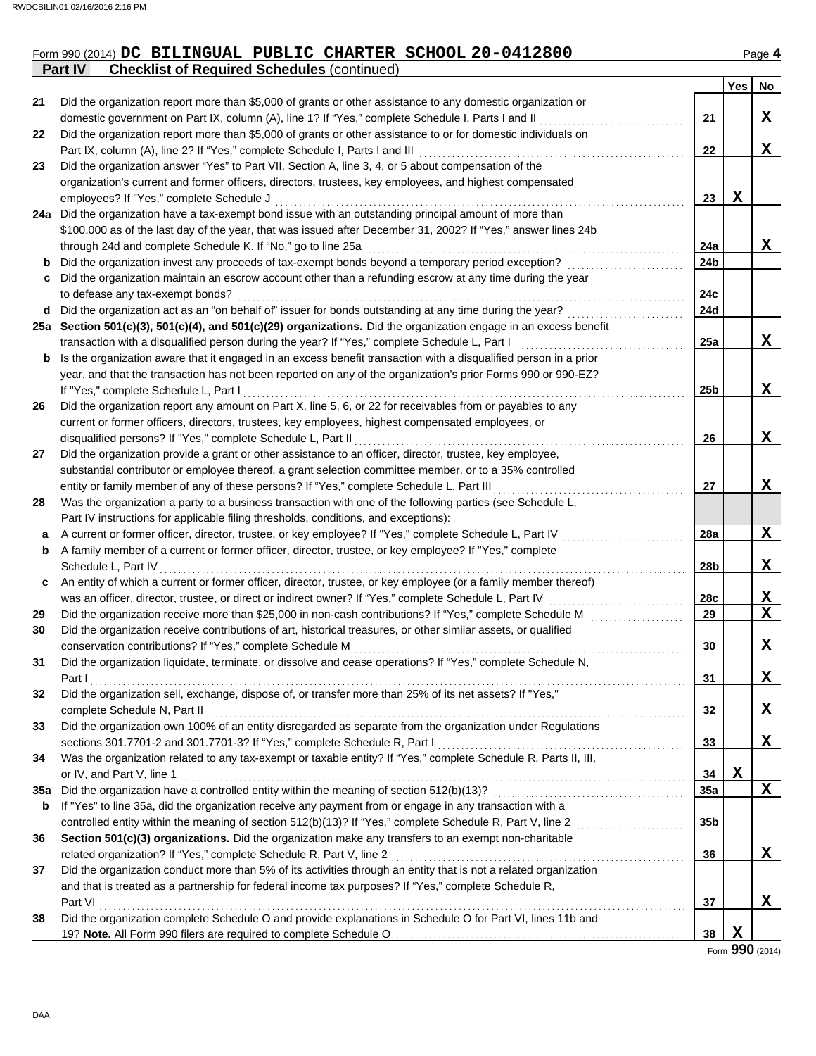Form 990 (2014) **DC BILINGUAL PUBLIC CHARTER SCHOOL 20-0412800**

**Part IV Checklist of Required Schedules** (continued)

| | | | Yes | No |
|---|---|---|---|---|
| 21 | Did the organization report more than $5,000 of grants or other assistance to any domestic organization or domestic government on Part IX, column (A), line 1? If "Yes," complete Schedule I, Parts I and II | 21 | | X |
| 22 | Did the organization report more than $5,000 of grants or other assistance to or for domestic individuals on Part IX, column (A), line 2? If "Yes," complete Schedule I, Parts I and III | 22 | | X |
| 23 | Did the organization answer "Yes" to Part VII, Section A, line 3, 4, or 5 about compensation of the organization's current and former officers, directors, trustees, key employees, and highest compensated employees? If "Yes," complete Schedule J | 23 | X | |
| 24a | Did the organization have a tax-exempt bond issue with an outstanding principal amount of more than $100,000 as of the last day of the year, that was issued after December 31, 2002? If "Yes," answer lines 24b through 24d and complete Schedule K. If "No," go to line 25a | 24a | | X |
| b | Did the organization invest any proceeds of tax-exempt bonds beyond a temporary period exception? | 24b | | |
| c | Did the organization maintain an escrow account other than a refunding escrow at any time during the year to defease any tax-exempt bonds? | 24c | | |
| d | Did the organization act as an "on behalf of" issuer for bonds outstanding at any time during the year? | 24d | | |
| 25a | **Section 501(c)(3), 501(c)(4), and 501(c)(29) organizations.** Did the organization engage in an excess benefit transaction with a disqualified person during the year? If "Yes," complete Schedule L, Part I | 25a | | X |
| b | Is the organization aware that it engaged in an excess benefit transaction with a disqualified person in a prior year, and that the transaction has not been reported on any of the organization's prior Forms 990 or 990-EZ? If "Yes," complete Schedule L, Part I | 25b | | X |
| 26 | Did the organization report any amount on Part X, line 5, 6, or 22 for receivables from or payables to any current or former officers, directors, trustees, key employees, highest compensated employees, or disqualified persons? If "Yes," complete Schedule L, Part II | 26 | | X |
| 27 | Did the organization provide a grant or other assistance to an officer, director, trustee, key employee, substantial contributor or employee thereof, a grant selection committee member, or to a 35% controlled entity or family member of any of these persons? If "Yes," complete Schedule L, Part III | 27 | | X |
| 28 | Was the organization a party to a business transaction with one of the following parties (see Schedule L, Part IV instructions for applicable filing thresholds, conditions, and exceptions): | | | |
| a | A current or former officer, director, trustee, or key employee? If "Yes," complete Schedule L, Part IV | 28a | | X |
| b | A family member of a current or former officer, director, trustee, or key employee? If "Yes," complete Schedule L, Part IV | 28b | | X |
| c | An entity of which a current or former officer, director, trustee, or key employee (or a family member thereof) was an officer, director, trustee, or direct or indirect owner? If "Yes," complete Schedule L, Part IV | 28c | | X |
| 29 | Did the organization receive more than $25,000 in non-cash contributions? If "Yes," complete Schedule M | 29 | | X |
| 30 | Did the organization receive contributions of art, historical treasures, or other similar assets, or qualified conservation contributions? If "Yes," complete Schedule M | 30 | | X |
| 31 | Did the organization liquidate, terminate, or dissolve and cease operations? If "Yes," complete Schedule N, Part I | 31 | | X |
| 32 | Did the organization sell, exchange, dispose of, or transfer more than 25% of its net assets? If "Yes," complete Schedule N, Part II | 32 | | X |
| 33 | Did the organization own 100% of an entity disregarded as separate from the organization under Regulations sections 301.7701-2 and 301.7701-3? If "Yes," complete Schedule R, Part I | 33 | | X |
| 34 | Was the organization related to any tax-exempt or taxable entity? If "Yes," complete Schedule R, Parts II, III, or IV, and Part V, line 1 | 34 | X | |
| 35a | Did the organization have a controlled entity within the meaning of section 512(b)(13)? | 35a | | X |
| b | If "Yes" to line 35a, did the organization receive any payment from or engage in any transaction with a controlled entity within the meaning of section 512(b)(13)? If "Yes," complete Schedule R, Part V, line 2 | 35b | | |
| 36 | **Section 501(c)(3) organizations.** Did the organization make any transfers to an exempt non-charitable related organization? If "Yes," complete Schedule R, Part V, line 2 | 36 | | X |
| 37 | Did the organization conduct more than 5% of its activities through an entity that is not a related organization and that is treated as a partnership for federal income tax purposes? If "Yes," complete Schedule R, Part VI | 37 | | X |
| 38 | Did the organization complete Schedule O and provide explanations in Schedule O for Part VI, lines 11b and 19? **Note.** All Form 990 filers are required to complete Schedule O | 38 | X | |

Form **990** (2014)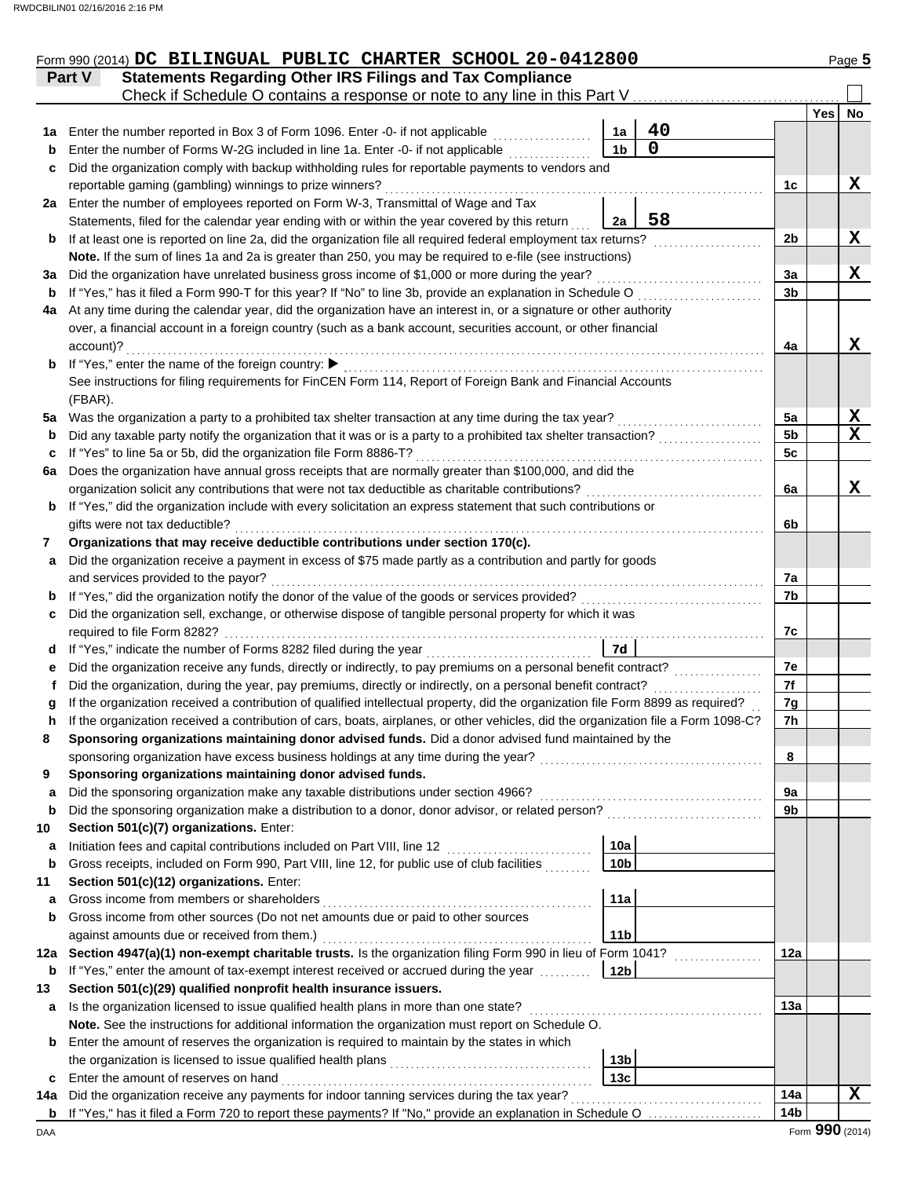Form 990 (2014) **DC BILINGUAL PUBLIC CHARTER SCHOOL 20-0412800**

## Part V — Statements Regarding Other IRS Filings and Tax Compliance

Check if Schedule O contains a response or note to any line in this Part V ☐

| | | | | | Yes | No |
|---|---|---|---|---|---|---|
| 1a | Enter the number reported in Box 3 of Form 1096. Enter -0- if not applicable | 1a | 40 | | | |
| b | Enter the number of Forms W-2G included in line 1a. Enter -0- if not applicable | 1b | 0 | | | |
| c | Did the organization comply with backup withholding rules for reportable payments to vendors and reportable gaming (gambling) winnings to prize winners? | | | 1c | | X |
| 2a | Enter the number of employees reported on Form W-3, Transmittal of Wage and Tax Statements, filed for the calendar year ending with or within the year covered by this return | 2a | 58 | | | |
| b | If at least one is reported on line 2a, did the organization file all required federal employment tax returns? | | | 2b | | X |
| | **Note.** If the sum of lines 1a and 2a is greater than 250, you may be required to e-file (see instructions) | | | | | |
| 3a | Did the organization have unrelated business gross income of $1,000 or more during the year? | | | 3a | | X |
| b | If "Yes," has it filed a Form 990-T for this year? If "No" to line 3b, provide an explanation in Schedule O | | | 3b | | |
| 4a | At any time during the calendar year, did the organization have an interest in, or a signature or other authority over, a financial account in a foreign country (such as a bank account, securities account, or other financial account)? | | | 4a | | X |
| b | If "Yes," enter the name of the foreign country: ▶ | | | | | |
| | See instructions for filing requirements for FinCEN Form 114, Report of Foreign Bank and Financial Accounts (FBAR). | | | | | |
| 5a | Was the organization a party to a prohibited tax shelter transaction at any time during the tax year? | | | 5a | | X |
| b | Did any taxable party notify the organization that it was or is a party to a prohibited tax shelter transaction? | | | 5b | | X |
| c | If "Yes" to line 5a or 5b, did the organization file Form 8886-T? | | | 5c | | |
| 6a | Does the organization have annual gross receipts that are normally greater than $100,000, and did the organization solicit any contributions that were not tax deductible as charitable contributions? | | | 6a | | X |
| b | If "Yes," did the organization include with every solicitation an express statement that such contributions or gifts were not tax deductible? | | | 6b | | |
| 7 | **Organizations that may receive deductible contributions under section 170(c).** | | | | | |
| a | Did the organization receive a payment in excess of $75 made partly as a contribution and partly for goods and services provided to the payor? | | | 7a | | |
| b | If "Yes," did the organization notify the donor of the value of the goods or services provided? | | | 7b | | |
| c | Did the organization sell, exchange, or otherwise dispose of tangible personal property for which it was required to file Form 8282? | | | 7c | | |
| d | If "Yes," indicate the number of Forms 8282 filed during the year | 7d | | | | |
| e | Did the organization receive any funds, directly or indirectly, to pay premiums on a personal benefit contract? | | | 7e | | |
| f | Did the organization, during the year, pay premiums, directly or indirectly, on a personal benefit contract? | | | 7f | | |
| g | If the organization received a contribution of qualified intellectual property, did the organization file Form 8899 as required? | | | 7g | | |
| h | If the organization received a contribution of cars, boats, airplanes, or other vehicles, did the organization file a Form 1098-C? | | | 7h | | |
| 8 | **Sponsoring organizations maintaining donor advised funds.** Did a donor advised fund maintained by the sponsoring organization have excess business holdings at any time during the year? | | | 8 | | |
| 9 | **Sponsoring organizations maintaining donor advised funds.** | | | | | |
| a | Did the sponsoring organization make any taxable distributions under section 4966? | | | 9a | | |
| b | Did the sponsoring organization make a distribution to a donor, donor advisor, or related person? | | | 9b | | |
| 10 | **Section 501(c)(7) organizations.** Enter: | | | | | |
| a | Initiation fees and capital contributions included on Part VIII, line 12 | 10a | | | | |
| b | Gross receipts, included on Form 990, Part VIII, line 12, for public use of club facilities | 10b | | | | |
| 11 | **Section 501(c)(12) organizations.** Enter: | | | | | |
| a | Gross income from members or shareholders | 11a | | | | |
| b | Gross income from other sources (Do not net amounts due or paid to other sources against amounts due or received from them.) | 11b | | | | |
| 12a | **Section 4947(a)(1) non-exempt charitable trusts.** Is the organization filing Form 990 in lieu of Form 1041? | | | 12a | | |
| b | If "Yes," enter the amount of tax-exempt interest received or accrued during the year | 12b | | | | |
| 13 | **Section 501(c)(29) qualified nonprofit health insurance issuers.** | | | | | |
| a | Is the organization licensed to issue qualified health plans in more than one state? | | | 13a | | |
| | **Note.** See the instructions for additional information the organization must report on Schedule O. | | | | | |
| b | Enter the amount of reserves the organization is required to maintain by the states in which the organization is licensed to issue qualified health plans | 13b | | | | |
| c | Enter the amount of reserves on hand | 13c | | | | |
| 14a | Did the organization receive any payments for indoor tanning services during the tax year? | | | 14a | | X |
| b | If "Yes," has it filed a Form 720 to report these payments? If "No," provide an explanation in Schedule O | | | 14b | | |

Form **990** (2014)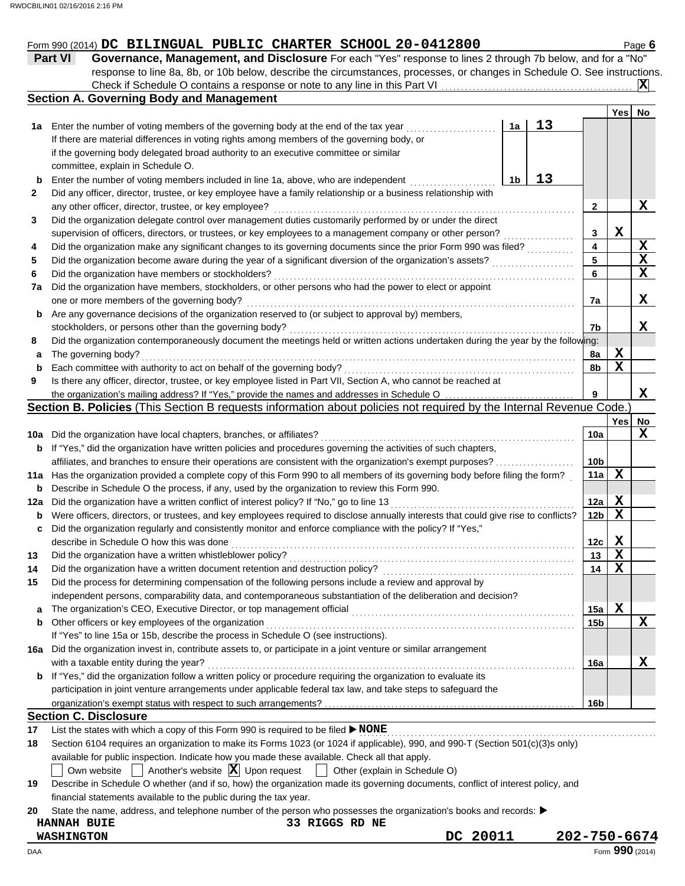Form 990 (2014) **DC BILINGUAL PUBLIC CHARTER SCHOOL 20-0412800** Page **6**

## Part VI Governance, Management, and Disclosure

For each "Yes" response to lines 2 through 7b below, and for a "No" response to line 8a, 8b, or 10b below, describe the circumstances, processes, or changes in Schedule O. See instructions.

Check if Schedule O contains a response or note to any line in this Part VI ..... **X**

### Section A. Governing Body and Management

| | | | | Yes | No |
|---|---|---|---|---|---|
| **1a** | Enter the number of voting members of the governing body at the end of the tax year ..... **1a** 13<br>If there are material differences in voting rights among members of the governing body, or if the governing body delegated broad authority to an executive committee or similar committee, explain in Schedule O. | | | | |
| **b** | Enter the number of voting members included in line 1a, above, who are independent ..... **1b** 13 | | | | |
| **2** | Did any officer, director, trustee, or key employee have a family relationship or a business relationship with any other officer, director, trustee, or key employee? | | 2 | | X |
| **3** | Did the organization delegate control over management duties customarily performed by or under the direct supervision of officers, directors, or trustees, or key employees to a management company or other person? | | 3 | X | |
| **4** | Did the organization make any significant changes to its governing documents since the prior Form 990 was filed? | | 4 | | X |
| **5** | Did the organization become aware during the year of a significant diversion of the organization's assets? | | 5 | | X |
| **6** | Did the organization have members or stockholders? | | 6 | | X |
| **7a** | Did the organization have members, stockholders, or other persons who had the power to elect or appoint one or more members of the governing body? | | 7a | | X |
| **b** | Are any governance decisions of the organization reserved to (or subject to approval by) members, stockholders, or persons other than the governing body? | | 7b | | X |
| **8** | Did the organization contemporaneously document the meetings held or written actions undertaken during the year by the following: | | | | |
| **a** | The governing body? | | 8a | X | |
| **b** | Each committee with authority to act on behalf of the governing body? | | 8b | X | |
| **9** | Is there any officer, director, trustee, or key employee listed in Part VII, Section A, who cannot be reached at the organization's mailing address? If "Yes," provide the names and addresses in Schedule O | | 9 | | X |

### Section B. Policies (This Section B requests information about policies not required by the Internal Revenue Code.)

| | | | Yes | No |
|---|---|---|---|---|
| **10a** | Did the organization have local chapters, branches, or affiliates? | 10a | | X |
| **b** | If "Yes," did the organization have written policies and procedures governing the activities of such chapters, affiliates, and branches to ensure their operations are consistent with the organization's exempt purposes? | 10b | | |
| **11a** | Has the organization provided a complete copy of this Form 990 to all members of its governing body before filing the form? | 11a | X | |
| **b** | Describe in Schedule O the process, if any, used by the organization to review this Form 990. | | | |
| **12a** | Did the organization have a written conflict of interest policy? If "No," go to line 13 | 12a | X | |
| **b** | Were officers, directors, or trustees, and key employees required to disclose annually interests that could give rise to conflicts? | 12b | X | |
| **c** | Did the organization regularly and consistently monitor and enforce compliance with the policy? If "Yes," describe in Schedule O how this was done | 12c | X | |
| **13** | Did the organization have a written whistleblower policy? | 13 | X | |
| **14** | Did the organization have a written document retention and destruction policy? | 14 | X | |
| **15** | Did the process for determining compensation of the following persons include a review and approval by independent persons, comparability data, and contemporaneous substantiation of the deliberation and decision? | | | |
| **a** | The organization's CEO, Executive Director, or top management official | 15a | X | |
| **b** | Other officers or key employees of the organization<br>If "Yes" to line 15a or 15b, describe the process in Schedule O (see instructions). | 15b | | X |
| **16a** | Did the organization invest in, contribute assets to, or participate in a joint venture or similar arrangement with a taxable entity during the year? | 16a | | X |
| **b** | If "Yes," did the organization follow a written policy or procedure requiring the organization to evaluate its participation in joint venture arrangements under applicable federal tax law, and take steps to safeguard the organization's exempt status with respect to such arrangements? | 16b | | |

### Section C. Disclosure

**17** List the states with which a copy of this Form 990 is required to be filed ▶ **NONE**

**18** Section 6104 requires an organization to make its Forms 1023 (or 1024 if applicable), 990, and 990-T (Section 501(c)(3)s only) available for public inspection. Indicate how you made these available. Check all that apply.

☐ Own website ☐ Another's website ☒ Upon request ☐ Other (explain in Schedule O)

**19** Describe in Schedule O whether (and if so, how) the organization made its governing documents, conflict of interest policy, and financial statements available to the public during the tax year.

**20** State the name, address, and telephone number of the person who possesses the organization's books and records: ▶

HANNAH BUIE 33 RIGGS RD NE
WASHINGTON DC 20011 202-750-6674

Form **990** (2014)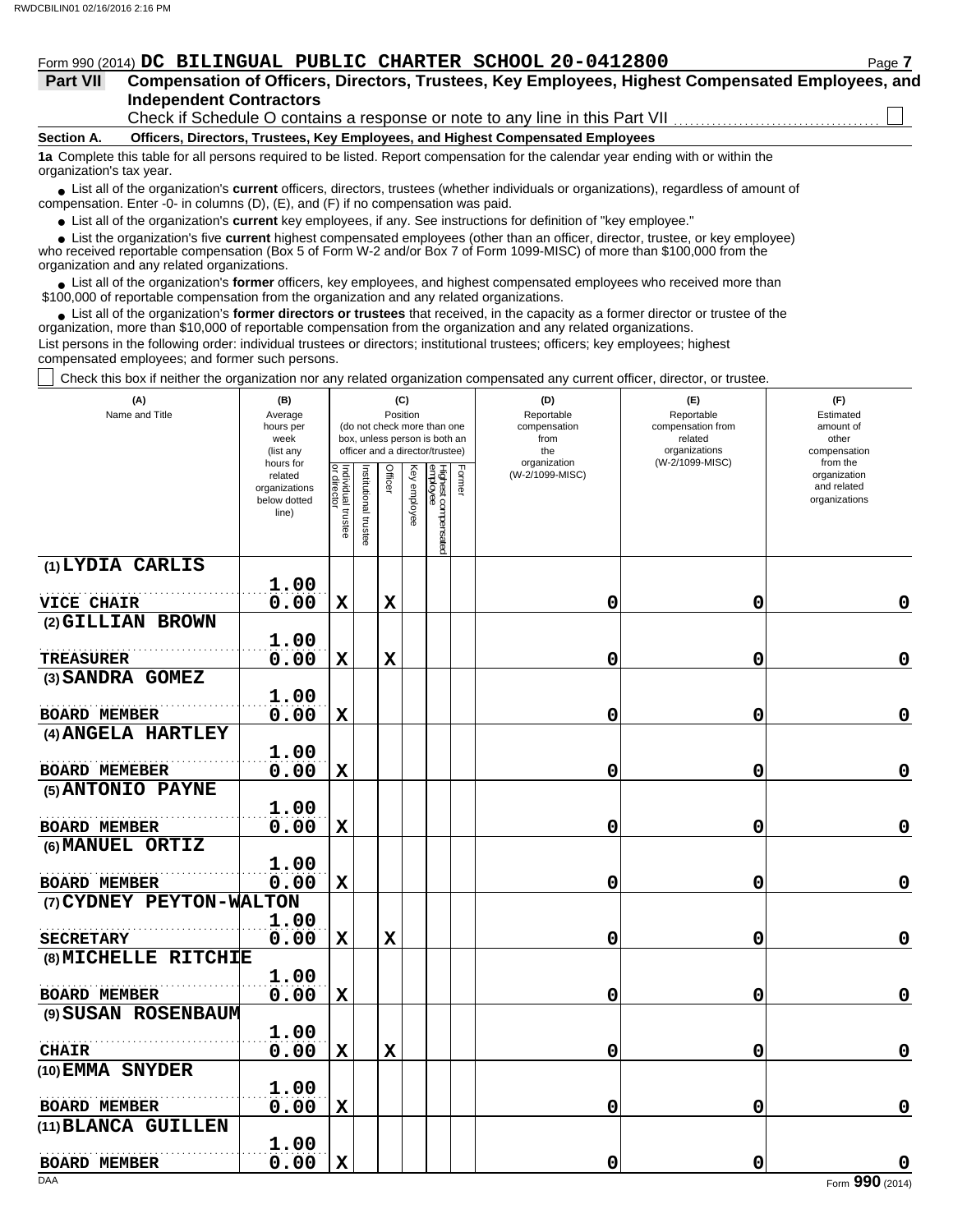Form 990 (2014) **DC BILINGUAL PUBLIC CHARTER SCHOOL 20-0412800**

## Part VII Compensation of Officers, Directors, Trustees, Key Employees, Highest Compensated Employees, and Independent Contractors

Check if Schedule O contains a response or note to any line in this Part VII ☐

### Section A. Officers, Directors, Trustees, Key Employees, and Highest Compensated Employees

**1a** Complete this table for all persons required to be listed. Report compensation for the calendar year ending with or within the organization's tax year.

- List all of the organization's **current** officers, directors, trustees (whether individuals or organizations), regardless of amount of compensation. Enter -0- in columns (D), (E), and (F) if no compensation was paid.
- List all of the organization's **current** key employees, if any. See instructions for definition of "key employee."
- List the organization's five **current** highest compensated employees (other than an officer, director, trustee, or key employee) who received reportable compensation (Box 5 of Form W-2 and/or Box 7 of Form 1099-MISC) of more than $100,000 from the organization and any related organizations.
- List all of the organization's **former** officers, key employees, and highest compensated employees who received more than $100,000 of reportable compensation from the organization and any related organizations.
- List all of the organization's **former directors or trustees** that received, in the capacity as a former director or trustee of the organization, more than $10,000 of reportable compensation from the organization and any related organizations.

List persons in the following order: individual trustees or directors; institutional trustees; officers; key employees; highest compensated employees; and former such persons.

☐ Check this box if neither the organization nor any related organization compensated any current officer, director, or trustee.

| (A) Name and Title | (B) Average hours per week (list any hours for related organizations below dotted line) | (C) Position: Individual trustee or director | Institutional trustee | Officer | Key employee | Highest compensated employee | Former | (D) Reportable compensation from the organization (W-2/1099-MISC) | (E) Reportable compensation from related organizations (W-2/1099-MISC) | (F) Estimated amount of other compensation from the organization and related organizations |
|---|---|---|---|---|---|---|---|---|---|---|
| (1) LYDIA CARLIS<br>VICE CHAIR | 1.00<br>0.00 | X | | X | | | | 0 | 0 | 0 |
| (2) GILLIAN BROWN<br>TREASURER | 1.00<br>0.00 | X | | X | | | | 0 | 0 | 0 |
| (3) SANDRA GOMEZ<br>BOARD MEMBER | 1.00<br>0.00 | X | | | | | | 0 | 0 | 0 |
| (4) ANGELA HARTLEY<br>BOARD MEMEBER | 1.00<br>0.00 | X | | | | | | 0 | 0 | 0 |
| (5) ANTONIO PAYNE<br>BOARD MEMBER | 1.00<br>0.00 | X | | | | | | 0 | 0 | 0 |
| (6) MANUEL ORTIZ<br>BOARD MEMBER | 1.00<br>0.00 | X | | | | | | 0 | 0 | 0 |
| (7) CYDNEY PEYTON-WALTON<br>SECRETARY | 1.00<br>0.00 | X | | X | | | | 0 | 0 | 0 |
| (8) MICHELLE RITCHIE<br>BOARD MEMBER | 1.00<br>0.00 | X | | | | | | 0 | 0 | 0 |
| (9) SUSAN ROSENBAUM<br>CHAIR | 1.00<br>0.00 | X | | X | | | | 0 | 0 | 0 |
| (10) EMMA SNYDER<br>BOARD MEMBER | 1.00<br>0.00 | X | | | | | | 0 | 0 | 0 |
| (11) BLANCA GUILLEN<br>BOARD MEMBER | 1.00<br>0.00 | X | | | | | | 0 | 0 | 0 |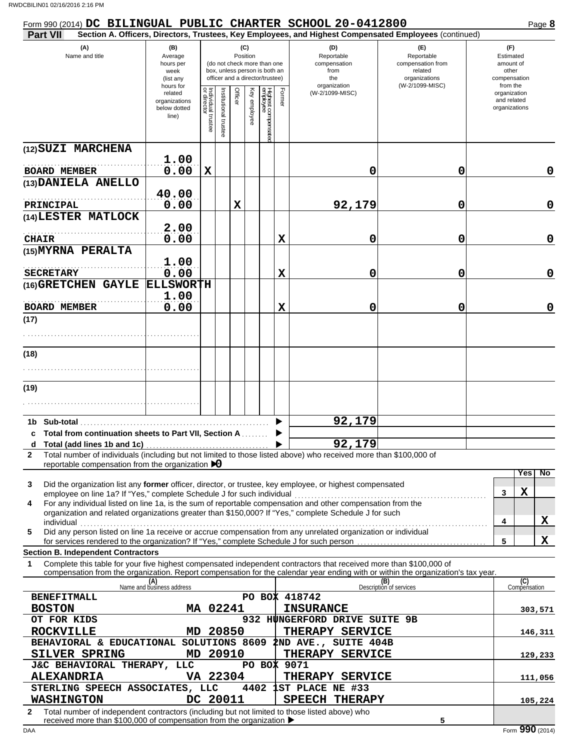Form 990 (2014) **DC BILINGUAL PUBLIC CHARTER SCHOOL 20-0412800** Page **8**

**Part VII** Section A. Officers, Directors, Trustees, Key Employees, and Highest Compensated Employees (continued)

| (A) Name and title | (B) Average hours per week (list any hours for related organizations below dotted line) | (C) Position: Individual trustee or director | Institutional trustee | Officer | Key employee | Highest compensated employee | Former | (D) Reportable compensation from the organization (W-2/1099-MISC) | (E) Reportable compensation from related organizations (W-2/1099-MISC) | (F) Estimated amount of other compensation from the organization and related organizations |
|---|---|---|---|---|---|---|---|---|---|---|
| (12) SUZI MARCHENA<br>BOARD MEMBER | 1.00<br>0.00 | X | | | | | | 0 | 0 | 0 |
| (13) DANIELA ANELLO<br>PRINCIPAL | 40.00<br>0.00 | | | X | | | | 92,179 | 0 | 0 |
| (14) LESTER MATLOCK<br>CHAIR | 2.00<br>0.00 | | | | | | X | 0 | 0 | 0 |
| (15) MYRNA PERALTA<br>SECRETARY | 1.00<br>0.00 | | | | | | X | 0 | 0 | 0 |
| (16) GRETCHEN GAYLE ELLSWORTH<br>BOARD MEMBER | 1.00<br>0.00 | | | | | | X | 0 | 0 | 0 |
| (17) | | | | | | | | | | |
| (18) | | | | | | | | | | |
| (19) | | | | | | | | | | |

| | (D) | (E) | (F) |
|---|---|---|---|
| 1b Sub-total | 92,179 | | |
| c Total from continuation sheets to Part VII, Section A | | | |
| d Total (add lines 1b and 1c) | 92,179 | | |

2 Total number of individuals (including but not limited to those listed above) who received more than $100,000 of reportable compensation from the organization ▶0

| | | Yes | No |
|---|---|---|---|
| 3 Did the organization list any **former** officer, director, or trustee, key employee, or highest compensated employee on line 1a? If "Yes," complete Schedule J for such individual | 3 | X | |
| 4 For any individual listed on line 1a, is the sum of reportable compensation and other compensation from the organization and related organizations greater than $150,000? If "Yes," complete Schedule J for such individual | 4 | | X |
| 5 Did any person listed on line 1a receive or accrue compensation from any unrelated organization or individual for services rendered to the organization? If "Yes," complete Schedule J for such person | 5 | | X |

**Section B. Independent Contractors**

1 Complete this table for your five highest compensated independent contractors that received more than $100,000 of compensation from the organization. Report compensation for the calendar year ending with or within the organization's tax year.

| (A) Name and business address | (B) Description of services | (C) Compensation |
|---|---|---|
| BENEFITMALL<br>PO BOX 418742<br>BOSTON MA 02241 | INSURANCE | 303,571 |
| OT FOR KIDS<br>932 HUNGERFORD DRIVE SUITE 9B<br>ROCKVILLE MD 20850 | THERAPY SERVICE | 146,311 |
| BEHAVIORAL & EDUCATIONAL SOLUTIONS<br>8609 2ND AVE., SUITE 404B<br>SILVER SPRING MD 20910 | THERAPY SERVICE | 129,233 |
| J&C BEHAVIORAL THERAPY, LLC<br>PO BOX 9071<br>ALEXANDRIA VA 22304 | THERAPY SERVICE | 111,056 |
| STERLING SPEECH ASSOCIATES, LLC<br>4402 1ST PLACE NE #33<br>WASHINGTON DC 20011 | SPEECH THERAPY | 105,224 |

2 Total number of independent contractors (including but not limited to those listed above) who received more than $100,000 of compensation from the organization ▶ 5

Form **990** (2014)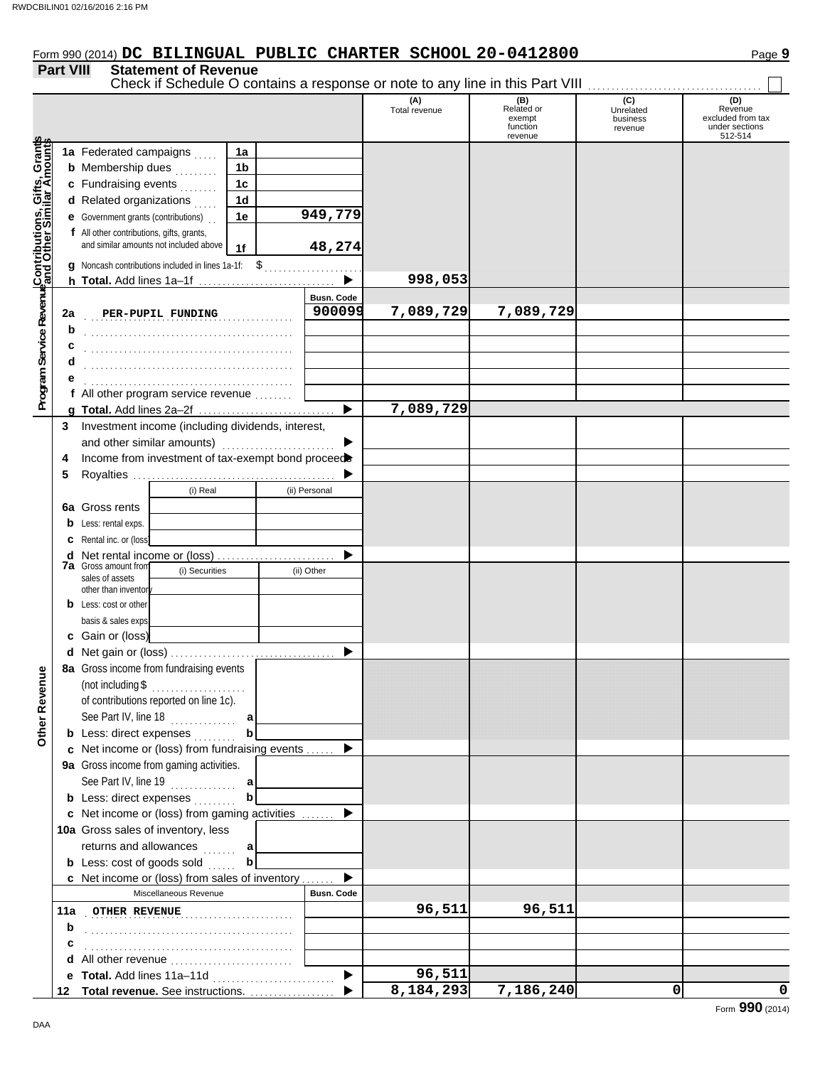Form 990 (2014) **DC BILINGUAL PUBLIC CHARTER SCHOOL 20-0412800**

## Part VIII Statement of Revenue

Check if Schedule O contains a response or note to any line in this Part VIII ☐

| | | | | (A) Total revenue | (B) Related or exempt function revenue | (C) Unrelated business revenue | (D) Revenue excluded from tax under sections 512-514 |
|---|---|---|---|---|---|---|---|
| **Contributions, Gifts, Grants and Other Similar Amounts** | 1a Federated campaigns | 1a | | | | | |
| | b Membership dues | 1b | | | | | |
| | c Fundraising events | 1c | | | | | |
| | d Related organizations | 1d | | | | | |
| | e Government grants (contributions) | 1e | 949,779 | | | | |
| | f All other contributions, gifts, grants, and similar amounts not included above | 1f | 48,274 | | | | |
| | g Noncash contributions included in lines 1a-1f: $ | | | | | | |
| | h **Total.** Add lines 1a–1f | | ▶ | 998,053 | | | |
| **Program Service Revenue** | | | Busn. Code | | | | |
| | 2a PER-PUPIL FUNDING | | 900099 | 7,089,729 | 7,089,729 | | |
| | b | | | | | | |
| | c | | | | | | |
| | d | | | | | | |
| | e | | | | | | |
| | f All other program service revenue | | | | | | |
| | g **Total.** Add lines 2a–2f | | ▶ | 7,089,729 | | | |
| **Other Revenue** | 3 Investment income (including dividends, interest, and other similar amounts) | | ▶ | | | | |
| | 4 Income from investment of tax-exempt bond proceeds | | ▶ | | | | |
| | 5 Royalties | | ▶ | | | | |
| | | (i) Real | (ii) Personal | | | | |
| | 6a Gross rents | | | | | | |
| | b Less: rental exps. | | | | | | |
| | c Rental inc. or (loss) | | | | | | |
| | d Net rental income or (loss) | | ▶ | | | | |
| | 7a Gross amount from sales of assets other than inventory | (i) Securities | (ii) Other | | | | |
| | b Less: cost or other basis & sales exps. | | | | | | |
| | c Gain or (loss) | | | | | | |
| | d Net gain or (loss) | | ▶ | | | | |
| | 8a Gross income from fundraising events (not including $ of contributions reported on line 1c). See Part IV, line 18 | a | | | | | |
| | b Less: direct expenses | b | | | | | |
| | c Net income or (loss) from fundraising events | | ▶ | | | | |
| | 9a Gross income from gaming activities. See Part IV, line 19 | a | | | | | |
| | b Less: direct expenses | b | | | | | |
| | c Net income or (loss) from gaming activities | | ▶ | | | | |
| | 10a Gross sales of inventory, less returns and allowances | a | | | | | |
| | b Less: cost of goods sold | b | | | | | |
| | c Net income or (loss) from sales of inventory | | ▶ | | | | |
| | Miscellaneous Revenue | | Busn. Code | | | | |
| | 11a OTHER REVENUE | | | 96,511 | 96,511 | | |
| | b | | | | | | |
| | c | | | | | | |
| | d All other revenue | | | | | | |
| | e **Total.** Add lines 11a–11d | | ▶ | 96,511 | | | |
| | 12 **Total revenue.** See instructions. | | ▶ | 8,184,293 | 7,186,240 | 0 | 0 |

Form **990** (2014)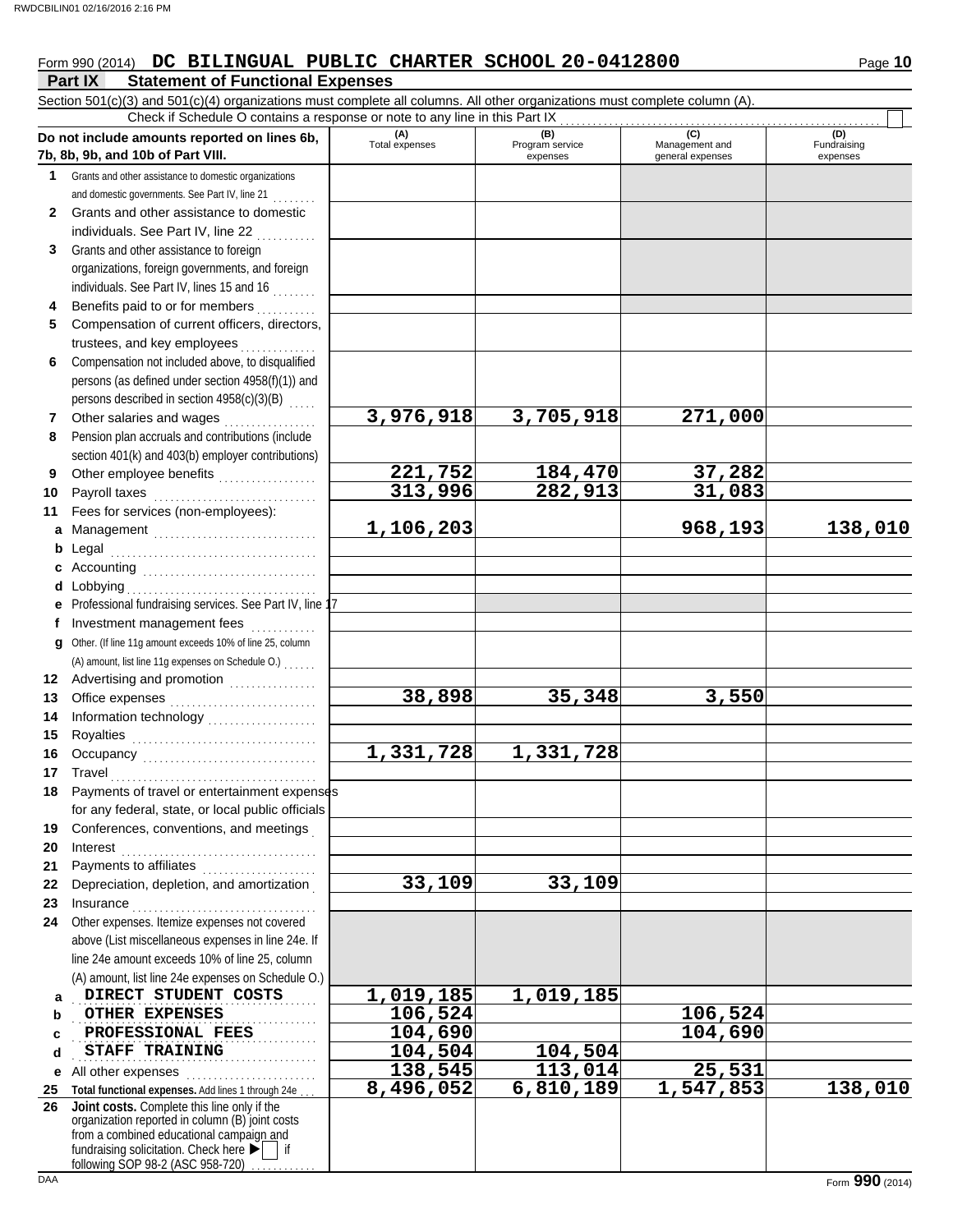Form 990 (2014) **DC BILINGUAL PUBLIC CHARTER SCHOOL 20-0412800**

## Part IX Statement of Functional Expenses

Section 501(c)(3) and 501(c)(4) organizations must complete all columns. All other organizations must complete column (A).

Check if Schedule O contains a response or note to any line in this Part IX ☐

| Do not include amounts reported on lines 6b, 7b, 8b, 9b, and 10b of Part VIII. | (A) Total expenses | (B) Program service expenses | (C) Management and general expenses | (D) Fundraising expenses |
|---|---|---|---|---|
| **1** Grants and other assistance to domestic organizations and domestic governments. See Part IV, line 21 | | | | |
| **2** Grants and other assistance to domestic individuals. See Part IV, line 22 | | | | |
| **3** Grants and other assistance to foreign organizations, foreign governments, and foreign individuals. See Part IV, lines 15 and 16 | | | | |
| **4** Benefits paid to or for members | | | | |
| **5** Compensation of current officers, directors, trustees, and key employees | | | | |
| **6** Compensation not included above, to disqualified persons (as defined under section 4958(f)(1)) and persons described in section 4958(c)(3)(B) | | | | |
| **7** Other salaries and wages | 3,976,918 | 3,705,918 | 271,000 | |
| **8** Pension plan accruals and contributions (include section 401(k) and 403(b) employer contributions) | | | | |
| **9** Other employee benefits | 221,752 | 184,470 | 37,282 | |
| **10** Payroll taxes | 313,996 | 282,913 | 31,083 | |
| **11** Fees for services (non-employees): | | | | |
| **a** Management | 1,106,203 | | 968,193 | 138,010 |
| **b** Legal | | | | |
| **c** Accounting | | | | |
| **d** Lobbying | | | | |
| **e** Professional fundraising services. See Part IV, line 17 | | | | |
| **f** Investment management fees | | | | |
| **g** Other. (If line 11g amount exceeds 10% of line 25, column (A) amount, list line 11g expenses on Schedule O.) | | | | |
| **12** Advertising and promotion | | | | |
| **13** Office expenses | 38,898 | 35,348 | 3,550 | |
| **14** Information technology | | | | |
| **15** Royalties | | | | |
| **16** Occupancy | 1,331,728 | 1,331,728 | | |
| **17** Travel | | | | |
| **18** Payments of travel or entertainment expenses for any federal, state, or local public officials | | | | |
| **19** Conferences, conventions, and meetings | | | | |
| **20** Interest | | | | |
| **21** Payments to affiliates | | | | |
| **22** Depreciation, depletion, and amortization | 33,109 | 33,109 | | |
| **23** Insurance | | | | |
| **24** Other expenses. Itemize expenses not covered above (List miscellaneous expenses in line 24e. If line 24e amount exceeds 10% of line 25, column (A) amount, list line 24e expenses on Schedule O.) | | | | |
| **a** DIRECT STUDENT COSTS | 1,019,185 | 1,019,185 | | |
| **b** OTHER EXPENSES | 106,524 | | 106,524 | |
| **c** PROFESSIONAL FEES | 104,690 | | 104,690 | |
| **d** STAFF TRAINING | 104,504 | 104,504 | | |
| **e** All other expenses | 138,545 | 113,014 | 25,531 | |
| **25 Total functional expenses.** Add lines 1 through 24e | 8,496,052 | 6,810,189 | 1,547,853 | 138,010 |
| **26 Joint costs.** Complete this line only if the organization reported in column (B) joint costs from a combined educational campaign and fundraising solicitation. Check here ▶ ☐ if following SOP 98-2 (ASC 958-720) | | | | |

Form **990** (2014)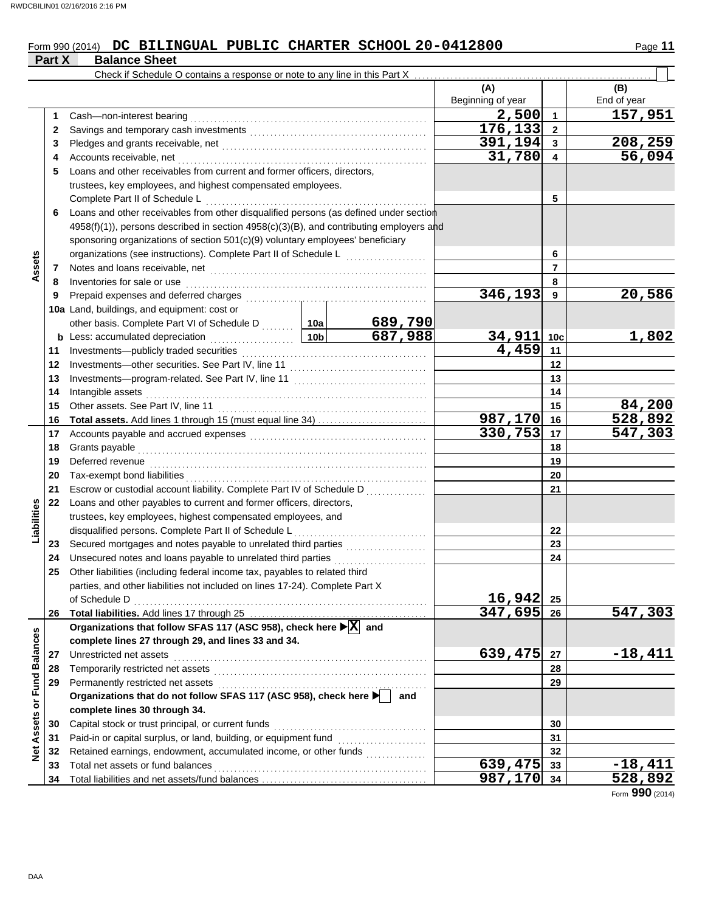Form 990 (2014) **DC BILINGUAL PUBLIC CHARTER SCHOOL 20-0412800**

## Part X Balance Sheet

Check if Schedule O contains a response or note to any line in this Part X . . . . . ☐

| | | | | (A) Beginning of year | | (B) End of year |
|---|---|---|---|---|---|---|
| **Assets** | 1 | Cash—non-interest bearing | | 2,500 | 1 | 157,951 |
| | 2 | Savings and temporary cash investments | | 176,133 | 2 | |
| | 3 | Pledges and grants receivable, net | | 391,194 | 3 | 208,259 |
| | 4 | Accounts receivable, net | | 31,780 | 4 | 56,094 |
| | 5 | Loans and other receivables from current and former officers, directors, trustees, key employees, and highest compensated employees. Complete Part II of Schedule L | | | 5 | |
| | 6 | Loans and other receivables from other disqualified persons (as defined under section 4958(f)(1)), persons described in section 4958(c)(3)(B), and contributing employers and sponsoring organizations of section 501(c)(9) voluntary employees' beneficiary organizations (see instructions). Complete Part II of Schedule L | | | 6 | |
| | 7 | Notes and loans receivable, net | | | 7 | |
| | 8 | Inventories for sale or use | | | 8 | |
| | 9 | Prepaid expenses and deferred charges | | 346,193 | 9 | 20,586 |
| | 10a | Land, buildings, and equipment: cost or other basis. Complete Part VI of Schedule D | 10a 689,790 | | | |
| | b | Less: accumulated depreciation | 10b 687,988 | 34,911 | 10c | 1,802 |
| | 11 | Investments—publicly traded securities | | 4,459 | 11 | |
| | 12 | Investments—other securities. See Part IV, line 11 | | | 12 | |
| | 13 | Investments—program-related. See Part IV, line 11 | | | 13 | |
| | 14 | Intangible assets | | | 14 | |
| | 15 | Other assets. See Part IV, line 11 | | | 15 | 84,200 |
| | 16 | **Total assets.** Add lines 1 through 15 (must equal line 34) | | 987,170 | 16 | 528,892 |
| **Liabilities** | 17 | Accounts payable and accrued expenses | | 330,753 | 17 | 547,303 |
| | 18 | Grants payable | | | 18 | |
| | 19 | Deferred revenue | | | 19 | |
| | 20 | Tax-exempt bond liabilities | | | 20 | |
| | 21 | Escrow or custodial account liability. Complete Part IV of Schedule D | | | 21 | |
| | 22 | Loans and other payables to current and former officers, directors, trustees, key employees, highest compensated employees, and disqualified persons. Complete Part II of Schedule L | | | 22 | |
| | 23 | Secured mortgages and notes payable to unrelated third parties | | | 23 | |
| | 24 | Unsecured notes and loans payable to unrelated third parties | | | 24 | |
| | 25 | Other liabilities (including federal income tax, payables to related third parties, and other liabilities not included on lines 17-24). Complete Part X of Schedule D | | 16,942 | 25 | |
| | 26 | **Total liabilities.** Add lines 17 through 25 | | 347,695 | 26 | 547,303 |
| **Net Assets or Fund Balances** | | **Organizations that follow SFAS 117 (ASC 958), check here ▶ ☒ and complete lines 27 through 29, and lines 33 and 34.** | | | | |
| | 27 | Unrestricted net assets | | 639,475 | 27 | -18,411 |
| | 28 | Temporarily restricted net assets | | | 28 | |
| | 29 | Permanently restricted net assets | | | 29 | |
| | | **Organizations that do not follow SFAS 117 (ASC 958), check here ▶ ☐ and complete lines 30 through 34.** | | | | |
| | 30 | Capital stock or trust principal, or current funds | | | 30 | |
| | 31 | Paid-in or capital surplus, or land, building, or equipment fund | | | 31 | |
| | 32 | Retained earnings, endowment, accumulated income, or other funds | | | 32 | |
| | 33 | Total net assets or fund balances | | 639,475 | 33 | -18,411 |
| | 34 | Total liabilities and net assets/fund balances | | 987,170 | 34 | 528,892 |

Form **990** (2014)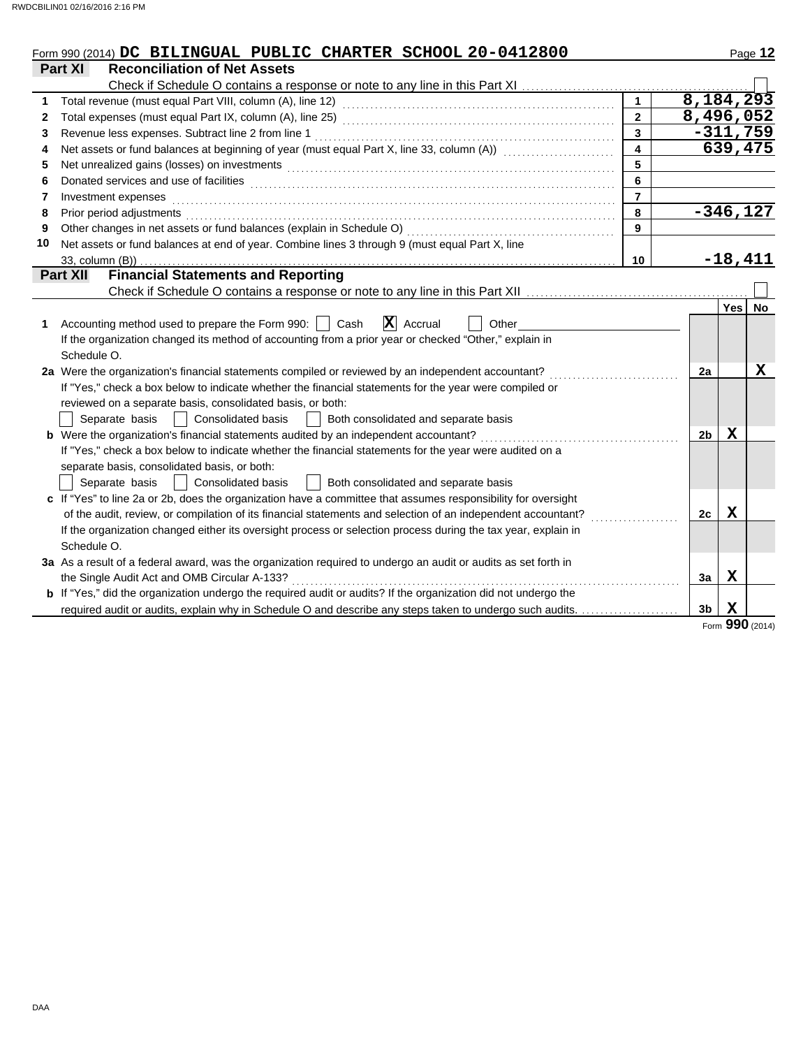Form 990 (2014) **DC BILINGUAL PUBLIC CHARTER SCHOOL 20-0412800**

## Part XI — Reconciliation of Net Assets

Check if Schedule O contains a response or note to any line in this Part XI ☐

| | | | |
|---|---|---|---|
| 1 | Total revenue (must equal Part VIII, column (A), line 12) | 1 | 8,184,293 |
| 2 | Total expenses (must equal Part IX, column (A), line 25) | 2 | 8,496,052 |
| 3 | Revenue less expenses. Subtract line 2 from line 1 | 3 | -311,759 |
| 4 | Net assets or fund balances at beginning of year (must equal Part X, line 33, column (A)) | 4 | 639,475 |
| 5 | Net unrealized gains (losses) on investments | 5 | |
| 6 | Donated services and use of facilities | 6 | |
| 7 | Investment expenses | 7 | |
| 8 | Prior period adjustments | 8 | -346,127 |
| 9 | Other changes in net assets or fund balances (explain in Schedule O) | 9 | |
| 10 | Net assets or fund balances at end of year. Combine lines 3 through 9 (must equal Part X, line 33, column (B)) | 10 | -18,411 |

## Part XII — Financial Statements and Reporting

Check if Schedule O contains a response or note to any line in this Part XII ☐

| | | | Yes | No |
|---|---|---|---|---|
| 1 | Accounting method used to prepare the Form 990: ☐ Cash ☒ Accrual ☐ Other<br>If the organization changed its method of accounting from a prior year or checked "Other," explain in Schedule O. | | | |
| 2a | Were the organization's financial statements compiled or reviewed by an independent accountant?<br>If "Yes," check a box below to indicate whether the financial statements for the year were compiled or reviewed on a separate basis, consolidated basis, or both:<br>☐ Separate basis ☐ Consolidated basis ☐ Both consolidated and separate basis | 2a | | X |
| b | Were the organization's financial statements audited by an independent accountant?<br>If "Yes," check a box below to indicate whether the financial statements for the year were audited on a separate basis, consolidated basis, or both:<br>☐ Separate basis ☐ Consolidated basis ☐ Both consolidated and separate basis | 2b | X | |
| c | If "Yes" to line 2a or 2b, does the organization have a committee that assumes responsibility for oversight of the audit, review, or compilation of its financial statements and selection of an independent accountant?<br>If the organization changed either its oversight process or selection process during the tax year, explain in Schedule O. | 2c | X | |
| 3a | As a result of a federal award, was the organization required to undergo an audit or audits as set forth in the Single Audit Act and OMB Circular A-133? | 3a | X | |
| b | If "Yes," did the organization undergo the required audit or audits? If the organization did not undergo the required audit or audits, explain why in Schedule O and describe any steps taken to undergo such audits. | 3b | X | |

Form **990** (2014)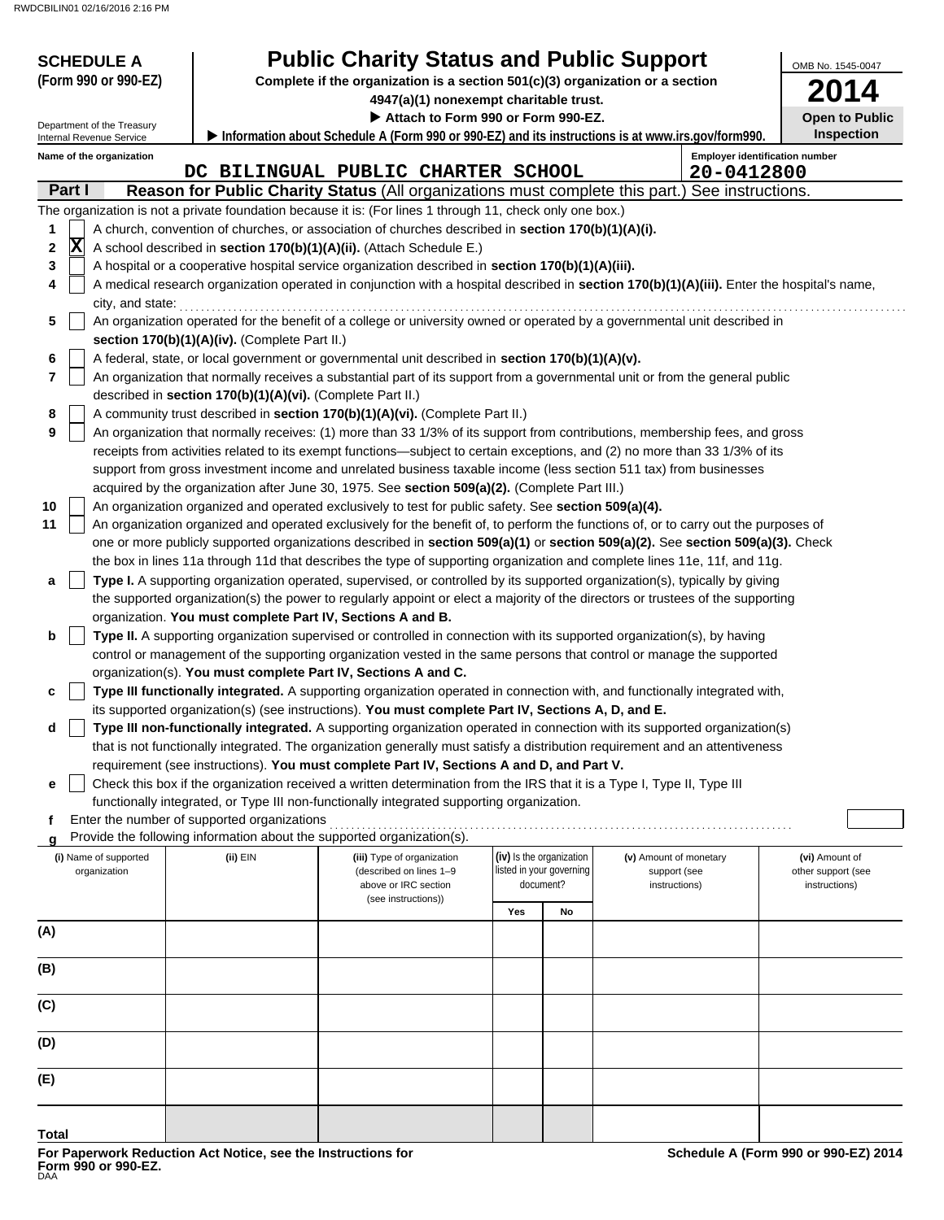RWDCBILIN01 02/16/2016 2:16 PM

**SCHEDULE A**
**(Form 990 or 990-EZ)**

Department of the Treasury
Internal Revenue Service

# Public Charity Status and Public Support

**Complete if the organization is a section 501(c)(3) organization or a section 4947(a)(1) nonexempt charitable trust.**

**▶ Attach to Form 990 or Form 990-EZ.**

**▶ Information about Schedule A (Form 990 or 990-EZ) and its instructions is at www.irs.gov/form990.**

OMB No. 1545-0047

**2014**

**Open to Public Inspection**

**Name of the organization:** DC BILINGUAL PUBLIC CHARTER SCHOOL

**Employer identification number:** 20-0412800

## Part I — Reason for Public Charity Status (All organizations must complete this part.) See instructions.

The organization is not a private foundation because it is: (For lines 1 through 11, check only one box.)

1. [ ] A church, convention of churches, or association of churches described in **section 170(b)(1)(A)(i).**
2. [X] A school described in **section 170(b)(1)(A)(ii).** (Attach Schedule E.)
3. [ ] A hospital or a cooperative hospital service organization described in **section 170(b)(1)(A)(iii).**
4. [ ] A medical research organization operated in conjunction with a hospital described in **section 170(b)(1)(A)(iii).** Enter the hospital's name, city, and state:
5. [ ] An organization operated for the benefit of a college or university owned or operated by a governmental unit described in **section 170(b)(1)(A)(iv).** (Complete Part II.)
6. [ ] A federal, state, or local government or governmental unit described in **section 170(b)(1)(A)(v).**
7. [ ] An organization that normally receives a substantial part of its support from a governmental unit or from the general public described in **section 170(b)(1)(A)(vi).** (Complete Part II.)
8. [ ] A community trust described in **section 170(b)(1)(A)(vi).** (Complete Part II.)
9. [ ] An organization that normally receives: (1) more than 33 1/3% of its support from contributions, membership fees, and gross receipts from activities related to its exempt functions—subject to certain exceptions, and (2) no more than 33 1/3% of its support from gross investment income and unrelated business taxable income (less section 511 tax) from businesses acquired by the organization after June 30, 1975. See **section 509(a)(2).** (Complete Part III.)
10. [ ] An organization organized and operated exclusively to test for public safety. See **section 509(a)(4).**
11. [ ] An organization organized and operated exclusively for the benefit of, to perform the functions of, or to carry out the purposes of one or more publicly supported organizations described in **section 509(a)(1)** or **section 509(a)(2).** See **section 509(a)(3).** Check the box in lines 11a through 11d that describes the type of supporting organization and complete lines 11e, 11f, and 11g.

   a. [ ] **Type I.** A supporting organization operated, supervised, or controlled by its supported organization(s), typically by giving the supported organization(s) the power to regularly appoint or elect a majority of the directors or trustees of the supporting organization. **You must complete Part IV, Sections A and B.**

   b. [ ] **Type II.** A supporting organization supervised or controlled in connection with its supported organization(s), by having control or management of the supporting organization vested in the same persons that control or manage the supported organization(s). **You must complete Part IV, Sections A and C.**

   c. [ ] **Type III functionally integrated.** A supporting organization operated in connection with, and functionally integrated with, its supported organization(s) (see instructions). **You must complete Part IV, Sections A, D, and E.**

   d. [ ] **Type III non-functionally integrated.** A supporting organization operated in connection with its supported organization(s) that is not functionally integrated. The organization generally must satisfy a distribution requirement and an attentiveness requirement (see instructions). **You must complete Part IV, Sections A and D, and Part V.**

   e. [ ] Check this box if the organization received a written determination from the IRS that it is a Type I, Type II, Type III functionally integrated, or Type III non-functionally integrated supporting organization.

   f. Enter the number of supported organizations

   g. Provide the following information about the supported organization(s).

| (i) Name of supported organization | (ii) EIN | (iii) Type of organization (described on lines 1–9 above or IRC section (see instructions)) | (iv) Is the organization listed in your governing document? | | (v) Amount of monetary support (see instructions) | (vi) Amount of other support (see instructions) |
|---|---|---|---|---|---|---|
| | | | Yes | No | | |
| (A) | | | | | | |
| (B) | | | | | | |
| (C) | | | | | | |
| (D) | | | | | | |
| (E) | | | | | | |
| **Total** | | | | | | |

**For Paperwork Reduction Act Notice, see the Instructions for Form 990 or 990-EZ.**
DAA

**Schedule A (Form 990 or 990-EZ) 2014**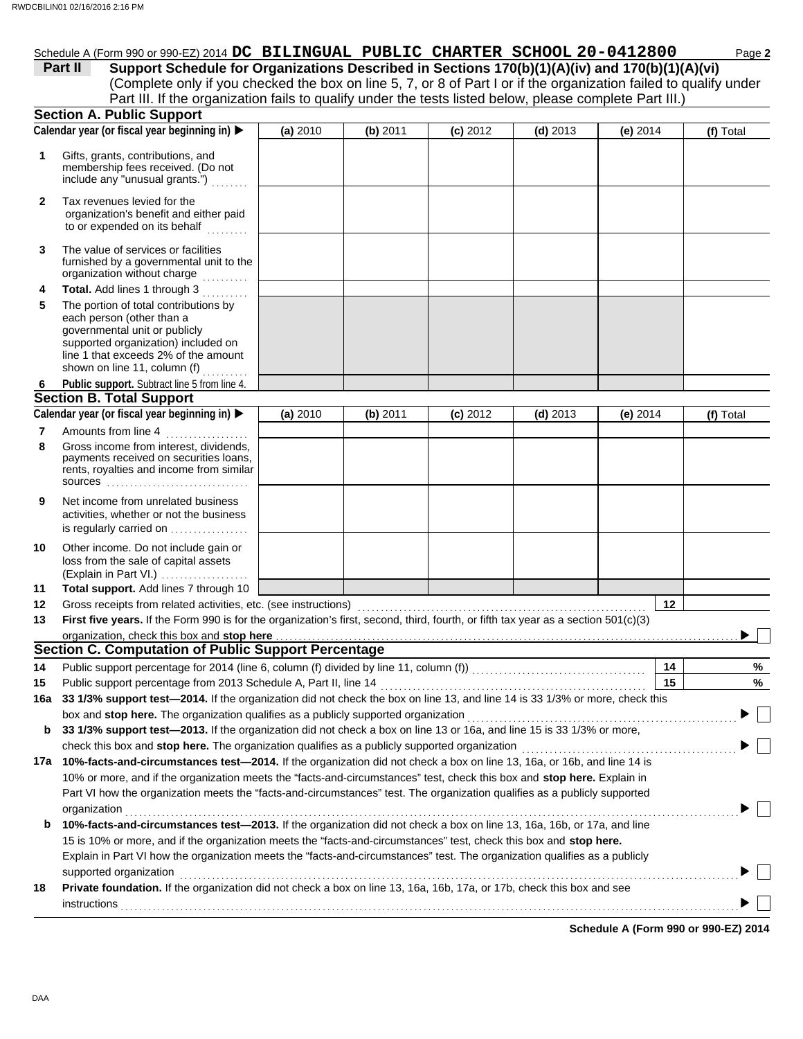Schedule A (Form 990 or 990-EZ) 2014 **DC BILINGUAL PUBLIC CHARTER SCHOOL 20-0412800**

**Part II** **Support Schedule for Organizations Described in Sections 170(b)(1)(A)(iv) and 170(b)(1)(A)(vi)**
(Complete only if you checked the box on line 5, 7, or 8 of Part I or if the organization failed to qualify under Part III. If the organization fails to qualify under the tests listed below, please complete Part III.)

## Section A. Public Support

| Calendar year (or fiscal year beginning in) ▶ | (a) 2010 | (b) 2011 | (c) 2012 | (d) 2013 | (e) 2014 | (f) Total |
|---|---|---|---|---|---|---|
| **1** Gifts, grants, contributions, and membership fees received. (Do not include any "unusual grants.") | | | | | | |
| **2** Tax revenues levied for the organization's benefit and either paid to or expended on its behalf | | | | | | |
| **3** The value of services or facilities furnished by a governmental unit to the organization without charge | | | | | | |
| **4** **Total.** Add lines 1 through 3 | | | | | | |
| **5** The portion of total contributions by each person (other than a governmental unit or publicly supported organization) included on line 1 that exceeds 2% of the amount shown on line 11, column (f) | | | | | | |
| **6** **Public support.** Subtract line 5 from line 4. | | | | | | |

## Section B. Total Support

| Calendar year (or fiscal year beginning in) ▶ | (a) 2010 | (b) 2011 | (c) 2012 | (d) 2013 | (e) 2014 | (f) Total |
|---|---|---|---|---|---|---|
| **7** Amounts from line 4 | | | | | | |
| **8** Gross income from interest, dividends, payments received on securities loans, rents, royalties and income from similar sources | | | | | | |
| **9** Net income from unrelated business activities, whether or not the business is regularly carried on | | | | | | |
| **10** Other income. Do not include gain or loss from the sale of capital assets (Explain in Part VI.) | | | | | | |
| **11** **Total support.** Add lines 7 through 10 | | | | | | |

**12** Gross receipts from related activities, etc. (see instructions) **12**

**13** **First five years.** If the Form 990 is for the organization's first, second, third, fourth, or fifth tax year as a section 501(c)(3) organization, check this box and **stop here** ▶ ☐

## Section C. Computation of Public Support Percentage

**14** Public support percentage for 2014 (line 6, column (f) divided by line 11, column (f)) **14** %

**15** Public support percentage from 2013 Schedule A, Part II, line 14 **15** %

**16a** **33 1/3% support test—2014.** If the organization did not check the box on line 13, and line 14 is 33 1/3% or more, check this box and **stop here.** The organization qualifies as a publicly supported organization ▶ ☐

**b** **33 1/3% support test—2013.** If the organization did not check a box on line 13 or 16a, and line 15 is 33 1/3% or more, check this box and **stop here.** The organization qualifies as a publicly supported organization ▶ ☐

**17a** **10%-facts-and-circumstances test—2014.** If the organization did not check a box on line 13, 16a, or 16b, and line 14 is 10% or more, and if the organization meets the "facts-and-circumstances" test, check this box and **stop here.** Explain in Part VI how the organization meets the "facts-and-circumstances" test. The organization qualifies as a publicly supported organization ▶ ☐

**b** **10%-facts-and-circumstances test—2013.** If the organization did not check a box on line 13, 16a, 16b, or 17a, and line 15 is 10% or more, and if the organization meets the "facts-and-circumstances" test, check this box and **stop here.** Explain in Part VI how the organization meets the "facts-and-circumstances" test. The organization qualifies as a publicly supported organization ▶ ☐

**18** **Private foundation.** If the organization did not check a box on line 13, 16a, 16b, 17a, or 17b, check this box and see instructions ▶ ☐

**Schedule A (Form 990 or 990-EZ) 2014**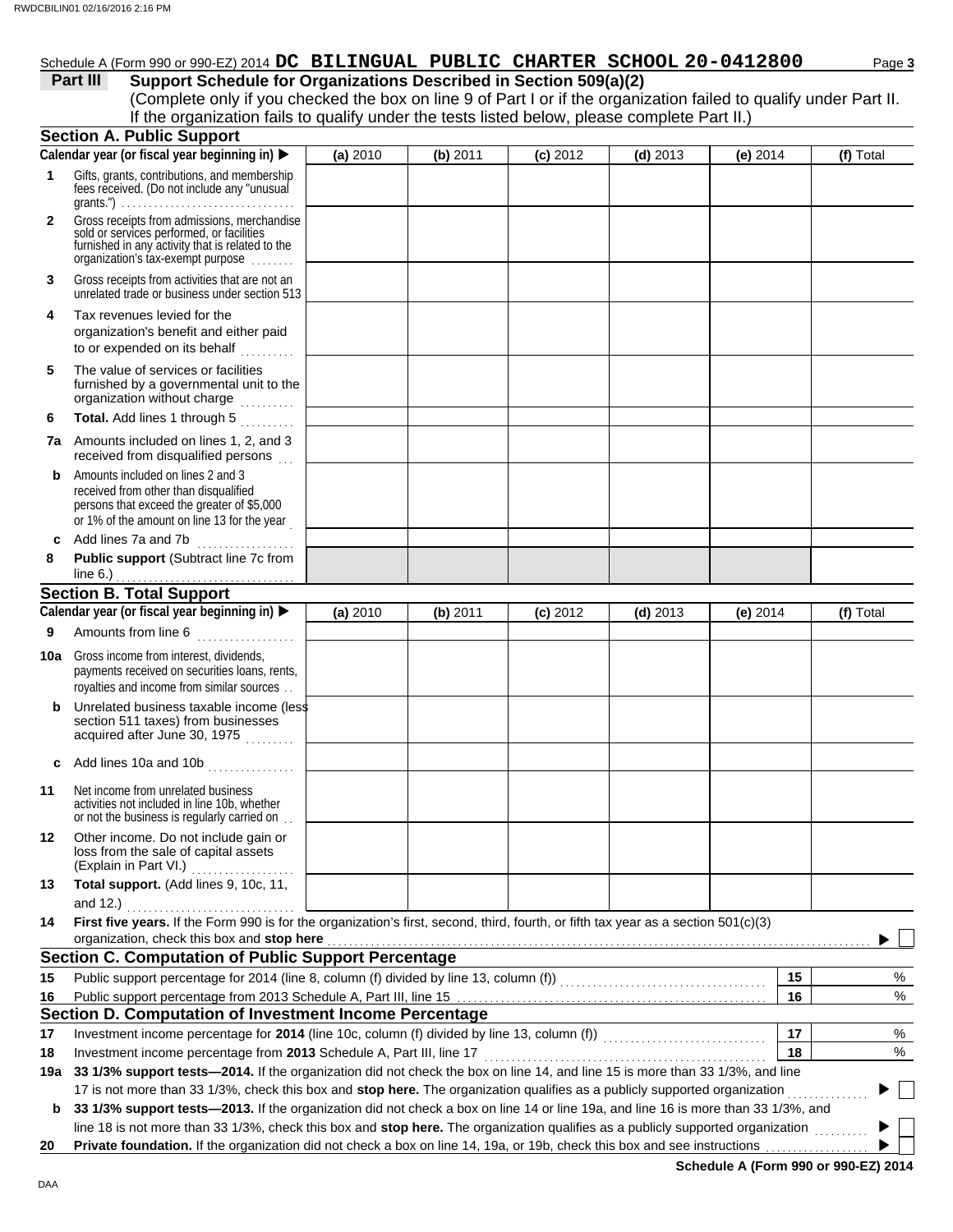Schedule A (Form 990 or 990-EZ) 2014 **DC BILINGUAL PUBLIC CHARTER SCHOOL 20-0412800**

## Part III Support Schedule for Organizations Described in Section 509(a)(2)

(Complete only if you checked the box on line 9 of Part I or if the organization failed to qualify under Part II. If the organization fails to qualify under the tests listed below, please complete Part II.)

### Section A. Public Support

| Calendar year (or fiscal year beginning in) ▶ | (a) 2010 | (b) 2011 | (c) 2012 | (d) 2013 | (e) 2014 | (f) Total |
|---|---|---|---|---|---|---|
| **1** Gifts, grants, contributions, and membership fees received. (Do not include any "unusual grants.") | | | | | | |
| **2** Gross receipts from admissions, merchandise sold or services performed, or facilities furnished in any activity that is related to the organization's tax-exempt purpose | | | | | | |
| **3** Gross receipts from activities that are not an unrelated trade or business under section 513 | | | | | | |
| **4** Tax revenues levied for the organization's benefit and either paid to or expended on its behalf | | | | | | |
| **5** The value of services or facilities furnished by a governmental unit to the organization without charge | | | | | | |
| **6** **Total.** Add lines 1 through 5 | | | | | | |
| **7a** Amounts included on lines 1, 2, and 3 received from disqualified persons | | | | | | |
| **b** Amounts included on lines 2 and 3 received from other than disqualified persons that exceed the greater of $5,000 or 1% of the amount on line 13 for the year | | | | | | |
| **c** Add lines 7a and 7b | | | | | | |
| **8** **Public support** (Subtract line 7c from line 6.) | | | | | | |

### Section B. Total Support

| Calendar year (or fiscal year beginning in) ▶ | (a) 2010 | (b) 2011 | (c) 2012 | (d) 2013 | (e) 2014 | (f) Total |
|---|---|---|---|---|---|---|
| **9** Amounts from line 6 | | | | | | |
| **10a** Gross income from interest, dividends, payments received on securities loans, rents, royalties and income from similar sources | | | | | | |
| **b** Unrelated business taxable income (less section 511 taxes) from businesses acquired after June 30, 1975 | | | | | | |
| **c** Add lines 10a and 10b | | | | | | |
| **11** Net income from unrelated business activities not included in line 10b, whether or not the business is regularly carried on | | | | | | |
| **12** Other income. Do not include gain or loss from the sale of capital assets (Explain in Part VI.) | | | | | | |
| **13** **Total support.** (Add lines 9, 10c, 11, and 12.) | | | | | | |

**14** **First five years.** If the Form 990 is for the organization's first, second, third, fourth, or fifth tax year as a section 501(c)(3) organization, check this box and **stop here** ▶ ☐

### Section C. Computation of Public Support Percentage

| | | | |
|---|---|---|---|
| **15** | Public support percentage for 2014 (line 8, column (f) divided by line 13, column (f)) | 15 | % |
| **16** | Public support percentage from 2013 Schedule A, Part III, line 15 | 16 | % |

### Section D. Computation of Investment Income Percentage

| | | | |
|---|---|---|---|
| **17** | Investment income percentage for **2014** (line 10c, column (f) divided by line 13, column (f)) | 17 | % |
| **18** | Investment income percentage from **2013** Schedule A, Part III, line 17 | 18 | % |

**19a** **33 1/3% support tests—2014.** If the organization did not check the box on line 14, and line 15 is more than 33 1/3%, and line 17 is not more than 33 1/3%, check this box and **stop here.** The organization qualifies as a publicly supported organization ▶ ☐

**b** **33 1/3% support tests—2013.** If the organization did not check a box on line 14 or line 19a, and line 16 is more than 33 1/3%, and line 18 is not more than 33 1/3%, check this box and **stop here.** The organization qualifies as a publicly supported organization ▶ ☐

**20** **Private foundation.** If the organization did not check a box on line 14, 19a, or 19b, check this box and see instructions ▶ ☐

**Schedule A (Form 990 or 990-EZ) 2014**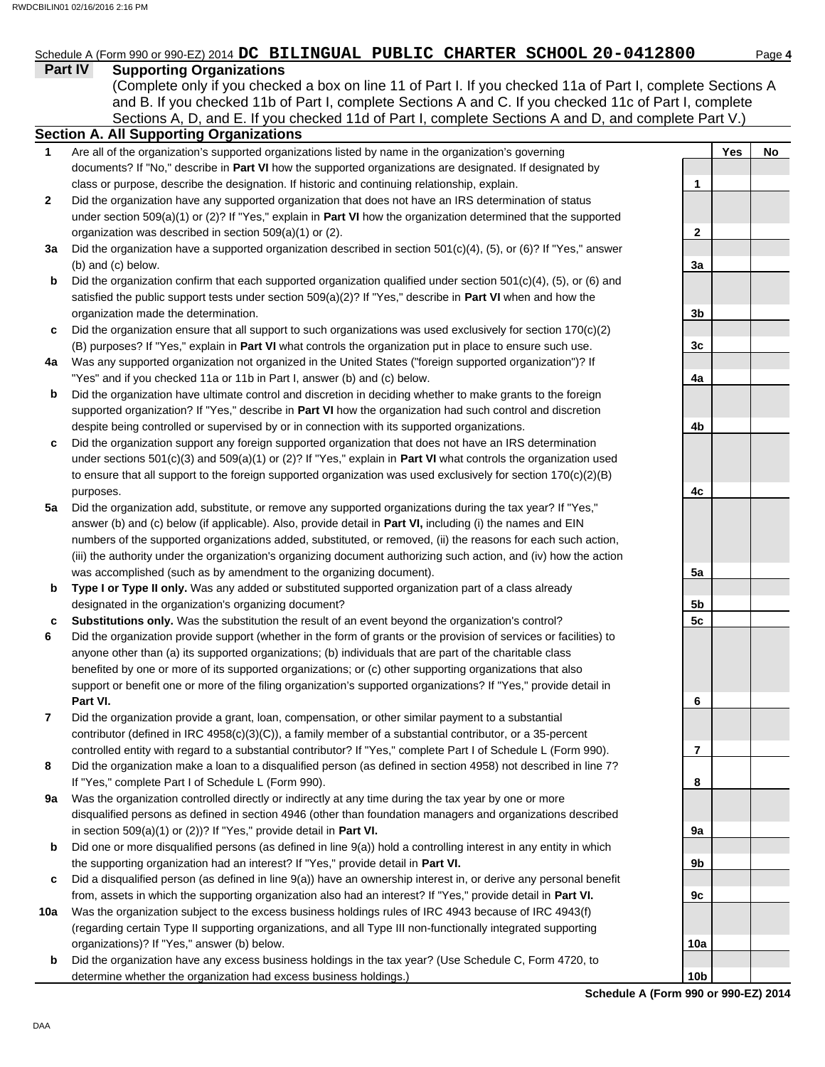Schedule A (Form 990 or 990-EZ) 2014 **DC BILINGUAL PUBLIC CHARTER SCHOOL 20-0412800** Page **4**

## Part IV Supporting Organizations

(Complete only if you checked a box on line 11 of Part I. If you checked 11a of Part I, complete Sections A and B. If you checked 11b of Part I, complete Sections A and C. If you checked 11c of Part I, complete Sections A, D, and E. If you checked 11d of Part I, complete Sections A and D, and complete Part V.)

### Section A. All Supporting Organizations

| | | | Yes | No |
|---|---|---|---|---|
| **1** | Are all of the organization's supported organizations listed by name in the organization's governing documents? If "No," describe in **Part VI** how the supported organizations are designated. If designated by class or purpose, describe the designation. If historic and continuing relationship, explain. | 1 | | |
| **2** | Did the organization have any supported organization that does not have an IRS determination of status under section 509(a)(1) or (2)? If "Yes," explain in **Part VI** how the organization determined that the supported organization was described in section 509(a)(1) or (2). | 2 | | |
| **3a** | Did the organization have a supported organization described in section 501(c)(4), (5), or (6)? If "Yes," answer (b) and (c) below. | 3a | | |
| **b** | Did the organization confirm that each supported organization qualified under section 501(c)(4), (5), or (6) and satisfied the public support tests under section 509(a)(2)? If "Yes," describe in **Part VI** when and how the organization made the determination. | 3b | | |
| **c** | Did the organization ensure that all support to such organizations was used exclusively for section 170(c)(2)(B) purposes? If "Yes," explain in **Part VI** what controls the organization put in place to ensure such use. | 3c | | |
| **4a** | Was any supported organization not organized in the United States ("foreign supported organization")? If "Yes" and if you checked 11a or 11b in Part I, answer (b) and (c) below. | 4a | | |
| **b** | Did the organization have ultimate control and discretion in deciding whether to make grants to the foreign supported organization? If "Yes," describe in **Part VI** how the organization had such control and discretion despite being controlled or supervised by or in connection with its supported organizations. | 4b | | |
| **c** | Did the organization support any foreign supported organization that does not have an IRS determination under sections 501(c)(3) and 509(a)(1) or (2)? If "Yes," explain in **Part VI** what controls the organization used to ensure that all support to the foreign supported organization was used exclusively for section 170(c)(2)(B) purposes. | 4c | | |
| **5a** | Did the organization add, substitute, or remove any supported organizations during the tax year? If "Yes," answer (b) and (c) below (if applicable). Also, provide detail in **Part VI,** including (i) the names and EIN numbers of the supported organizations added, substituted, or removed, (ii) the reasons for each such action, (iii) the authority under the organization's organizing document authorizing such action, and (iv) how the action was accomplished (such as by amendment to the organizing document). | 5a | | |
| **b** | **Type I or Type II only.** Was any added or substituted supported organization part of a class already designated in the organization's organizing document? | 5b | | |
| **c** | **Substitutions only.** Was the substitution the result of an event beyond the organization's control? | 5c | | |
| **6** | Did the organization provide support (whether in the form of grants or the provision of services or facilities) to anyone other than (a) its supported organizations; (b) individuals that are part of the charitable class benefited by one or more of its supported organizations; or (c) other supporting organizations that also support or benefit one or more of the filing organization's supported organizations? If "Yes," provide detail in **Part VI.** | 6 | | |
| **7** | Did the organization provide a grant, loan, compensation, or other similar payment to a substantial contributor (defined in IRC 4958(c)(3)(C)), a family member of a substantial contributor, or a 35-percent controlled entity with regard to a substantial contributor? If "Yes," complete Part I of Schedule L (Form 990). | 7 | | |
| **8** | Did the organization make a loan to a disqualified person (as defined in section 4958) not described in line 7? If "Yes," complete Part I of Schedule L (Form 990). | 8 | | |
| **9a** | Was the organization controlled directly or indirectly at any time during the tax year by one or more disqualified persons as defined in section 4946 (other than foundation managers and organizations described in section 509(a)(1) or (2))? If "Yes," provide detail in **Part VI.** | 9a | | |
| **b** | Did one or more disqualified persons (as defined in line 9(a)) hold a controlling interest in any entity in which the supporting organization had an interest? If "Yes," provide detail in **Part VI.** | 9b | | |
| **c** | Did a disqualified person (as defined in line 9(a)) have an ownership interest in, or derive any personal benefit from, assets in which the supporting organization also had an interest? If "Yes," provide detail in **Part VI.** | 9c | | |
| **10a** | Was the organization subject to the excess business holdings rules of IRC 4943 because of IRC 4943(f) (regarding certain Type II supporting organizations, and all Type III non-functionally integrated supporting organizations)? If "Yes," answer (b) below. | 10a | | |
| **b** | Did the organization have any excess business holdings in the tax year? (Use Schedule C, Form 4720, to determine whether the organization had excess business holdings.) | 10b | | |

**Schedule A (Form 990 or 990-EZ) 2014**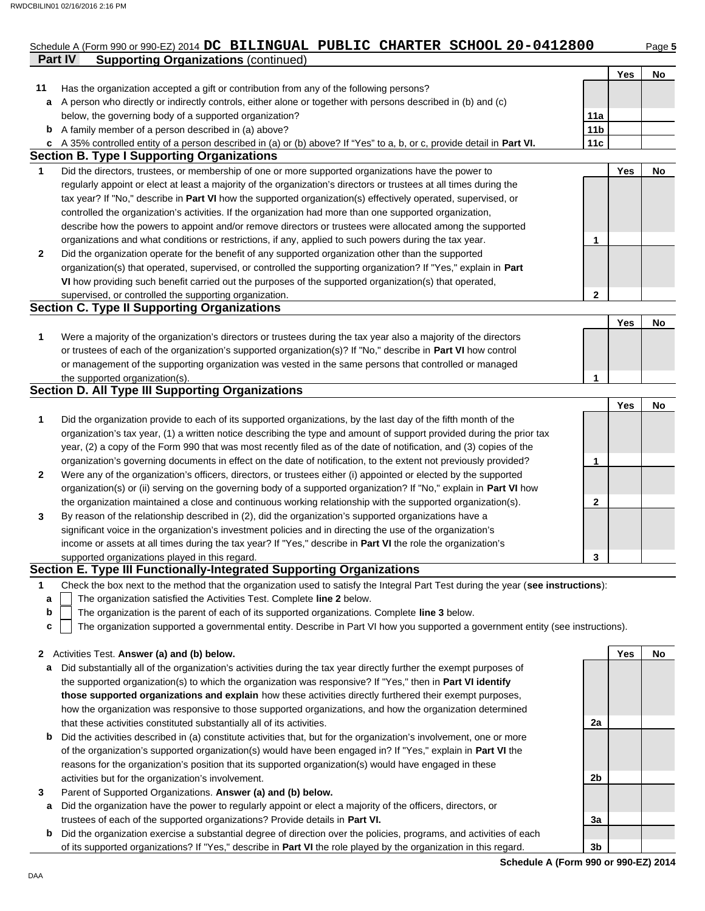Schedule A (Form 990 or 990-EZ) 2014 **DC BILINGUAL PUBLIC CHARTER SCHOOL 20-0412800** Page **5**

**Part IV** **Supporting Organizations** (continued)

| | | | Yes | No |
|---|---|---|---|---|
| **11** | Has the organization accepted a gift or contribution from any of the following persons? | | | |
| **a** | A person who directly or indirectly controls, either alone or together with persons described in (b) and (c) below, the governing body of a supported organization? | **11a** | | |
| **b** | A family member of a person described in (a) above? | **11b** | | |
| **c** | A 35% controlled entity of a person described in (a) or (b) above? If "Yes" to a, b, or c, provide detail in **Part VI.** | **11c** | | |

## Section B. Type I Supporting Organizations

| | | | Yes | No |
|---|---|---|---|---|
| **1** | Did the directors, trustees, or membership of one or more supported organizations have the power to regularly appoint or elect at least a majority of the organization's directors or trustees at all times during the tax year? If "No," describe in **Part VI** how the supported organization(s) effectively operated, supervised, or controlled the organization's activities. If the organization had more than one supported organization, describe how the powers to appoint and/or remove directors or trustees were allocated among the supported organizations and what conditions or restrictions, if any, applied to such powers during the tax year. | **1** | | |
| **2** | Did the organization operate for the benefit of any supported organization other than the supported organization(s) that operated, supervised, or controlled the supporting organization? If "Yes," explain in **Part VI** how providing such benefit carried out the purposes of the supported organization(s) that operated, supervised, or controlled the supporting organization. | **2** | | |

## Section C. Type II Supporting Organizations

| | | | Yes | No |
|---|---|---|---|---|
| **1** | Were a majority of the organization's directors or trustees during the tax year also a majority of the directors or trustees of each of the organization's supported organization(s)? If "No," describe in **Part VI** how control or management of the supporting organization was vested in the same persons that controlled or managed the supported organization(s). | **1** | | |

## Section D. All Type III Supporting Organizations

| | | | Yes | No |
|---|---|---|---|---|
| **1** | Did the organization provide to each of its supported organizations, by the last day of the fifth month of the organization's tax year, (1) a written notice describing the type and amount of support provided during the prior tax year, (2) a copy of the Form 990 that was most recently filed as of the date of notification, and (3) copies of the organization's governing documents in effect on the date of notification, to the extent not previously provided? | **1** | | |
| **2** | Were any of the organization's officers, directors, or trustees either (i) appointed or elected by the supported organization(s) or (ii) serving on the governing body of a supported organization? If "No," explain in **Part VI** how the organization maintained a close and continuous working relationship with the supported organization(s). | **2** | | |
| **3** | By reason of the relationship described in (2), did the organization's supported organizations have a significant voice in the organization's investment policies and in directing the use of the organization's income or assets at all times during the tax year? If "Yes," describe in **Part VI** the role the organization's supported organizations played in this regard. | **3** | | |

## Section E. Type III Functionally-Integrated Supporting Organizations

**1** Check the box next to the method that the organization used to satisfy the Integral Part Test during the year (**see instructions**):

- **a** ☐ The organization satisfied the Activities Test. Complete **line 2** below.
- **b** ☐ The organization is the parent of each of its supported organizations. Complete **line 3** below.
- **c** ☐ The organization supported a governmental entity. Describe in Part VI how you supported a government entity (see instructions).

| | | | Yes | No |
|---|---|---|---|---|
| **2** | Activities Test. **Answer (a) and (b) below.** | | | |
| **a** | Did substantially all of the organization's activities during the tax year directly further the exempt purposes of the supported organization(s) to which the organization was responsive? If "Yes," then in **Part VI identify those supported organizations and explain** how these activities directly furthered their exempt purposes, how the organization was responsive to those supported organizations, and how the organization determined that these activities constituted substantially all of its activities. | **2a** | | |
| **b** | Did the activities described in (a) constitute activities that, but for the organization's involvement, one or more of the organization's supported organization(s) would have been engaged in? If "Yes," explain in **Part VI** the reasons for the organization's position that its supported organization(s) would have engaged in these activities but for the organization's involvement. | **2b** | | |
| **3** | Parent of Supported Organizations. **Answer (a) and (b) below.** | | | |
| **a** | Did the organization have the power to regularly appoint or elect a majority of the officers, directors, or trustees of each of the supported organizations? Provide details in **Part VI.** | **3a** | | |
| **b** | Did the organization exercise a substantial degree of direction over the policies, programs, and activities of each of its supported organizations? If "Yes," describe in **Part VI** the role played by the organization in this regard. | **3b** | | |

**Schedule A (Form 990 or 990-EZ) 2014**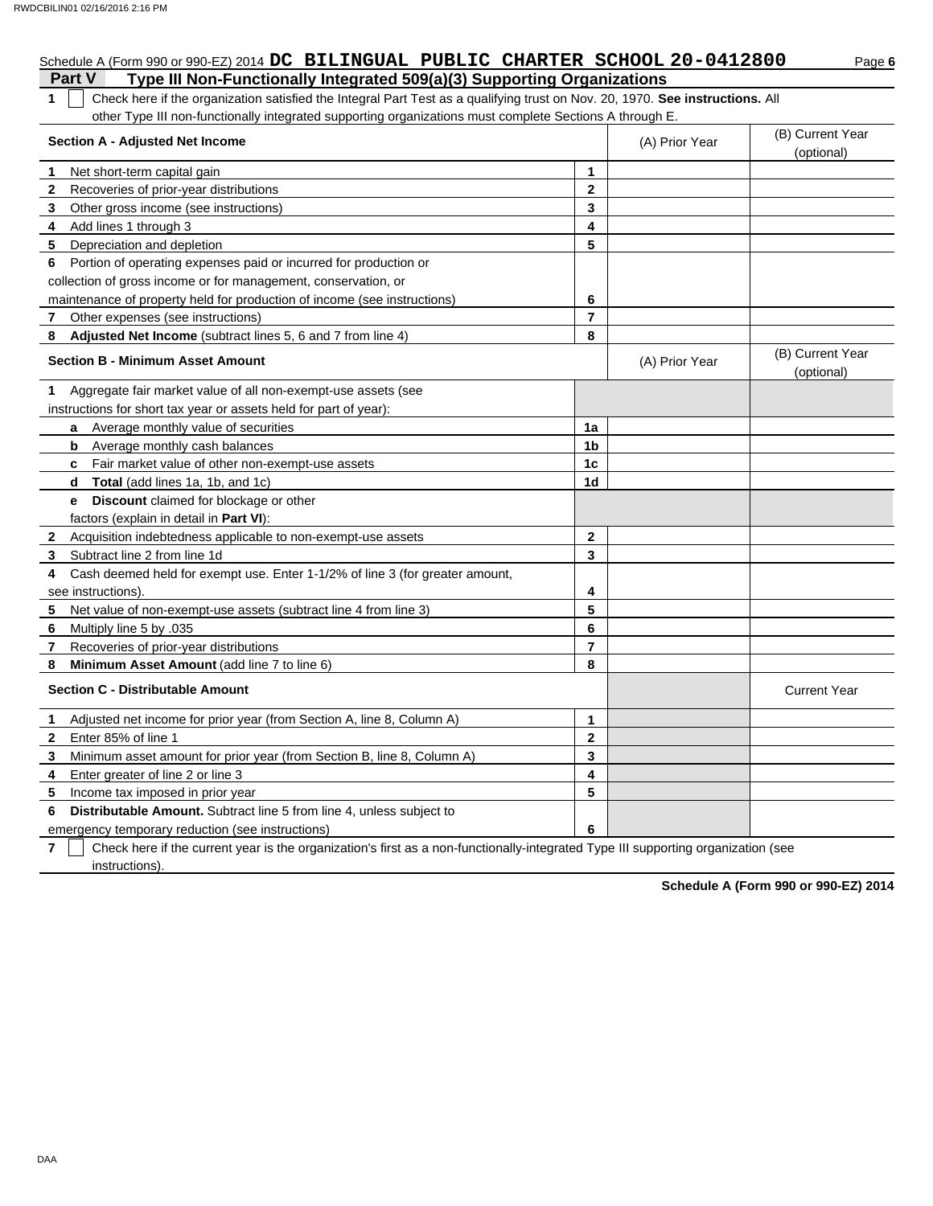Schedule A (Form 990 or 990-EZ) 2014 **DC BILINGUAL PUBLIC CHARTER SCHOOL 20-0412800** Page **6**

## Part V Type III Non-Functionally Integrated 509(a)(3) Supporting Organizations

**1** ☐ Check here if the organization satisfied the Integral Part Test as a qualifying trust on Nov. 20, 1970. **See instructions.** All other Type III non-functionally integrated supporting organizations must complete Sections A through E.

| **Section A - Adjusted Net Income** | | (A) Prior Year | (B) Current Year (optional) |
|---|---|---|---|
| **1** Net short-term capital gain | **1** | | |
| **2** Recoveries of prior-year distributions | **2** | | |
| **3** Other gross income (see instructions) | **3** | | |
| **4** Add lines 1 through 3 | **4** | | |
| **5** Depreciation and depletion | **5** | | |
| **6** Portion of operating expenses paid or incurred for production or collection of gross income or for management, conservation, or maintenance of property held for production of income (see instructions) | **6** | | |
| **7** Other expenses (see instructions) | **7** | | |
| **8** **Adjusted Net Income** (subtract lines 5, 6 and 7 from line 4) | **8** | | |

| **Section B - Minimum Asset Amount** | | (A) Prior Year | (B) Current Year (optional) |
|---|---|---|---|
| **1** Aggregate fair market value of all non-exempt-use assets (see instructions for short tax year or assets held for part of year): | | | |
| **a** Average monthly value of securities | **1a** | | |
| **b** Average monthly cash balances | **1b** | | |
| **c** Fair market value of other non-exempt-use assets | **1c** | | |
| **d** **Total** (add lines 1a, 1b, and 1c) | **1d** | | |
| **e** **Discount** claimed for blockage or other factors (explain in detail in **Part VI**): | | | |
| **2** Acquisition indebtedness applicable to non-exempt-use assets | **2** | | |
| **3** Subtract line 2 from line 1d | **3** | | |
| **4** Cash deemed held for exempt use. Enter 1-1/2% of line 3 (for greater amount, see instructions). | **4** | | |
| **5** Net value of non-exempt-use assets (subtract line 4 from line 3) | **5** | | |
| **6** Multiply line 5 by .035 | **6** | | |
| **7** Recoveries of prior-year distributions | **7** | | |
| **8** **Minimum Asset Amount** (add line 7 to line 6) | **8** | | |

| **Section C - Distributable Amount** | | | Current Year |
|---|---|---|---|
| **1** Adjusted net income for prior year (from Section A, line 8, Column A) | **1** | | |
| **2** Enter 85% of line 1 | **2** | | |
| **3** Minimum asset amount for prior year (from Section B, line 8, Column A) | **3** | | |
| **4** Enter greater of line 2 or line 3 | **4** | | |
| **5** Income tax imposed in prior year | **5** | | |
| **6** **Distributable Amount.** Subtract line 5 from line 4, unless subject to emergency temporary reduction (see instructions) | **6** | | |

**7** ☐ Check here if the current year is the organization's first as a non-functionally-integrated Type III supporting organization (see instructions).

**Schedule A (Form 990 or 990-EZ) 2014**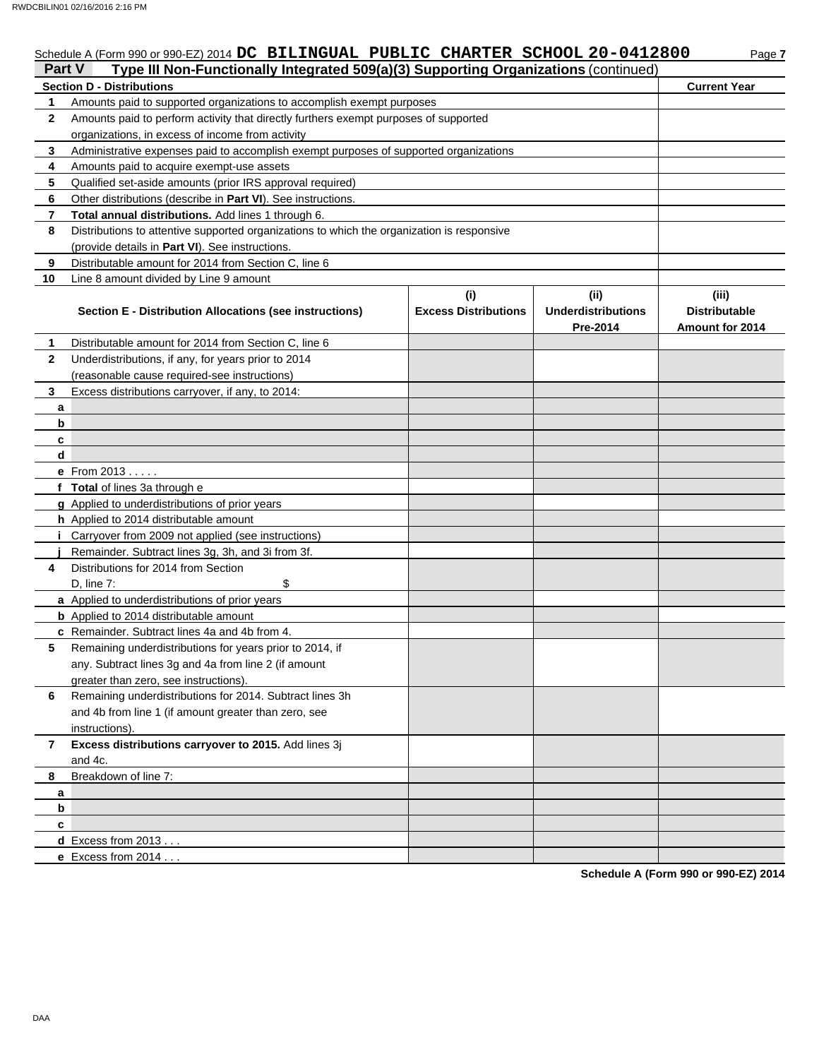Schedule A (Form 990 or 990-EZ) 2014 **DC BILINGUAL PUBLIC CHARTER SCHOOL 20-0412800** Page **7**

## Part V Type III Non-Functionally Integrated 509(a)(3) Supporting Organizations (continued)

| | **Section D - Distributions** | **Current Year** |
|---|---|---|
| **1** | Amounts paid to supported organizations to accomplish exempt purposes | |
| **2** | Amounts paid to perform activity that directly furthers exempt purposes of supported organizations, in excess of income from activity | |
| **3** | Administrative expenses paid to accomplish exempt purposes of supported organizations | |
| **4** | Amounts paid to acquire exempt-use assets | |
| **5** | Qualified set-aside amounts (prior IRS approval required) | |
| **6** | Other distributions (describe in **Part VI**). See instructions. | |
| **7** | **Total annual distributions.** Add lines 1 through 6. | |
| **8** | Distributions to attentive supported organizations to which the organization is responsive (provide details in **Part VI**). See instructions. | |
| **9** | Distributable amount for 2014 from Section C, line 6 | |
| **10** | Line 8 amount divided by Line 9 amount | |

| | **Section E - Distribution Allocations (see instructions)** | **(i) Excess Distributions** | **(ii) Underdistributions Pre-2014** | **(iii) Distributable Amount for 2014** |
|---|---|---|---|---|
| **1** | Distributable amount for 2014 from Section C, line 6 | | | |
| **2** | Underdistributions, if any, for years prior to 2014 (reasonable cause required-see instructions) | | | |
| **3** | Excess distributions carryover, if any, to 2014: | | | |
| **a** | | | | |
| **b** | | | | |
| **c** | | | | |
| **d** | | | | |
| **e** | From 2013 . . . . . | | | |
| **f** | **Total** of lines 3a through e | | | |
| **g** | Applied to underdistributions of prior years | | | |
| **h** | Applied to 2014 distributable amount | | | |
| **i** | Carryover from 2009 not applied (see instructions) | | | |
| **j** | Remainder. Subtract lines 3g, 3h, and 3i from 3f. | | | |
| **4** | Distributions for 2014 from Section D, line 7: $ | | | |
| **a** | Applied to underdistributions of prior years | | | |
| **b** | Applied to 2014 distributable amount | | | |
| **c** | Remainder. Subtract lines 4a and 4b from 4. | | | |
| **5** | Remaining underdistributions for years prior to 2014, if any. Subtract lines 3g and 4a from line 2 (if amount greater than zero, see instructions). | | | |
| **6** | Remaining underdistributions for 2014. Subtract lines 3h and 4b from line 1 (if amount greater than zero, see instructions). | | | |
| **7** | **Excess distributions carryover to 2015.** Add lines 3j and 4c. | | | |
| **8** | Breakdown of line 7: | | | |
| **a** | | | | |
| **b** | | | | |
| **c** | | | | |
| **d** | Excess from 2013 . . . | | | |
| **e** | Excess from 2014 . . . | | | |

**Schedule A (Form 990 or 990-EZ) 2014**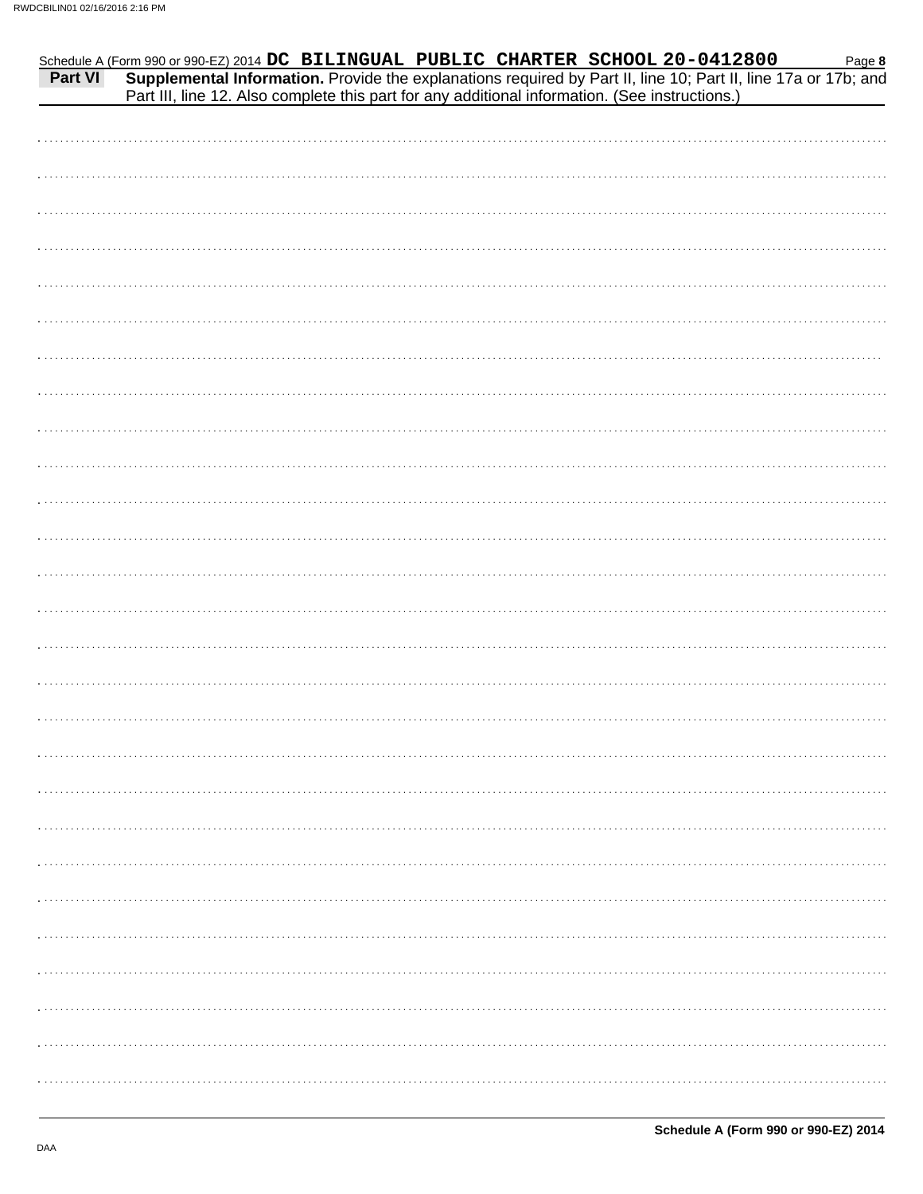Schedule A (Form 990 or 990-EZ) 2014 **DC BILINGUAL PUBLIC CHARTER SCHOOL 20-0412800**

**Part VI** **Supplemental Information.** Provide the explanations required by Part II, line 10; Part II, line 17a or 17b; and Part III, line 12. Also complete this part for any additional information. (See instructions.)

**Schedule A (Form 990 or 990-EZ) 2014**

DAA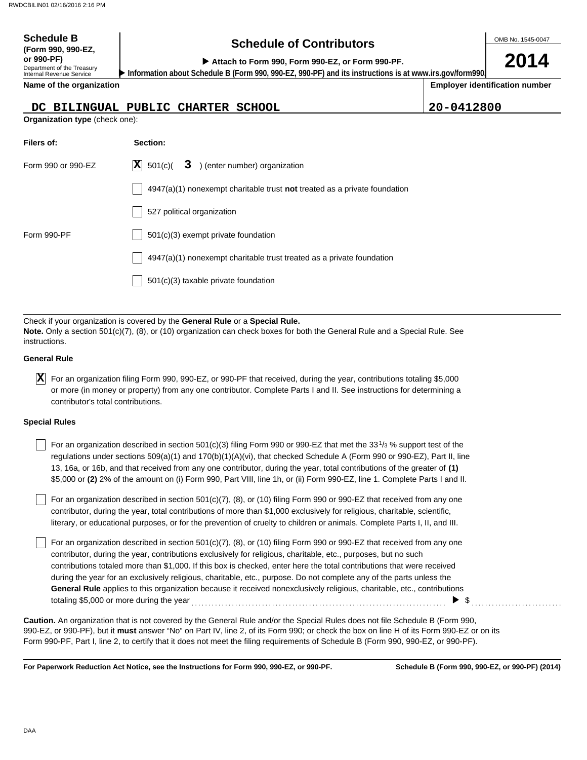**Schedule B** (Form 990, 990-EZ, or 990-PF)
Department of the Treasury
Internal Revenue Service

# Schedule of Contributors

▶ Attach to Form 990, Form 990-EZ, or Form 990-PF.
▶ Information about Schedule B (Form 990, 990-EZ, 990-PF) and its instructions is at www.irs.gov/form990.

OMB No. 1545-0047

**2014**

| Name of the organization | Employer identification number |
| --- | --- |
| DC BILINGUAL PUBLIC CHARTER SCHOOL | 20-0412800 |

**Organization type** (check one):

| Filers of: | Section: |
| --- | --- |
| Form 990 or 990-EZ | [X] 501(c)( 3 ) (enter number) organization |
| | [ ] 4947(a)(1) nonexempt charitable trust **not** treated as a private foundation |
| | [ ] 527 political organization |
| Form 990-PF | [ ] 501(c)(3) exempt private foundation |
| | [ ] 4947(a)(1) nonexempt charitable trust treated as a private foundation |
| | [ ] 501(c)(3) taxable private foundation |

Check if your organization is covered by the **General Rule** or a **Special Rule.**
**Note.** Only a section 501(c)(7), (8), or (10) organization can check boxes for both the General Rule and a Special Rule. See instructions.

**General Rule**

[X] For an organization filing Form 990, 990-EZ, or 990-PF that received, during the year, contributions totaling $5,000 or more (in money or property) from any one contributor. Complete Parts I and II. See instructions for determining a contributor's total contributions.

**Special Rules**

[ ] For an organization described in section 501(c)(3) filing Form 990 or 990-EZ that met the 33 1/3 % support test of the regulations under sections 509(a)(1) and 170(b)(1)(A)(vi), that checked Schedule A (Form 990 or 990-EZ), Part II, line 13, 16a, or 16b, and that received from any one contributor, during the year, total contributions of the greater of **(1)** $5,000 or **(2)** 2% of the amount on (i) Form 990, Part VIII, line 1h, or (ii) Form 990-EZ, line 1. Complete Parts I and II.

[ ] For an organization described in section 501(c)(7), (8), or (10) filing Form 990 or 990-EZ that received from any one contributor, during the year, total contributions of more than $1,000 exclusively for religious, charitable, scientific, literary, or educational purposes, or for the prevention of cruelty to children or animals. Complete Parts I, II, and III.

[ ] For an organization described in section 501(c)(7), (8), or (10) filing Form 990 or 990-EZ that received from any one contributor, during the year, contributions exclusively for religious, charitable, etc., purposes, but no such contributions totaled more than $1,000. If this box is checked, enter here the total contributions that were received during the year for an exclusively religious, charitable, etc., purpose. Do not complete any of the parts unless the **General Rule** applies to this organization because it received nonexclusively religious, charitable, etc., contributions totaling $5,000 or more during the year ........ ▶ $ ........

**Caution.** An organization that is not covered by the General Rule and/or the Special Rules does not file Schedule B (Form 990, 990-EZ, or 990-PF), but it **must** answer "No" on Part IV, line 2, of its Form 990; or check the box on line H of its Form 990-EZ or on its Form 990-PF, Part I, line 2, to certify that it does not meet the filing requirements of Schedule B (Form 990, 990-EZ, or 990-PF).

**For Paperwork Reduction Act Notice, see the Instructions for Form 990, 990-EZ, or 990-PF.** **Schedule B (Form 990, 990-EZ, or 990-PF) (2014)**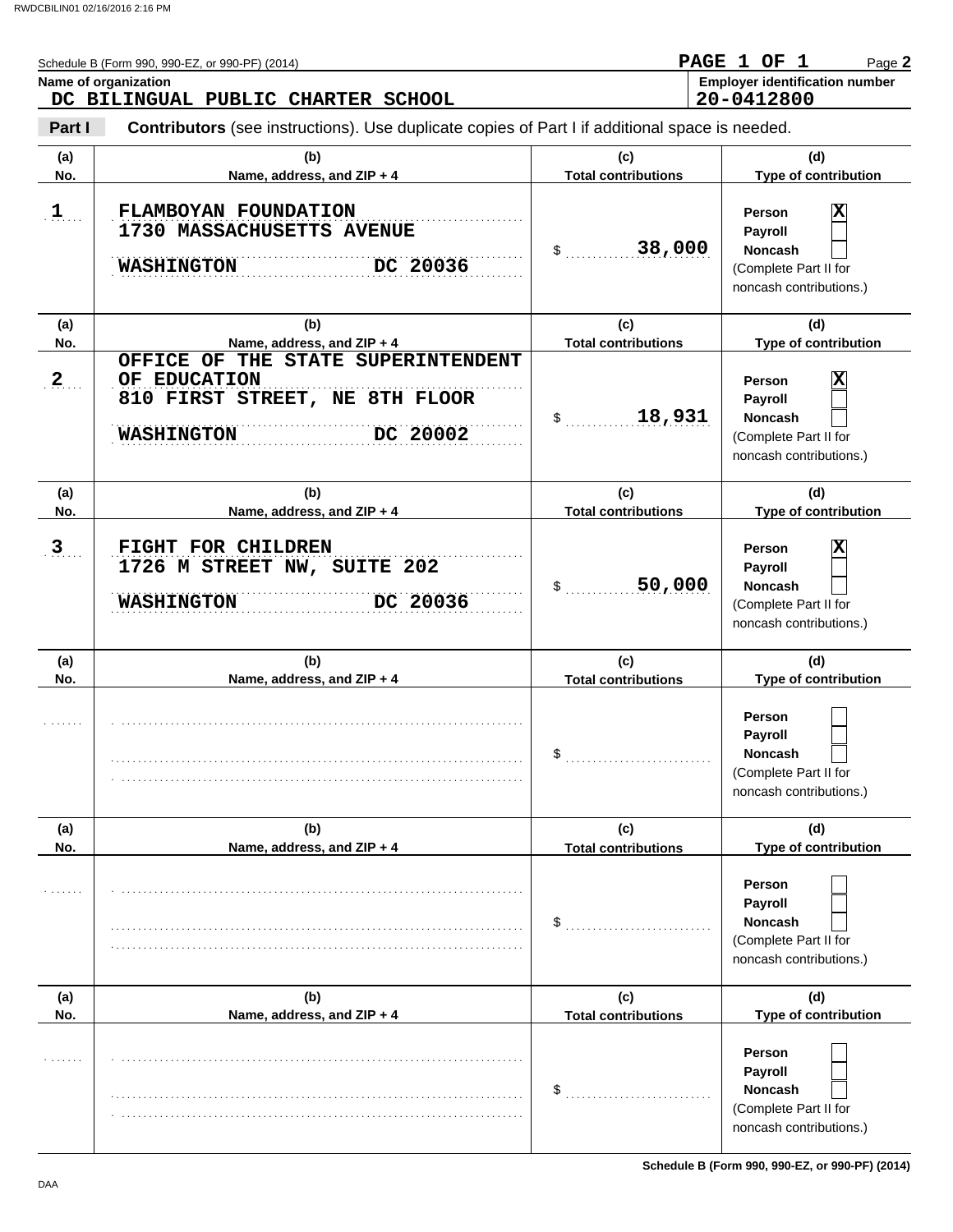Schedule B (Form 990, 990-EZ, or 990-PF) (2014) **PAGE 1 OF 1** Page **2**

**Name of organization**
DC BILINGUAL PUBLIC CHARTER SCHOOL

**Employer identification number**
20-0412800

**Part I** **Contributors** (see instructions). Use duplicate copies of Part I if additional space is needed.

| (a) No. | (b) Name, address, and ZIP + 4 | (c) Total contributions | (d) Type of contribution |
|---|---|---|---|
| 1 | FLAMBOYAN FOUNDATION<br>1730 MASSACHUSETTS AVENUE<br>WASHINGTON DC 20036 | $ 38,000 | Person [X]<br>Payroll [ ]<br>Noncash [ ]<br>(Complete Part II for noncash contributions.) |
| 2 | OFFICE OF THE STATE SUPERINTENDENT OF EDUCATION<br>810 FIRST STREET, NE 8TH FLOOR<br>WASHINGTON DC 20002 | $ 18,931 | Person [X]<br>Payroll [ ]<br>Noncash [ ]<br>(Complete Part II for noncash contributions.) |
| 3 | FIGHT FOR CHILDREN<br>1726 M STREET NW, SUITE 202<br>WASHINGTON DC 20036 | $ 50,000 | Person [X]<br>Payroll [ ]<br>Noncash [ ]<br>(Complete Part II for noncash contributions.) |
| | | $ | Person [ ]<br>Payroll [ ]<br>Noncash [ ]<br>(Complete Part II for noncash contributions.) |
| | | $ | Person [ ]<br>Payroll [ ]<br>Noncash [ ]<br>(Complete Part II for noncash contributions.) |
| | | $ | Person [ ]<br>Payroll [ ]<br>Noncash [ ]<br>(Complete Part II for noncash contributions.) |

Schedule B (Form 990, 990-EZ, or 990-PF) (2014)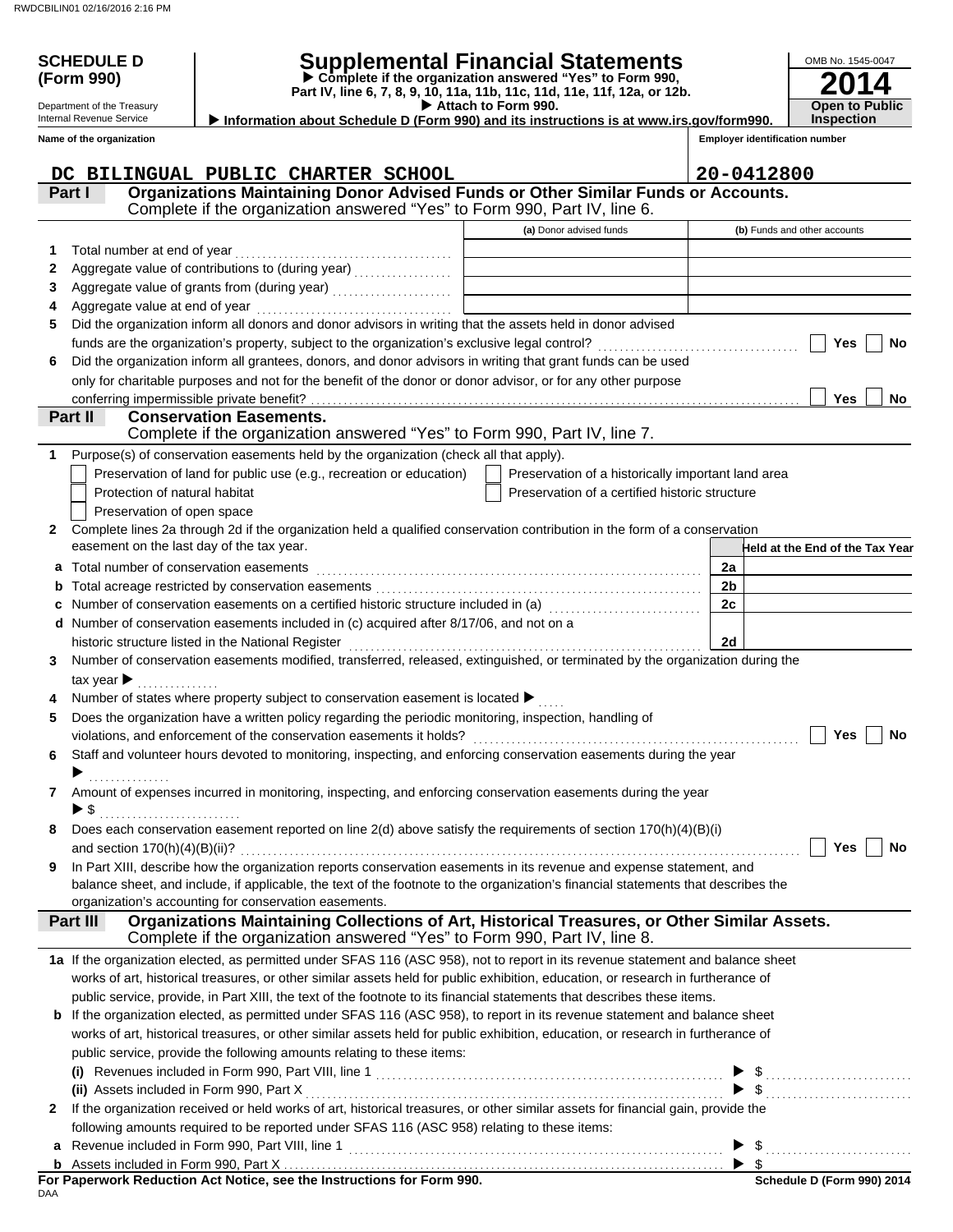RWDCBILIN01 02/16/2016 2:16 PM

# SCHEDULE D (Form 990)

Department of the Treasury
Internal Revenue Service

# Supplemental Financial Statements

▶ Complete if the organization answered "Yes" to Form 990, Part IV, line 6, 7, 8, 9, 10, 11a, 11b, 11c, 11d, 11e, 11f, 12a, or 12b.
▶ Attach to Form 990.
▶ Information about Schedule D (Form 990) and its instructions is at www.irs.gov/form990.

OMB No. 1545-0047
**2014**
**Open to Public Inspection**

**Name of the organization:** DC BILINGUAL PUBLIC CHARTER SCHOOL
**Employer identification number:** 20-0412800

## Part I — Organizations Maintaining Donor Advised Funds or Other Similar Funds or Accounts.
Complete if the organization answered "Yes" to Form 990, Part IV, line 6.

| | | (a) Donor advised funds | (b) Funds and other accounts |
|---|---|---|---|
| 1 | Total number at end of year | | |
| 2 | Aggregate value of contributions to (during year) | | |
| 3 | Aggregate value of grants from (during year) | | |
| 4 | Aggregate value at end of year | | |

5 Did the organization inform all donors and donor advisors in writing that the assets held in donor advised funds are the organization's property, subject to the organization's exclusive legal control? ☐ Yes ☐ No

6 Did the organization inform all grantees, donors, and donor advisors in writing that grant funds can be used only for charitable purposes and not for the benefit of the donor or donor advisor, or for any other purpose conferring impermissible private benefit? ☐ Yes ☐ No

## Part II — Conservation Easements.
Complete if the organization answered "Yes" to Form 990, Part IV, line 7.

1 Purpose(s) of conservation easements held by the organization (check all that apply).

- ☐ Preservation of land for public use (e.g., recreation or education)
- ☐ Preservation of a historically important land area
- ☐ Protection of natural habitat
- ☐ Preservation of a certified historic structure
- ☐ Preservation of open space

2 Complete lines 2a through 2d if the organization held a qualified conservation contribution in the form of a conservation easement on the last day of the tax year.

| | | | Held at the End of the Tax Year |
|---|---|---|---|
| a | Total number of conservation easements | 2a | |
| b | Total acreage restricted by conservation easements | 2b | |
| c | Number of conservation easements on a certified historic structure included in (a) | 2c | |
| d | Number of conservation easements included in (c) acquired after 8/17/06, and not on a historic structure listed in the National Register | 2d | |

3 Number of conservation easements modified, transferred, released, extinguished, or terminated by the organization during the tax year ▶

4 Number of states where property subject to conservation easement is located ▶

5 Does the organization have a written policy regarding the periodic monitoring, inspection, handling of violations, and enforcement of the conservation easements it holds? ☐ Yes ☐ No

6 Staff and volunteer hours devoted to monitoring, inspecting, and enforcing conservation easements during the year ▶

7 Amount of expenses incurred in monitoring, inspecting, and enforcing conservation easements during the year ▶ $

8 Does each conservation easement reported on line 2(d) above satisfy the requirements of section 170(h)(4)(B)(i) and section 170(h)(4)(B)(ii)? ☐ Yes ☐ No

9 In Part XIII, describe how the organization reports conservation easements in its revenue and expense statement, and balance sheet, and include, if applicable, the text of the footnote to the organization's financial statements that describes the organization's accounting for conservation easements.

## Part III — Organizations Maintaining Collections of Art, Historical Treasures, or Other Similar Assets.
Complete if the organization answered "Yes" to Form 990, Part IV, line 8.

1a If the organization elected, as permitted under SFAS 116 (ASC 958), not to report in its revenue statement and balance sheet works of art, historical treasures, or other similar assets held for public exhibition, education, or research in furtherance of public service, provide, in Part XIII, the text of the footnote to its financial statements that describes these items.

b If the organization elected, as permitted under SFAS 116 (ASC 958), to report in its revenue statement and balance sheet works of art, historical treasures, or other similar assets held for public exhibition, education, or research in furtherance of public service, provide the following amounts relating to these items:

(i) Revenues included in Form 990, Part VIII, line 1 ▶ $

(ii) Assets included in Form 990, Part X ▶ $

2 If the organization received or held works of art, historical treasures, or other similar assets for financial gain, provide the following amounts required to be reported under SFAS 116 (ASC 958) relating to these items:

a Revenue included in Form 990, Part VIII, line 1 ▶ $

b Assets included in Form 990, Part X ▶ $

**For Paperwork Reduction Act Notice, see the Instructions for Form 990.** **Schedule D (Form 990) 2014**

DAA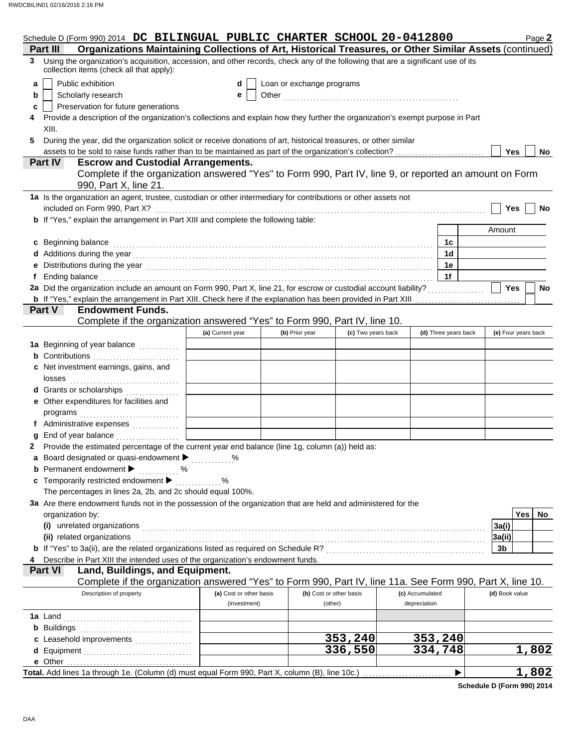Schedule D (Form 990) 2014 **DC BILINGUAL PUBLIC CHARTER SCHOOL 20-0412800** Page **2**

**Part III** **Organizations Maintaining Collections of Art, Historical Treasures, or Other Similar Assets** (continued)

**3** Using the organization's acquisition, accession, and other records, check any of the following that are a significant use of its collection items (check all that apply):

- **a** [ ] Public exhibition
- **b** [ ] Scholarly research
- **c** [ ] Preservation for future generations
- **d** [ ] Loan or exchange programs
- **e** [ ] Other ....................................

**4** Provide a description of the organization's collections and explain how they further the organization's exempt purpose in Part XIII.

**5** During the year, did the organization solicit or receive donations of art, historical treasures, or other similar assets to be sold to raise funds rather than to be maintained as part of the organization's collection? [ ] Yes [ ] No

**Part IV** **Escrow and Custodial Arrangements.**
Complete if the organization answered "Yes" to Form 990, Part IV, line 9, or reported an amount on Form 990, Part X, line 21.

**1a** Is the organization an agent, trustee, custodian or other intermediary for contributions or other assets not included on Form 990, Part X? [ ] Yes [ ] No

**b** If "Yes," explain the arrangement in Part XIII and complete the following table:

| | | Amount |
|---|---|---|
| **c** Beginning balance | 1c | |
| **d** Additions during the year | 1d | |
| **e** Distributions during the year | 1e | |
| **f** Ending balance | 1f | |

**2a** Did the organization include an amount on Form 990, Part X, line 21, for escrow or custodial account liability? [ ] Yes [ ] No

**b** If "Yes," explain the arrangement in Part XIII. Check here if the explanation has been provided in Part XIII [ ]

**Part V** **Endowment Funds.**
Complete if the organization answered "Yes" to Form 990, Part IV, line 10.

| | (a) Current year | (b) Prior year | (c) Two years back | (d) Three years back | (e) Four years back |
|---|---|---|---|---|---|
| **1a** Beginning of year balance | | | | | |
| **b** Contributions | | | | | |
| **c** Net investment earnings, gains, and losses | | | | | |
| **d** Grants or scholarships | | | | | |
| **e** Other expenditures for facilities and programs | | | | | |
| **f** Administrative expenses | | | | | |
| **g** End of year balance | | | | | |

**2** Provide the estimated percentage of the current year end balance (line 1g, column (a)) held as:

- **a** Board designated or quasi-endowment ▶ ............%
- **b** Permanent endowment ▶ ............%
- **c** Temporarily restricted endowment ▶ ............%

The percentages in lines 2a, 2b, and 2c should equal 100%.

**3a** Are there endowment funds not in the possession of the organization that are held and administered for the organization by:

| | | Yes | No |
|---|---|---|---|
| **(i)** unrelated organizations | 3a(i) | | |
| **(ii)** related organizations | 3a(ii) | | |
| **b** If "Yes" to 3a(ii), are the related organizations listed as required on Schedule R? | 3b | | |

**4** Describe in Part XIII the intended uses of the organization's endowment funds.

**Part VI** **Land, Buildings, and Equipment.**
Complete if the organization answered "Yes" to Form 990, Part IV, line 11a. See Form 990, Part X, line 10.

| Description of property | (a) Cost or other basis (investment) | (b) Cost or other basis (other) | (c) Accumulated depreciation | (d) Book value |
|---|---|---|---|---|
| **1a** Land | | | | |
| **b** Buildings | | | | |
| **c** Leasehold improvements | | 353,240 | 353,240 | |
| **d** Equipment | | 336,550 | 334,748 | 1,802 |
| **e** Other | | | | |
| **Total.** Add lines 1a through 1e. (Column (d) must equal Form 990, Part X, column (B), line 10c.) ▶ | | | | 1,802 |

**Schedule D (Form 990) 2014**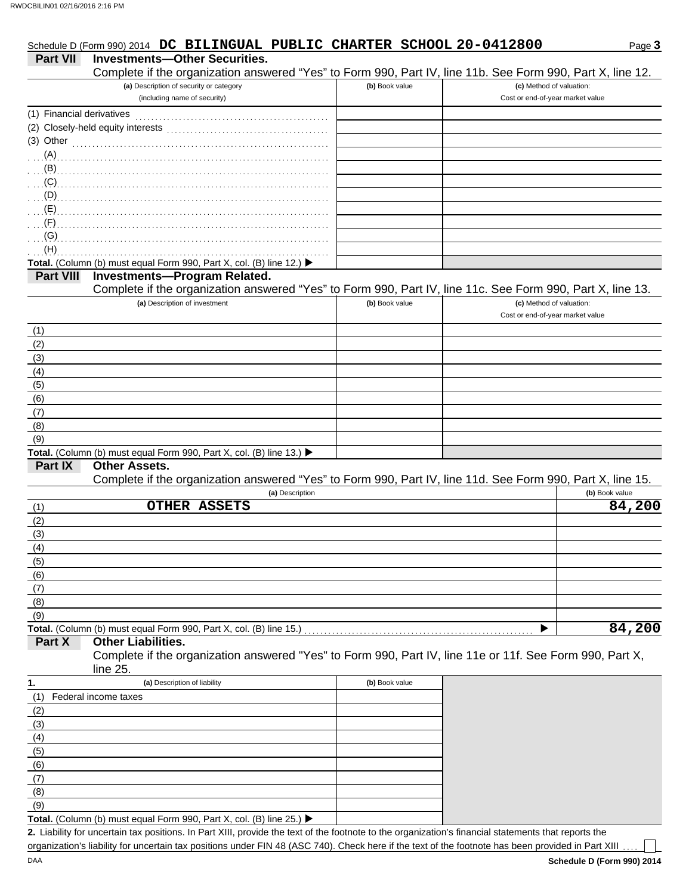Schedule D (Form 990) 2014 **DC BILINGUAL PUBLIC CHARTER SCHOOL 20-0412800** Page **3**

## Part VII Investments—Other Securities.

Complete if the organization answered "Yes" to Form 990, Part IV, line 11b. See Form 990, Part X, line 12.

| (a) Description of security or category (including name of security) | (b) Book value | (c) Method of valuation: Cost or end-of-year market value |
|---|---|---|
| (1) Financial derivatives | | |
| (2) Closely-held equity interests | | |
| (3) Other | | |
| (A) | | |
| (B) | | |
| (C) | | |
| (D) | | |
| (E) | | |
| (F) | | |
| (G) | | |
| (H) | | |
| **Total.** (Column (b) must equal Form 990, Part X, col. (B) line 12.) ▶ | | |

## Part VIII Investments—Program Related.

Complete if the organization answered "Yes" to Form 990, Part IV, line 11c. See Form 990, Part X, line 13.

| (a) Description of investment | (b) Book value | (c) Method of valuation: Cost or end-of-year market value |
|---|---|---|
| (1) | | |
| (2) | | |
| (3) | | |
| (4) | | |
| (5) | | |
| (6) | | |
| (7) | | |
| (8) | | |
| (9) | | |
| **Total.** (Column (b) must equal Form 990, Part X, col. (B) line 13.) ▶ | | |

## Part IX Other Assets.

Complete if the organization answered "Yes" to Form 990, Part IV, line 11d. See Form 990, Part X, line 15.

| (a) Description | (b) Book value |
|---|---|
| (1) OTHER ASSETS | 84,200 |
| (2) | |
| (3) | |
| (4) | |
| (5) | |
| (6) | |
| (7) | |
| (8) | |
| (9) | |
| **Total.** (Column (b) must equal Form 990, Part X, col. (B) line 15.) ▶ | 84,200 |

## Part X Other Liabilities.

Complete if the organization answered "Yes" to Form 990, Part IV, line 11e or 11f. See Form 990, Part X, line 25.

| 1. (a) Description of liability | (b) Book value |
|---|---|
| (1) Federal income taxes | |
| (2) | |
| (3) | |
| (4) | |
| (5) | |
| (6) | |
| (7) | |
| (8) | |
| (9) | |
| **Total.** (Column (b) must equal Form 990, Part X, col. (B) line 25.) ▶ | |

**2.** Liability for uncertain tax positions. In Part XIII, provide the text of the footnote to the organization's financial statements that reports the organization's liability for uncertain tax positions under FIN 48 (ASC 740). Check here if the text of the footnote has been provided in Part XIII ☐

**Schedule D (Form 990) 2014**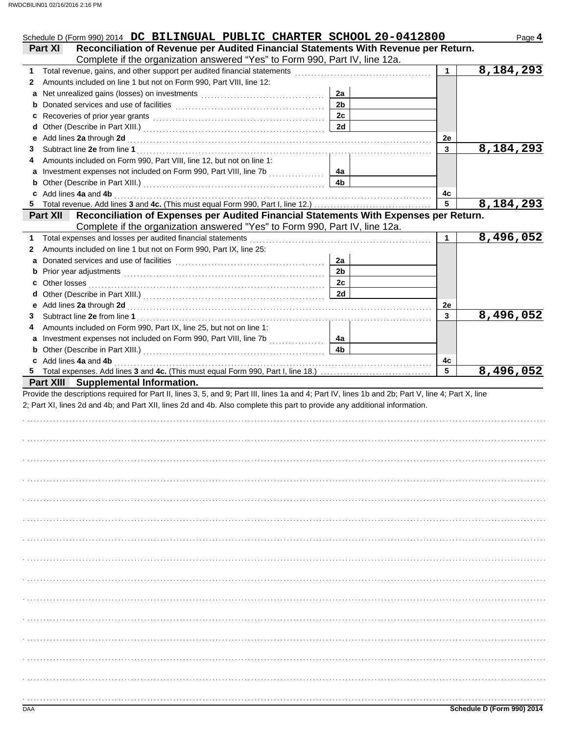Schedule D (Form 990) 2014 **DC BILINGUAL PUBLIC CHARTER SCHOOL 20-0412800** Page **4**

**Part XI Reconciliation of Revenue per Audited Financial Statements With Revenue per Return.**
Complete if the organization answered "Yes" to Form 990, Part IV, line 12a.

| | | | | | |
|---|---|---|---|---|---|
| **1** | Total revenue, gains, and other support per audited financial statements | | | 1 | 8,184,293 |
| **2** | Amounts included on line 1 but not on Form 990, Part VIII, line 12: | | | | |
| **a** | Net unrealized gains (losses) on investments | 2a | | | |
| **b** | Donated services and use of facilities | 2b | | | |
| **c** | Recoveries of prior year grants | 2c | | | |
| **d** | Other (Describe in Part XIII.) | 2d | | | |
| **e** | Add lines **2a** through **2d** | | | 2e | |
| **3** | Subtract line **2e** from line **1** | | | 3 | 8,184,293 |
| **4** | Amounts included on Form 990, Part VIII, line 12, but not on line 1: | | | | |
| **a** | Investment expenses not included on Form 990, Part VIII, line 7b | 4a | | | |
| **b** | Other (Describe in Part XIII.) | 4b | | | |
| **c** | Add lines **4a** and **4b** | | | 4c | |
| **5** | Total revenue. Add lines **3** and **4c.** (This must equal Form 990, Part I, line 12.) | | | 5 | 8,184,293 |

**Part XII Reconciliation of Expenses per Audited Financial Statements With Expenses per Return.**
Complete if the organization answered "Yes" to Form 990, Part IV, line 12a.

| | | | | | |
|---|---|---|---|---|---|
| **1** | Total expenses and losses per audited financial statements | | | 1 | 8,496,052 |
| **2** | Amounts included on line 1 but not on Form 990, Part IX, line 25: | | | | |
| **a** | Donated services and use of facilities | 2a | | | |
| **b** | Prior year adjustments | 2b | | | |
| **c** | Other losses | 2c | | | |
| **d** | Other (Describe in Part XIII.) | 2d | | | |
| **e** | Add lines **2a** through **2d** | | | 2e | |
| **3** | Subtract line **2e** from line **1** | | | 3 | 8,496,052 |
| **4** | Amounts included on Form 990, Part IX, line 25, but not on line 1: | | | | |
| **a** | Investment expenses not included on Form 990, Part VIII, line 7b | 4a | | | |
| **b** | Other (Describe in Part XIII.) | 4b | | | |
| **c** | Add lines **4a** and **4b** | | | 4c | |
| **5** | Total expenses. Add lines **3** and **4c.** (This must equal Form 990, Part I, line 18.) | | | 5 | 8,496,052 |

**Part XIII Supplemental Information.**

Provide the descriptions required for Part II, lines 3, 5, and 9; Part III, lines 1a and 4; Part IV, lines 1b and 2b; Part V, line 4; Part X, line 2; Part XI, lines 2d and 4b; and Part XII, lines 2d and 4b. Also complete this part to provide any additional information.

DAA **Schedule D (Form 990) 2014**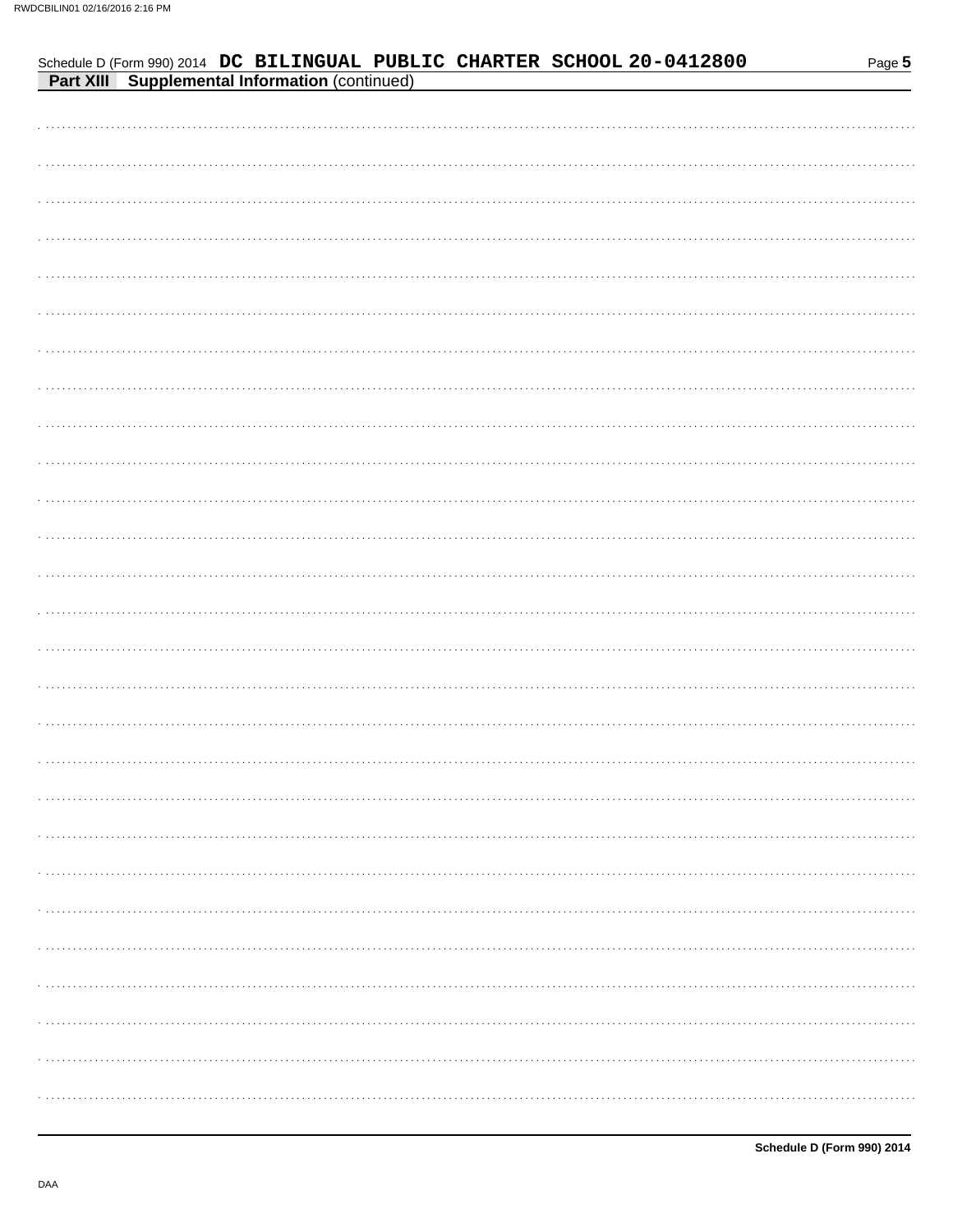Schedule D (Form 990) 2014 **DC BILINGUAL PUBLIC CHARTER SCHOOL 20-0412800**

**Part XIII Supplemental Information** (continued)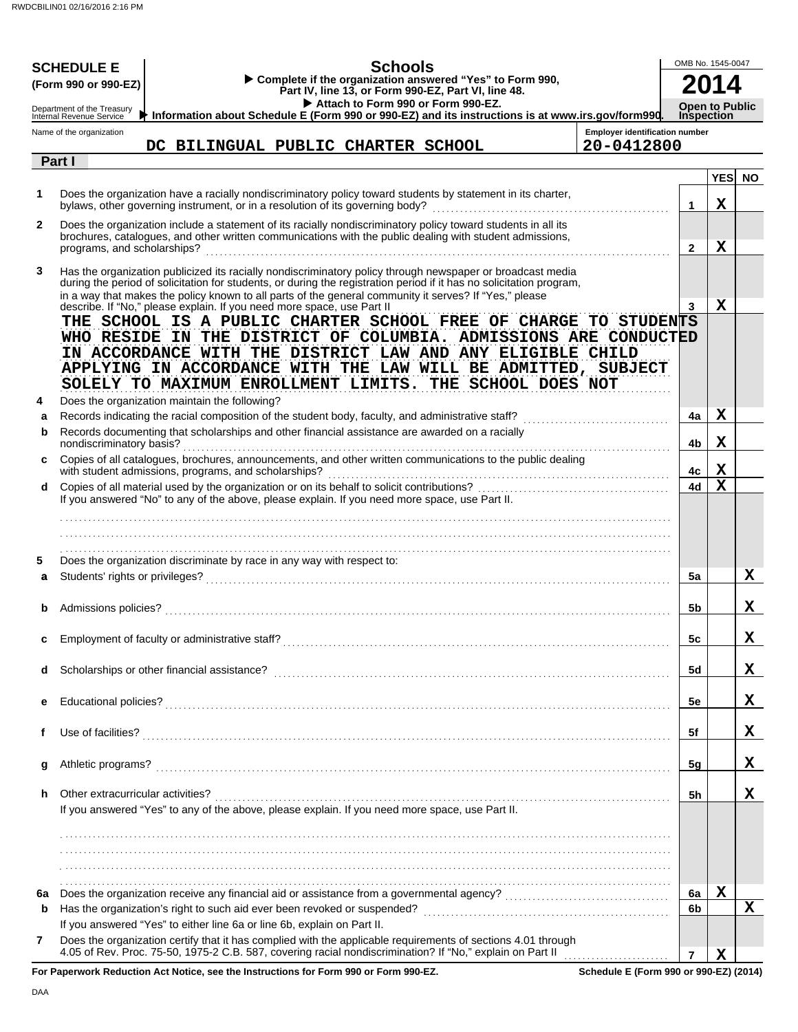**SCHEDULE E (Form 990 or 990-EZ)**

Department of the Treasury
Internal Revenue Service

# Schools

▶ Complete if the organization answered "Yes" to Form 990, Part IV, line 13, or Form 990-EZ, Part VI, line 48.
▶ Attach to Form 990 or Form 990-EZ.
▶ Information about Schedule E (Form 990 or 990-EZ) and its instructions is at www.irs.gov/form990.

OMB No. 1545-0047

**2014**

**Open to Public Inspection**

Name of the organization: DC BILINGUAL PUBLIC CHARTER SCHOOL

Employer identification number: 20-0412800

## Part I

| | | Line | YES | NO |
|---|---|---|---|---|
| 1 | Does the organization have a racially nondiscriminatory policy toward students by statement in its charter, bylaws, other governing instrument, or in a resolution of its governing body? | 1 | X | |
| 2 | Does the organization include a statement of its racially nondiscriminatory policy toward students in all its brochures, catalogues, and other written communications with the public dealing with student admissions, programs, and scholarships? | 2 | X | |
| 3 | Has the organization publicized its racially nondiscriminatory policy through newspaper or broadcast media during the period of solicitation for students, or during the registration period if it has no solicitation program, in a way that makes the policy known to all parts of the general community it serves? If "Yes," please describe. If "No," please explain. If you need more space, use Part II | 3 | X | |

THE SCHOOL IS A PUBLIC CHARTER SCHOOL FREE OF CHARGE TO STUDENTS WHO RESIDE IN THE DISTRICT OF COLUMBIA. ADMISSIONS ARE CONDUCTED IN ACCORDANCE WITH THE DISTRICT LAW AND ANY ELIGIBLE CHILD APPLYING IN ACCORDANCE WITH THE LAW WILL BE ADMITTED, SUBJECT SOLELY TO MAXIMUM ENROLLMENT LIMITS. THE SCHOOL DOES NOT

| | | Line | YES | NO |
|---|---|---|---|---|
| 4 | Does the organization maintain the following? | | | |
| a | Records indicating the racial composition of the student body, faculty, and administrative staff? | 4a | X | |
| b | Records documenting that scholarships and other financial assistance are awarded on a racially nondiscriminatory basis? | 4b | X | |
| c | Copies of all catalogues, brochures, announcements, and other written communications to the public dealing with student admissions, programs, and scholarships? | 4c | X | |
| d | Copies of all material used by the organization or on its behalf to solicit contributions? | 4d | X | |
| | If you answered "No" to any of the above, please explain. If you need more space, use Part II. | | | |
| 5 | Does the organization discriminate by race in any way with respect to: | | | |
| a | Students' rights or privileges? | 5a | | X |
| b | Admissions policies? | 5b | | X |
| c | Employment of faculty or administrative staff? | 5c | | X |
| d | Scholarships or other financial assistance? | 5d | | X |
| e | Educational policies? | 5e | | X |
| f | Use of facilities? | 5f | | X |
| g | Athletic programs? | 5g | | X |
| h | Other extracurricular activities? | 5h | | X |
| | If you answered "Yes" to any of the above, please explain. If you need more space, use Part II. | | | |
| 6a | Does the organization receive any financial aid or assistance from a governmental agency? | 6a | X | |
| b | Has the organization's right to such aid ever been revoked or suspended? | 6b | | X |
| | If you answered "Yes" to either line 6a or line 6b, explain on Part II. | | | |
| 7 | Does the organization certify that it has complied with the applicable requirements of sections 4.01 through 4.05 of Rev. Proc. 75-50, 1975-2 C.B. 587, covering racial nondiscrimination? If "No," explain on Part II | 7 | X | |

For Paperwork Reduction Act Notice, see the Instructions for Form 990 or Form 990-EZ.

Schedule E (Form 990 or 990-EZ) (2014)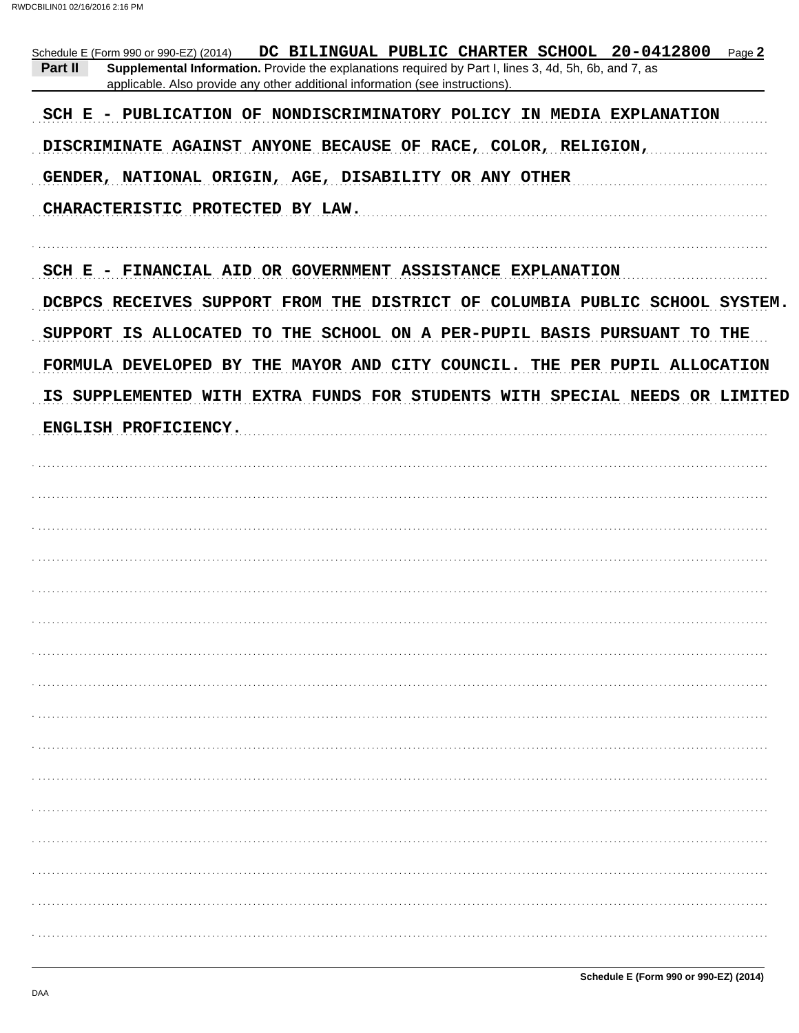Schedule E (Form 990 or 990-EZ) (2014) DC BILINGUAL PUBLIC CHARTER SCHOOL 20-0412800 Page **2**

**Part II** **Supplemental Information.** Provide the explanations required by Part I, lines 3, 4d, 5h, 6b, and 7, as applicable. Also provide any other additional information (see instructions).

SCH E - PUBLICATION OF NONDISCRIMINATORY POLICY IN MEDIA EXPLANATION

DISCRIMINATE AGAINST ANYONE BECAUSE OF RACE, COLOR, RELIGION,

GENDER, NATIONAL ORIGIN, AGE, DISABILITY OR ANY OTHER

CHARACTERISTIC PROTECTED BY LAW.

SCH E - FINANCIAL AID OR GOVERNMENT ASSISTANCE EXPLANATION

DCBPCS RECEIVES SUPPORT FROM THE DISTRICT OF COLUMBIA PUBLIC SCHOOL SYSTEM.

SUPPORT IS ALLOCATED TO THE SCHOOL ON A PER-PUPIL BASIS PURSUANT TO THE

FORMULA DEVELOPED BY THE MAYOR AND CITY COUNCIL. THE PER PUPIL ALLOCATION

IS SUPPLEMENTED WITH EXTRA FUNDS FOR STUDENTS WITH SPECIAL NEEDS OR LIMITED

ENGLISH PROFICIENCY.

**Schedule E (Form 990 or 990-EZ) (2014)**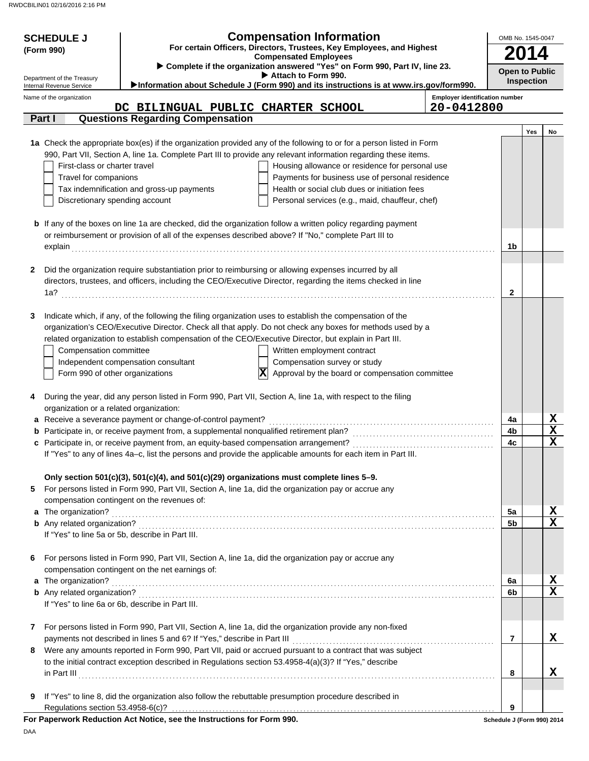RWDCBILIN01 02/16/2016 2:16 PM

**SCHEDULE J**
**(Form 990)**

Department of the Treasury
Internal Revenue Service

# Compensation Information

**For certain Officers, Directors, Trustees, Key Employees, and Highest Compensated Employees**

▶ **Complete if the organization answered "Yes" on Form 990, Part IV, line 23.**
▶ **Attach to Form 990.**
▶**Information about Schedule J (Form 990) and its instructions is at www.irs.gov/form990.**

OMB No. 1545-0047
**2014**
**Open to Public Inspection**

Name of the organization: **DC BILINGUAL PUBLIC CHARTER SCHOOL**
Employer identification number: **20-0412800**

## Part I — Questions Regarding Compensation

| | | | Yes | No |
|---|---|---|---|---|
| **1a** | Check the appropriate box(es) if the organization provided any of the following to or for a person listed in Form 990, Part VII, Section A, line 1a. Complete Part III to provide any relevant information regarding these items.<br>☐ First-class or charter travel ☐ Housing allowance or residence for personal use<br>☐ Travel for companions ☐ Payments for business use of personal residence<br>☐ Tax indemnification and gross-up payments ☐ Health or social club dues or initiation fees<br>☐ Discretionary spending account ☐ Personal services (e.g., maid, chauffeur, chef) | | | |
| **b** | If any of the boxes on line 1a are checked, did the organization follow a written policy regarding payment or reimbursement or provision of all of the expenses described above? If "No," complete Part III to explain | 1b | | |
| **2** | Did the organization require substantiation prior to reimbursing or allowing expenses incurred by all directors, trustees, and officers, including the CEO/Executive Director, regarding the items checked in line 1a? | 2 | | |
| **3** | Indicate which, if any, of the following the filing organization uses to establish the compensation of the organization's CEO/Executive Director. Check all that apply. Do not check any boxes for methods used by a related organization to establish compensation of the CEO/Executive Director, but explain in Part III.<br>☐ Compensation committee ☐ Written employment contract<br>☐ Independent compensation consultant ☐ Compensation survey or study<br>☐ Form 990 of other organizations ☒ Approval by the board or compensation committee | | | |
| **4** | During the year, did any person listed in Form 990, Part VII, Section A, line 1a, with respect to the filing organization or a related organization: | | | |
| **a** | Receive a severance payment or change-of-control payment? | 4a | | X |
| **b** | Participate in, or receive payment from, a supplemental nonqualified retirement plan? | 4b | | X |
| **c** | Participate in, or receive payment from, an equity-based compensation arrangement? | 4c | | X |
| | If "Yes" to any of lines 4a–c, list the persons and provide the applicable amounts for each item in Part III. | | | |
| | **Only section 501(c)(3), 501(c)(4), and 501(c)(29) organizations must complete lines 5–9.** | | | |
| **5** | For persons listed in Form 990, Part VII, Section A, line 1a, did the organization pay or accrue any compensation contingent on the revenues of: | | | |
| **a** | The organization? | 5a | | X |
| **b** | Any related organization? | 5b | | X |
| | If "Yes" to line 5a or 5b, describe in Part III. | | | |
| **6** | For persons listed in Form 990, Part VII, Section A, line 1a, did the organization pay or accrue any compensation contingent on the net earnings of: | | | |
| **a** | The organization? | 6a | | X |
| **b** | Any related organization? | 6b | | X |
| | If "Yes" to line 6a or 6b, describe in Part III. | | | |
| **7** | For persons listed in Form 990, Part VII, Section A, line 1a, did the organization provide any non-fixed payments not described in lines 5 and 6? If "Yes," describe in Part III | 7 | | X |
| **8** | Were any amounts reported in Form 990, Part VII, paid or accrued pursuant to a contract that was subject to the initial contract exception described in Regulations section 53.4958-4(a)(3)? If "Yes," describe in Part III | 8 | | X |
| **9** | If "Yes" to line 8, did the organization also follow the rebuttable presumption procedure described in Regulations section 53.4958-6(c)? | 9 | | |

**For Paperwork Reduction Act Notice, see the Instructions for Form 990.**

Schedule J (Form 990) 2014

DAA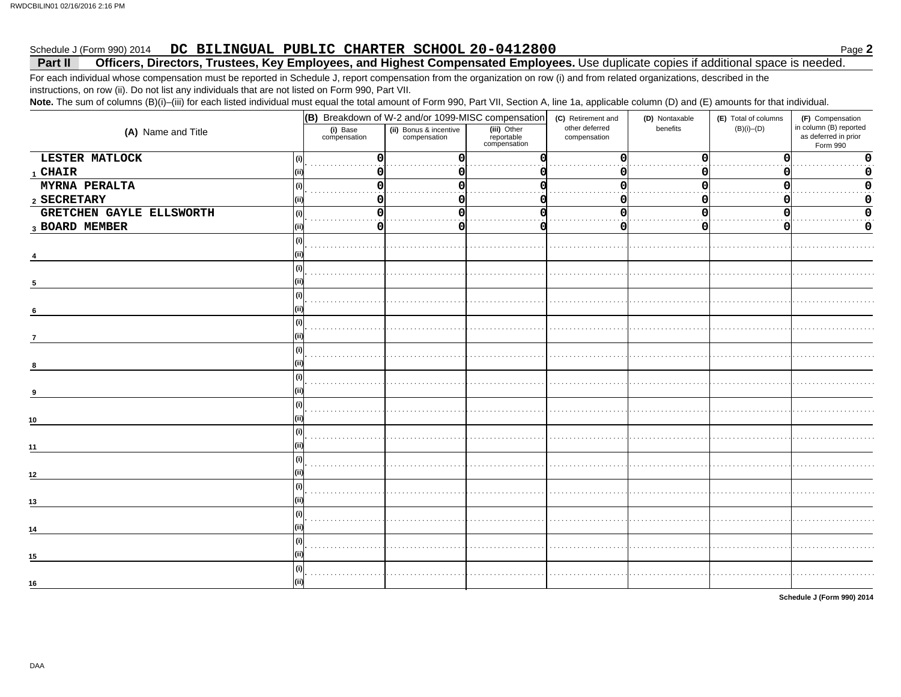Schedule J (Form 990) 2014 **DC BILINGUAL PUBLIC CHARTER SCHOOL 20-0412800** Page **2**

## Part II Officers, Directors, Trustees, Key Employees, and Highest Compensated Employees. Use duplicate copies if additional space is needed.

For each individual whose compensation must be reported in Schedule J, report compensation from the organization on row (i) and from related organizations, described in the instructions, on row (ii). Do not list any individuals that are not listed on Form 990, Part VII.

**Note.** The sum of columns (B)(i)–(iii) for each listed individual must equal the total amount of Form 990, Part VII, Section A, line 1a, applicable column (D) and (E) amounts for that individual.

| (A) Name and Title | | (B) Breakdown of W-2 and/or 1099-MISC compensation | | | (C) Retirement and other deferred compensation | (D) Nontaxable benefits | (E) Total of columns (B)(i)–(D) | (F) Compensation in column (B) reported as deferred in prior Form 990 |
|---|---|---|---|---|---|---|---|---|
| | | (i) Base compensation | (ii) Bonus & incentive compensation | (iii) Other reportable compensation | | | | |
| 1 LESTER MATLOCK | (i) | 0 | 0 | 0 | 0 | 0 | 0 | 0 |
| CHAIR | (ii) | 0 | 0 | 0 | 0 | 0 | 0 | 0 |
| 2 MYRNA PERALTA | (i) | 0 | 0 | 0 | 0 | 0 | 0 | 0 |
| SECRETARY | (ii) | 0 | 0 | 0 | 0 | 0 | 0 | 0 |
| 3 GRETCHEN GAYLE ELLSWORTH | (i) | 0 | 0 | 0 | 0 | 0 | 0 | 0 |
| BOARD MEMBER | (ii) | 0 | 0 | 0 | 0 | 0 | 0 | 0 |
| 4 | (i) | | | | | | | |
| | (ii) | | | | | | | |
| 5 | (i) | | | | | | | |
| | (ii) | | | | | | | |
| 6 | (i) | | | | | | | |
| | (ii) | | | | | | | |
| 7 | (i) | | | | | | | |
| | (ii) | | | | | | | |
| 8 | (i) | | | | | | | |
| | (ii) | | | | | | | |
| 9 | (i) | | | | | | | |
| | (ii) | | | | | | | |
| 10 | (i) | | | | | | | |
| | (ii) | | | | | | | |
| 11 | (i) | | | | | | | |
| | (ii) | | | | | | | |
| 12 | (i) | | | | | | | |
| | (ii) | | | | | | | |
| 13 | (i) | | | | | | | |
| | (ii) | | | | | | | |
| 14 | (i) | | | | | | | |
| | (ii) | | | | | | | |
| 15 | (i) | | | | | | | |
| | (ii) | | | | | | | |
| 16 | (i) | | | | | | | |
| | (ii) | | | | | | | |

**Schedule J (Form 990) 2014**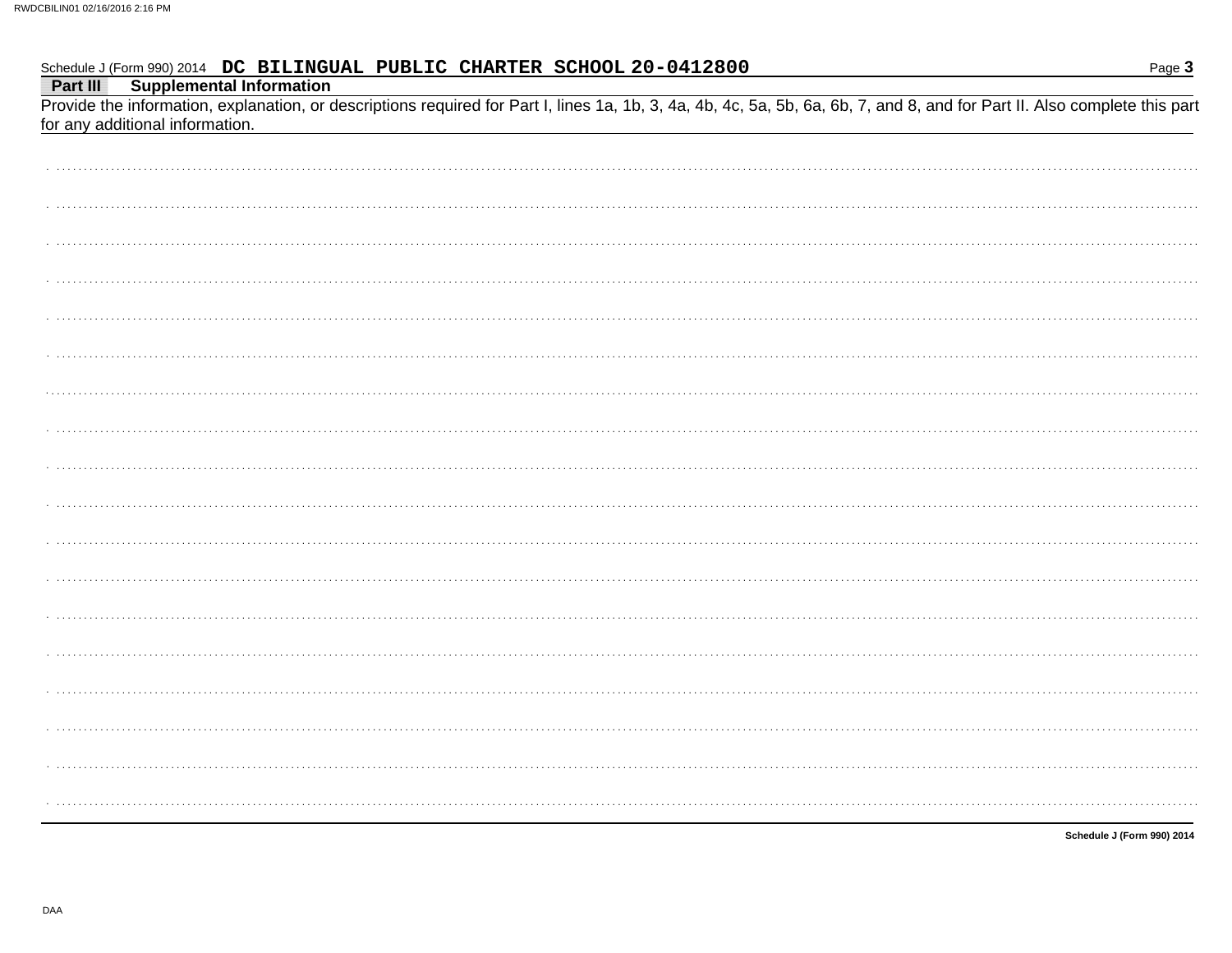Schedule J (Form 990) 2014 **DC BILINGUAL PUBLIC CHARTER SCHOOL 20-0412800** Page **3**

## Part III Supplemental Information

Provide the information, explanation, or descriptions required for Part I, lines 1a, 1b, 3, 4a, 4b, 4c, 5a, 5b, 6a, 6b, 7, and 8, and for Part II. Also complete this part for any additional information.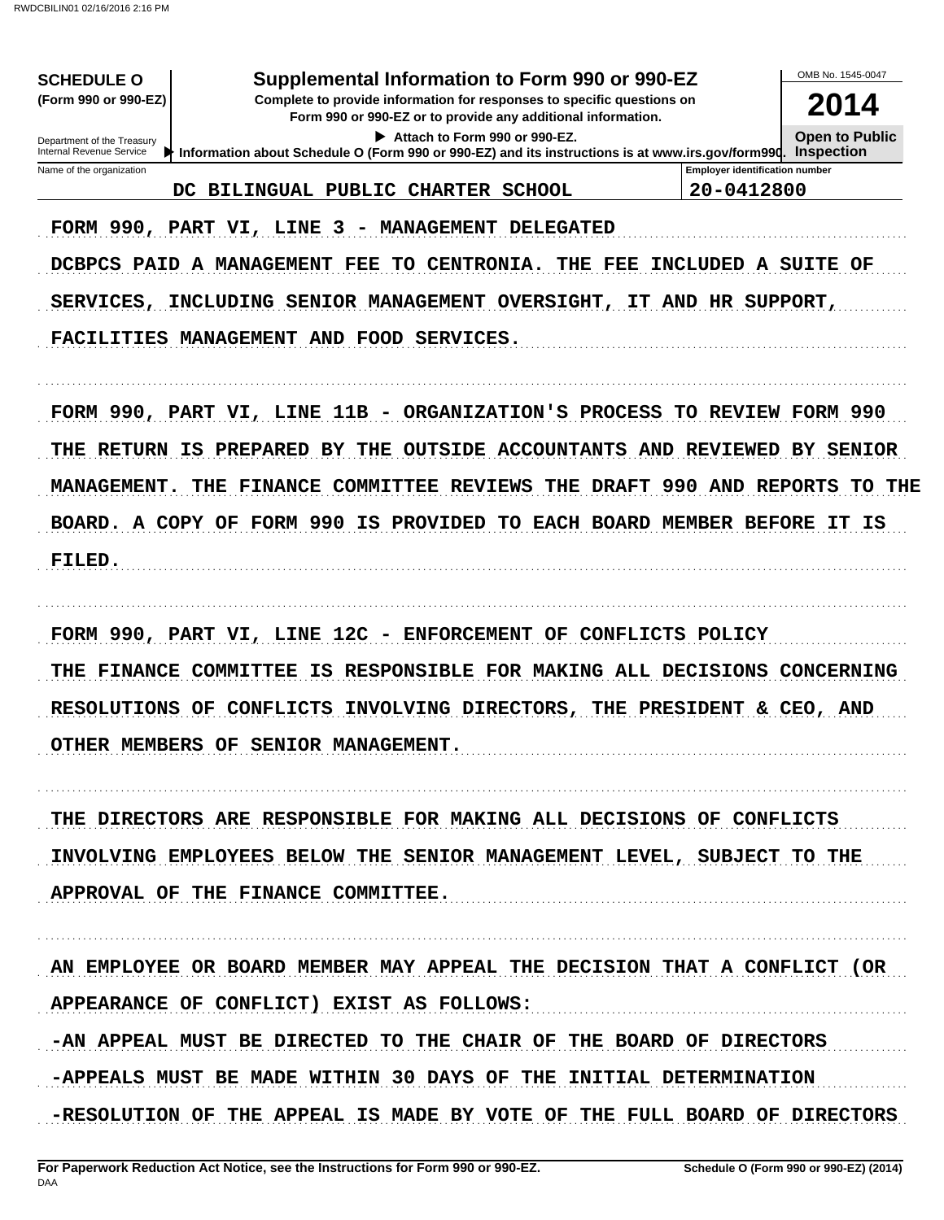**SCHEDULE O** (Form 990 or 990-EZ)

Department of the Treasury
Internal Revenue Service

# Supplemental Information to Form 990 or 990-EZ

**Complete to provide information for responses to specific questions on Form 990 or 990-EZ or to provide any additional information.**

▶ Attach to Form 990 or 990-EZ.

▶ Information about Schedule O (Form 990 or 990-EZ) and its instructions is at www.irs.gov/form990.

OMB No. 1545-0047

**2014**

**Open to Public Inspection**

| Name of the organization | Employer identification number |
|---|---|
| DC BILINGUAL PUBLIC CHARTER SCHOOL | 20-0412800 |

FORM 990, PART VI, LINE 3 - MANAGEMENT DELEGATED

DCBPCS PAID A MANAGEMENT FEE TO CENTRONIA. THE FEE INCLUDED A SUITE OF SERVICES, INCLUDING SENIOR MANAGEMENT OVERSIGHT, IT AND HR SUPPORT, FACILITIES MANAGEMENT AND FOOD SERVICES.

FORM 990, PART VI, LINE 11B - ORGANIZATION'S PROCESS TO REVIEW FORM 990

THE RETURN IS PREPARED BY THE OUTSIDE ACCOUNTANTS AND REVIEWED BY SENIOR MANAGEMENT. THE FINANCE COMMITTEE REVIEWS THE DRAFT 990 AND REPORTS TO THE BOARD. A COPY OF FORM 990 IS PROVIDED TO EACH BOARD MEMBER BEFORE IT IS FILED.

FORM 990, PART VI, LINE 12C - ENFORCEMENT OF CONFLICTS POLICY

THE FINANCE COMMITTEE IS RESPONSIBLE FOR MAKING ALL DECISIONS CONCERNING RESOLUTIONS OF CONFLICTS INVOLVING DIRECTORS, THE PRESIDENT & CEO, AND OTHER MEMBERS OF SENIOR MANAGEMENT.

THE DIRECTORS ARE RESPONSIBLE FOR MAKING ALL DECISIONS OF CONFLICTS INVOLVING EMPLOYEES BELOW THE SENIOR MANAGEMENT LEVEL, SUBJECT TO THE APPROVAL OF THE FINANCE COMMITTEE.

AN EMPLOYEE OR BOARD MEMBER MAY APPEAL THE DECISION THAT A CONFLICT (OR APPEARANCE OF CONFLICT) EXIST AS FOLLOWS:

-AN APPEAL MUST BE DIRECTED TO THE CHAIR OF THE BOARD OF DIRECTORS

-APPEALS MUST BE MADE WITHIN 30 DAYS OF THE INITIAL DETERMINATION

-RESOLUTION OF THE APPEAL IS MADE BY VOTE OF THE FULL BOARD OF DIRECTORS

**For Paperwork Reduction Act Notice, see the Instructions for Form 990 or 990-EZ.** DAA **Schedule O (Form 990 or 990-EZ) (2014)**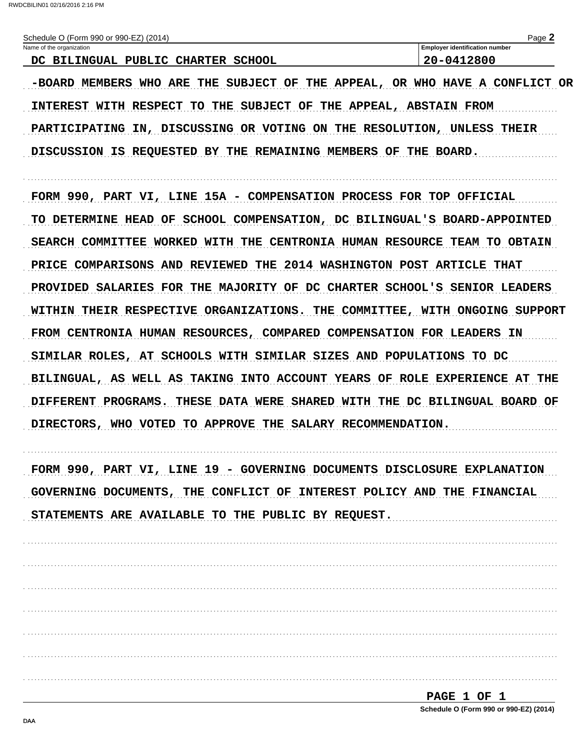Schedule O (Form 990 or 990-EZ) (2014)

| Name of the organization | Employer identification number |
| --- | --- |
| DC BILINGUAL PUBLIC CHARTER SCHOOL | 20-0412800 |

-BOARD MEMBERS WHO ARE THE SUBJECT OF THE APPEAL, OR WHO HAVE A CONFLICT OR INTEREST WITH RESPECT TO THE SUBJECT OF THE APPEAL, ABSTAIN FROM PARTICIPATING IN, DISCUSSING OR VOTING ON THE RESOLUTION, UNLESS THEIR DISCUSSION IS REQUESTED BY THE REMAINING MEMBERS OF THE BOARD.

FORM 990, PART VI, LINE 15A - COMPENSATION PROCESS FOR TOP OFFICIAL

TO DETERMINE HEAD OF SCHOOL COMPENSATION, DC BILINGUAL'S BOARD-APPOINTED SEARCH COMMITTEE WORKED WITH THE CENTRONIA HUMAN RESOURCE TEAM TO OBTAIN PRICE COMPARISONS AND REVIEWED THE 2014 WASHINGTON POST ARTICLE THAT PROVIDED SALARIES FOR THE MAJORITY OF DC CHARTER SCHOOL'S SENIOR LEADERS WITHIN THEIR RESPECTIVE ORGANIZATIONS. THE COMMITTEE, WITH ONGOING SUPPORT FROM CENTRONIA HUMAN RESOURCES, COMPARED COMPENSATION FOR LEADERS IN SIMILAR ROLES, AT SCHOOLS WITH SIMILAR SIZES AND POPULATIONS TO DC BILINGUAL, AS WELL AS TAKING INTO ACCOUNT YEARS OF ROLE EXPERIENCE AT THE DIFFERENT PROGRAMS. THESE DATA WERE SHARED WITH THE DC BILINGUAL BOARD OF DIRECTORS, WHO VOTED TO APPROVE THE SALARY RECOMMENDATION.

FORM 990, PART VI, LINE 19 - GOVERNING DOCUMENTS DISCLOSURE EXPLANATION

GOVERNING DOCUMENTS, THE CONFLICT OF INTEREST POLICY AND THE FINANCIAL STATEMENTS ARE AVAILABLE TO THE PUBLIC BY REQUEST.

PAGE 1 OF 1

Schedule O (Form 990 or 990-EZ) (2014)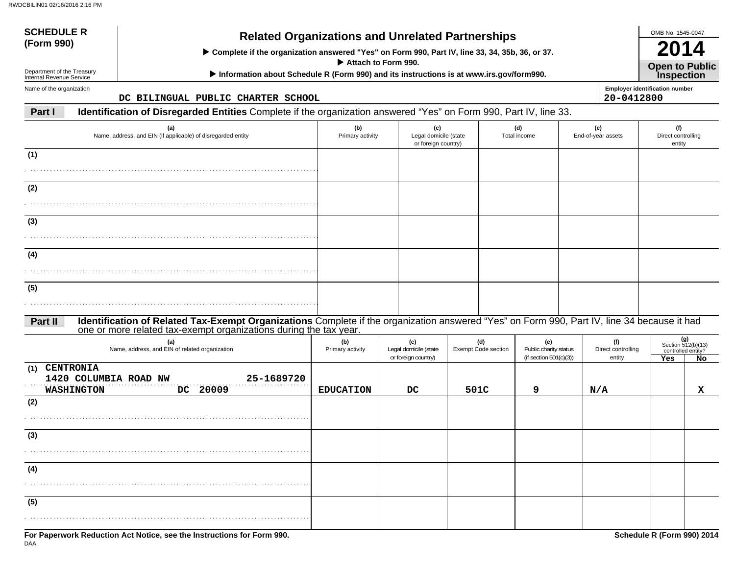**SCHEDULE R (Form 990)**

Department of the Treasury
Internal Revenue Service

# Related Organizations and Unrelated Partnerships

▶ Complete if the organization answered "Yes" on Form 990, Part IV, line 33, 34, 35b, 36, or 37.
▶ Attach to Form 990.
▶ Information about Schedule R (Form 990) and its instructions is at www.irs.gov/form990.

OMB No. 1545-0047

**2014**

**Open to Public Inspection**

Name of the organization: DC BILINGUAL PUBLIC CHARTER SCHOOL

Employer identification number: 20-0412800

## Part I Identification of Disregarded Entities

Complete if the organization answered "Yes" on Form 990, Part IV, line 33.

| | (a) Name, address, and EIN (if applicable) of disregarded entity | (b) Primary activity | (c) Legal domicile (state or foreign country) | (d) Total income | (e) End-of-year assets | (f) Direct controlling entity |
|---|---|---|---|---|---|---|
| (1) | | | | | | |
| (2) | | | | | | |
| (3) | | | | | | |
| (4) | | | | | | |
| (5) | | | | | | |

## Part II Identification of Related Tax-Exempt Organizations

Complete if the organization answered "Yes" on Form 990, Part IV, line 34 because it had one or more related tax-exempt organizations during the tax year.

| | (a) Name, address, and EIN of related organization | (b) Primary activity | (c) Legal domicile (state or foreign country) | (d) Exempt Code section | (e) Public charity status (if section 501(c)(3)) | (f) Direct controlling entity | (g) Section 512(b)(13) controlled entity? Yes | No |
|---|---|---|---|---|---|---|---|---|
| (1) | CENTRONIA<br>1420 COLUMBIA ROAD NW 25-1689720<br>WASHINGTON DC 20009 | EDUCATION | DC | 501C | 9 | N/A | | X |
| (2) | | | | | | | | |
| (3) | | | | | | | | |
| (4) | | | | | | | | |
| (5) | | | | | | | | |

**For Paperwork Reduction Act Notice, see the Instructions for Form 990.**

DAA

**Schedule R (Form 990) 2014**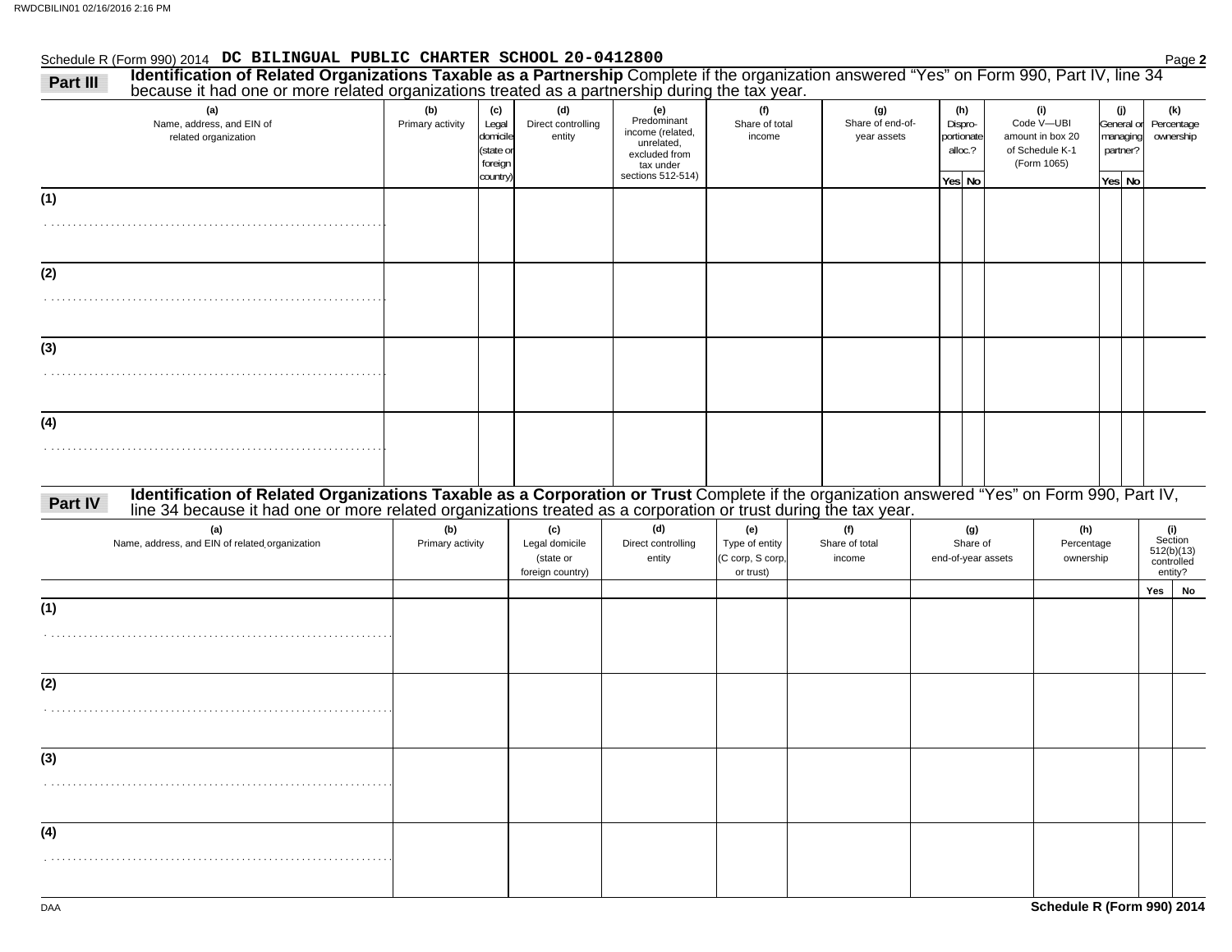Schedule R (Form 990) 2014 **DC BILINGUAL PUBLIC CHARTER SCHOOL 20-0412800** Page **2**

## Part III Identification of Related Organizations Taxable as a Partnership

Complete if the organization answered "Yes" on Form 990, Part IV, line 34 because it had one or more related organizations treated as a partnership during the tax year.

| (a) Name, address, and EIN of related organization | (b) Primary activity | (c) Legal domicile (state or foreign country) | (d) Direct controlling entity | (e) Predominant income (related, unrelated, excluded from tax under sections 512-514) | (f) Share of total income | (g) Share of end-of-year assets | (h) Dispro-portionate alloc.? Yes | (h) No | (i) Code V—UBI amount in box 20 of Schedule K-1 (Form 1065) | (j) General or managing partner? Yes | (j) No | (k) Percentage ownership |
|---|---|---|---|---|---|---|---|---|---|---|---|---|
| (1) | | | | | | | | | | | | |
| (2) | | | | | | | | | | | | |
| (3) | | | | | | | | | | | | |
| (4) | | | | | | | | | | | | |

## Part IV Identification of Related Organizations Taxable as a Corporation or Trust

Complete if the organization answered "Yes" on Form 990, Part IV, line 34 because it had one or more related organizations treated as a corporation or trust during the tax year.

| (a) Name, address, and EIN of related organization | (b) Primary activity | (c) Legal domicile (state or foreign country) | (d) Direct controlling entity | (e) Type of entity (C corp, S corp, or trust) | (f) Share of total income | (g) Share of end-of-year assets | (h) Percentage ownership | (i) Section 512(b)(13) controlled entity? Yes | (i) No |
|---|---|---|---|---|---|---|---|---|---|
| (1) | | | | | | | | | |
| (2) | | | | | | | | | |
| (3) | | | | | | | | | |
| (4) | | | | | | | | | |

DAA **Schedule R (Form 990) 2014**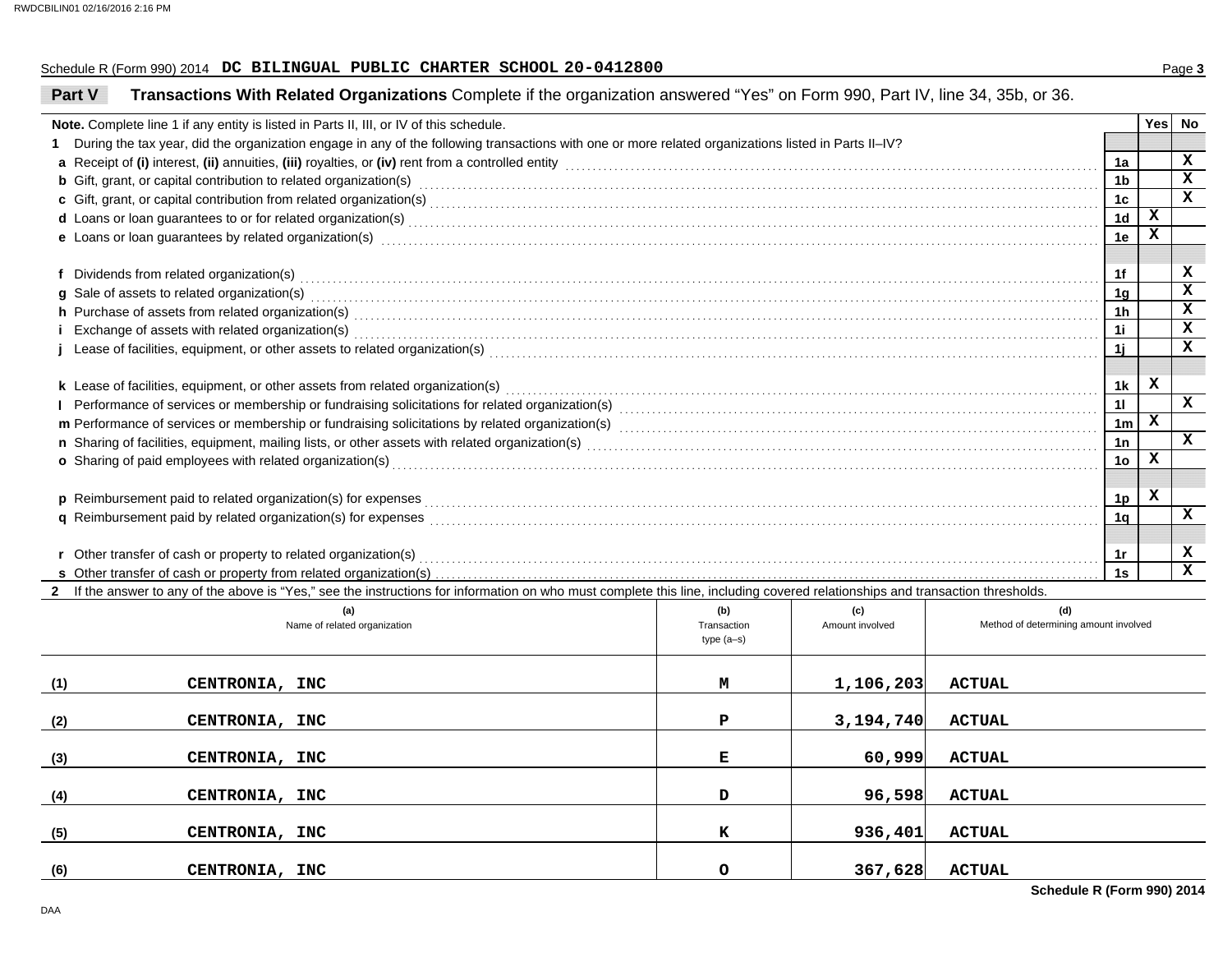Schedule R (Form 990) 2014 **DC BILINGUAL PUBLIC CHARTER SCHOOL 20-0412800**

## Part V Transactions With Related Organizations

Complete if the organization answered "Yes" on Form 990, Part IV, line 34, 35b, or 36.

| Note. Complete line 1 if any entity is listed in Parts II, III, or IV of this schedule. | | Yes | No |
|---|---|---|---|
| **1** During the tax year, did the organization engage in any of the following transactions with one or more related organizations listed in Parts II–IV? | | | |
| **a** Receipt of **(i)** interest, **(ii)** annuities, **(iii)** royalties, or **(iv)** rent from a controlled entity | 1a | | X |
| **b** Gift, grant, or capital contribution to related organization(s) | 1b | | X |
| **c** Gift, grant, or capital contribution from related organization(s) | 1c | | X |
| **d** Loans or loan guarantees to or for related organization(s) | 1d | X | |
| **e** Loans or loan guarantees by related organization(s) | 1e | X | |
| **f** Dividends from related organization(s) | 1f | | X |
| **g** Sale of assets to related organization(s) | 1g | | X |
| **h** Purchase of assets from related organization(s) | 1h | | X |
| **i** Exchange of assets with related organization(s) | 1i | | X |
| **j** Lease of facilities, equipment, or other assets to related organization(s) | 1j | | X |
| **k** Lease of facilities, equipment, or other assets from related organization(s) | 1k | X | |
| **l** Performance of services or membership or fundraising solicitations for related organization(s) | 1l | | X |
| **m** Performance of services or membership or fundraising solicitations by related organization(s) | 1m | X | |
| **n** Sharing of facilities, equipment, mailing lists, or other assets with related organization(s) | 1n | | X |
| **o** Sharing of paid employees with related organization(s) | 1o | X | |
| **p** Reimbursement paid to related organization(s) for expenses | 1p | X | |
| **q** Reimbursement paid by related organization(s) for expenses | 1q | | X |
| **r** Other transfer of cash or property to related organization(s) | 1r | | X |
| **s** Other transfer of cash or property from related organization(s) | 1s | | X |

**2** If the answer to any of the above is "Yes," see the instructions for information on who must complete this line, including covered relationships and transaction thresholds.

| | (a) Name of related organization | (b) Transaction type (a–s) | (c) Amount involved | (d) Method of determining amount involved |
|---|---|---|---|---|
| (1) | CENTRONIA, INC | M | 1,106,203 | ACTUAL |
| (2) | CENTRONIA, INC | P | 3,194,740 | ACTUAL |
| (3) | CENTRONIA, INC | E | 60,999 | ACTUAL |
| (4) | CENTRONIA, INC | D | 96,598 | ACTUAL |
| (5) | CENTRONIA, INC | K | 936,401 | ACTUAL |
| (6) | CENTRONIA, INC | O | 367,628 | ACTUAL |

**Schedule R (Form 990) 2014**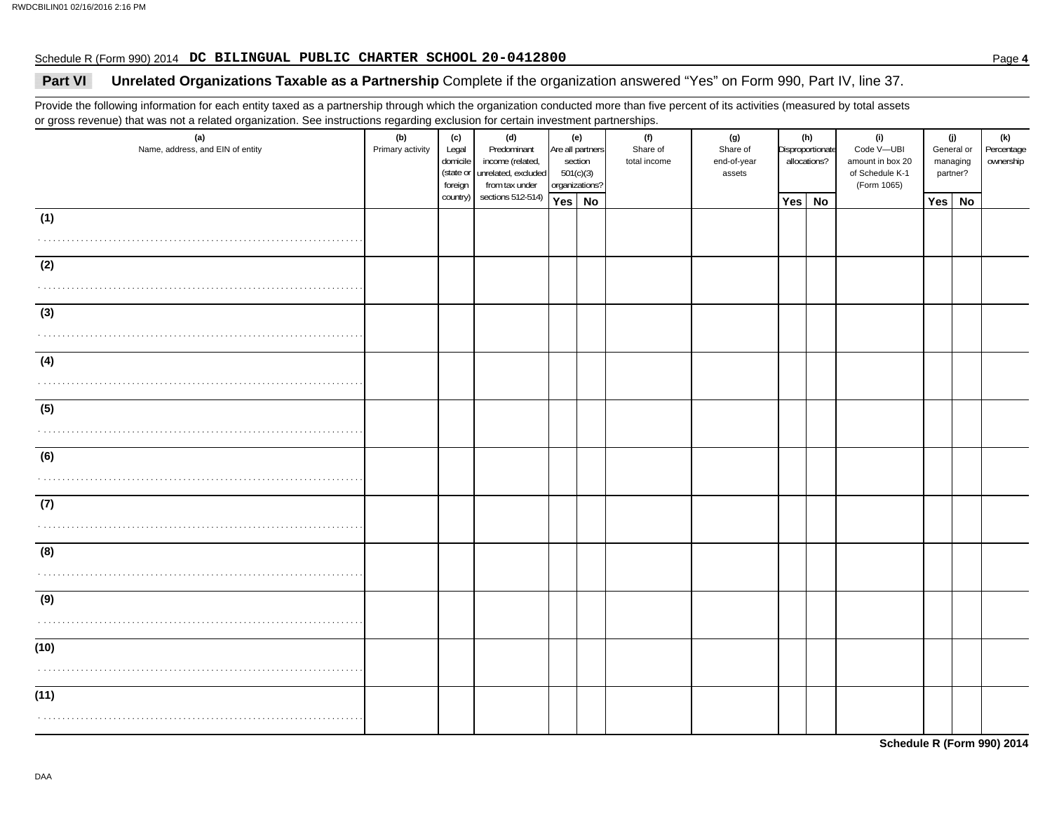Schedule R (Form 990) 2014 **DC BILINGUAL PUBLIC CHARTER SCHOOL 20-0412800**

## Part VI Unrelated Organizations Taxable as a Partnership

Complete if the organization answered "Yes" on Form 990, Part IV, line 37.

Provide the following information for each entity taxed as a partnership through which the organization conducted more than five percent of its activities (measured by total assets or gross revenue) that was not a related organization. See instructions regarding exclusion for certain investment partnerships.

| (a) Name, address, and EIN of entity | (b) Primary activity | (c) Legal domicile (state or foreign country) | (d) Predominant income (related, unrelated, excluded from tax under sections 512-514) | (e) Are all partners section 501(c)(3) organizations? | | (f) Share of total income | (g) Share of end-of-year assets | (h) Disproportionate allocations? | | (i) Code V—UBI amount in box 20 of Schedule K-1 (Form 1065) | (j) General or managing partner? | | (k) Percentage ownership |
|---|---|---|---|---|---|---|---|---|---|---|---|---|---|
| | | | | Yes | No | | | Yes | No | | Yes | No | |
| (1) | | | | | | | | | | | | | |
| (2) | | | | | | | | | | | | | |
| (3) | | | | | | | | | | | | | |
| (4) | | | | | | | | | | | | | |
| (5) | | | | | | | | | | | | | |
| (6) | | | | | | | | | | | | | |
| (7) | | | | | | | | | | | | | |
| (8) | | | | | | | | | | | | | |
| (9) | | | | | | | | | | | | | |
| (10) | | | | | | | | | | | | | |
| (11) | | | | | | | | | | | | | |

**Schedule R (Form 990) 2014**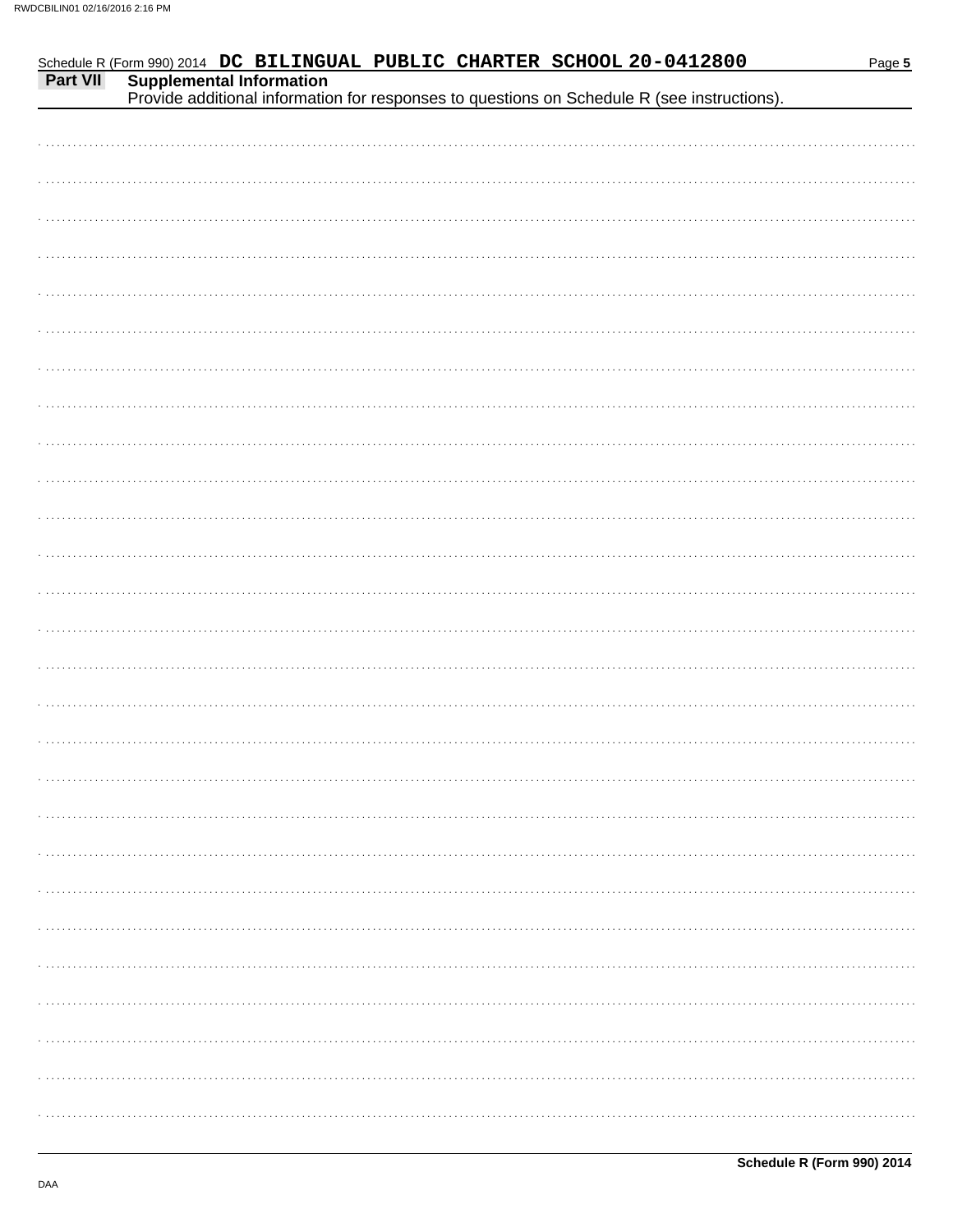Schedule R (Form 990) 2014 DC BILINGUAL PUBLIC CHARTER SCHOOL 20-0412800

## Part VII Supplemental Information

Provide additional information for responses to questions on Schedule R (see instructions).

**Schedule R (Form 990) 2014**

DAA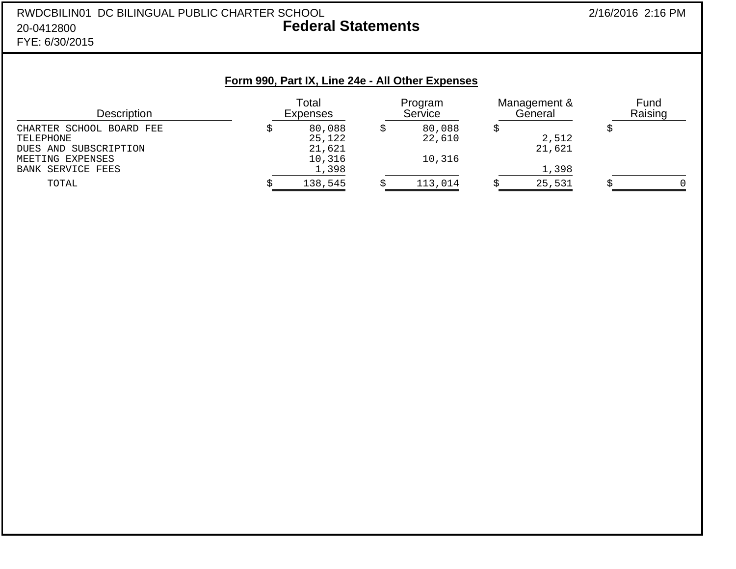RWDCBILIN01 DC BILINGUAL PUBLIC CHARTER SCHOOL
20-0412800
FYE: 6/30/2015

# Federal Statements

2/16/2016 2:16 PM

## Form 990, Part IX, Line 24e - All Other Expenses

| Description | Total Expenses | Program Service | Management & General | Fund Raising |
|---|---|---|---|---|
| CHARTER SCHOOL BOARD FEE | $ 80,088 | $ 80,088 | $ | $ |
| TELEPHONE | 25,122 | 22,610 | 2,512 | |
| DUES AND SUBSCRIPTION | 21,621 | | 21,621 | |
| MEETING EXPENSES | 10,316 | 10,316 | | |
| BANK SERVICE FEES | 1,398 | | 1,398 | |
| TOTAL | $ 138,545 | $ 113,014 | $ 25,531 | $ 0 |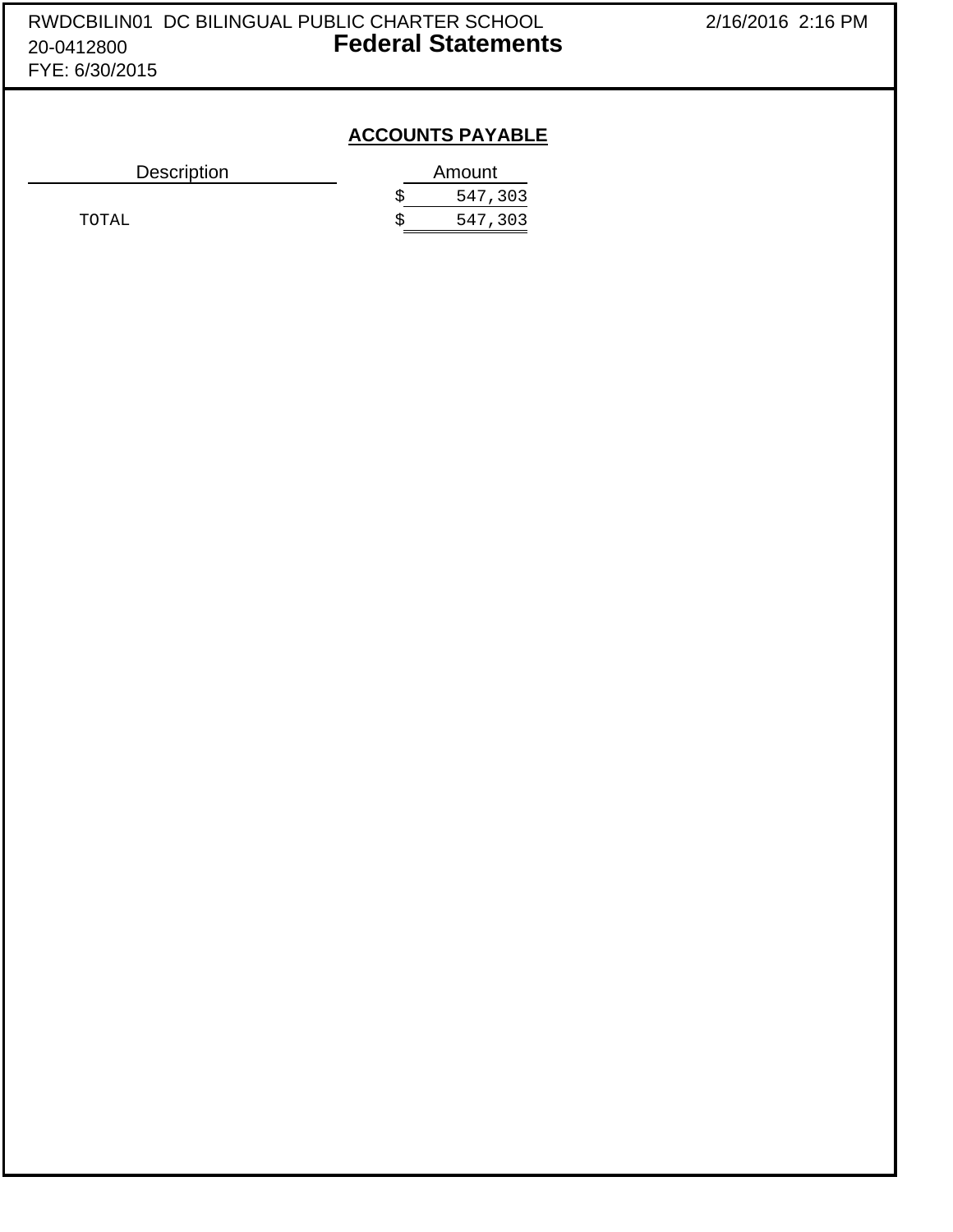## ACCOUNTS PAYABLE

| Description | Amount |
|---|---|
| | $ 547,303 |
| TOTAL | $ 547,303 |